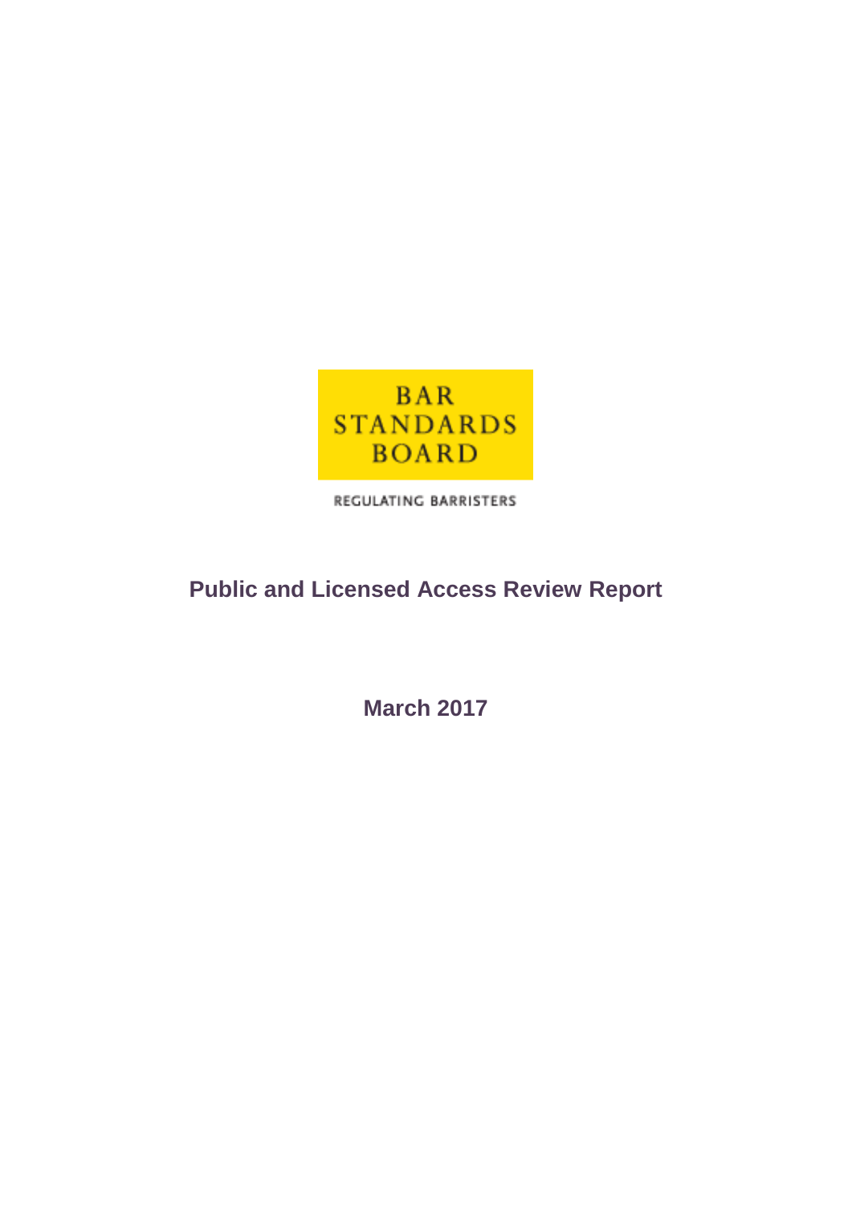BAR
STANDARDS
BOARD

REGULATING BARRISTERS

# Public and Licensed Access Review Report

**March 2017**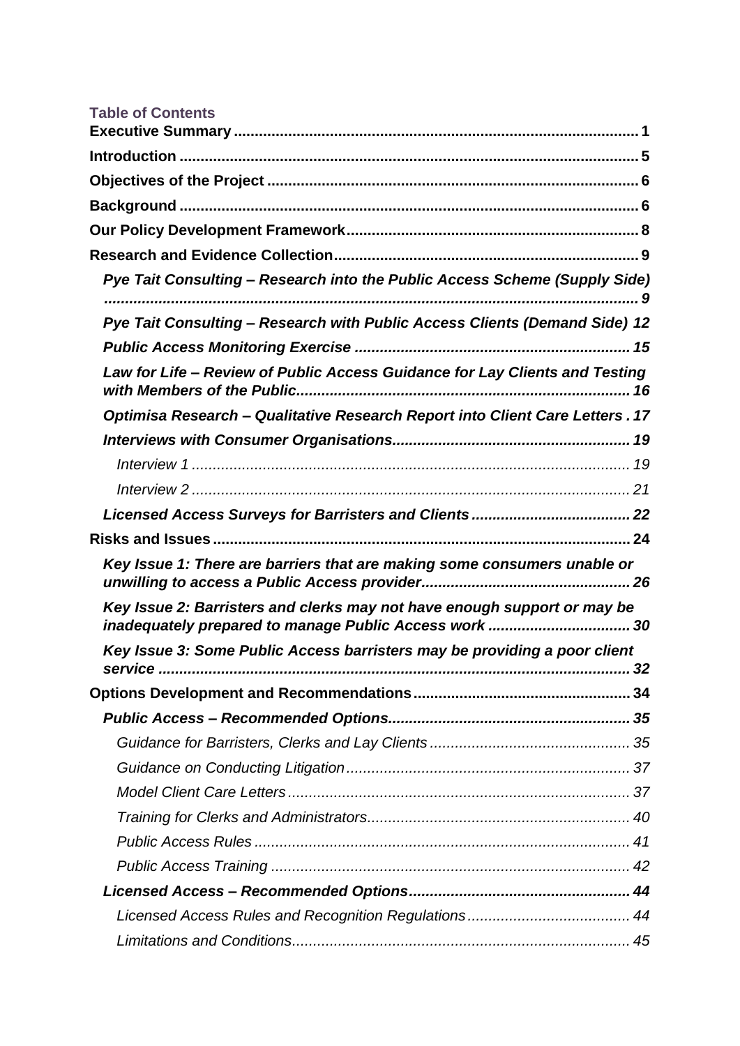**Table of Contents**

**Executive Summary** ..... 1

**Introduction** ..... 5

**Objectives of the Project** ..... 6

**Background** ..... 6

**Our Policy Development Framework** ..... 8

**Research and Evidence Collection** ..... 9

- ***Pye Tait Consulting – Research into the Public Access Scheme (Supply Side)*** ..... 9
- ***Pye Tait Consulting – Research with Public Access Clients (Demand Side)*** 12
- ***Public Access Monitoring Exercise*** ..... 15
- ***Law for Life – Review of Public Access Guidance for Lay Clients and Testing with Members of the Public*** ..... 16
- ***Optimisa Research – Qualitative Research Report into Client Care Letters*** . 17
- ***Interviews with Consumer Organisations*** ..... 19
  - *Interview 1* ..... 19
  - *Interview 2* ..... 21
- ***Licensed Access Surveys for Barristers and Clients*** ..... 22

**Risks and Issues** ..... 24

- ***Key Issue 1: There are barriers that are making some consumers unable or unwilling to access a Public Access provider*** ..... 26
- ***Key Issue 2: Barristers and clerks may not have enough support or may be inadequately prepared to manage Public Access work*** ..... 30
- ***Key Issue 3: Some Public Access barristers may be providing a poor client service*** ..... 32

**Options Development and Recommendations** ..... 34

- ***Public Access – Recommended Options*** ..... 35
  - *Guidance for Barristers, Clerks and Lay Clients* ..... 35
  - *Guidance on Conducting Litigation* ..... 37
  - *Model Client Care Letters* ..... 37
  - *Training for Clerks and Administrators* ..... 40
  - *Public Access Rules* ..... 41
  - *Public Access Training* ..... 42
- ***Licensed Access – Recommended Options*** ..... 44
  - *Licensed Access Rules and Recognition Regulations* ..... 44
  - *Limitations and Conditions* ..... 45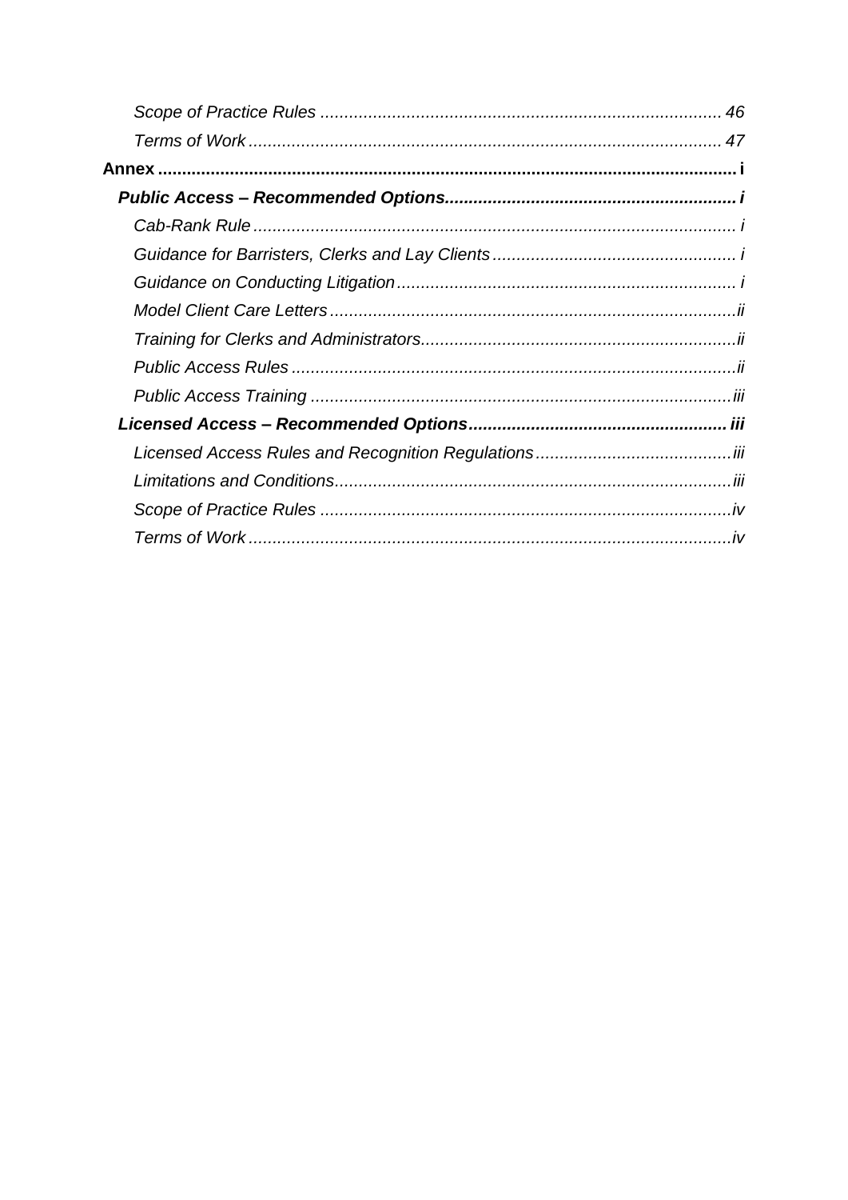*Scope of Practice Rules* ..... 46
*Terms of Work* ..... 47

**Annex** ..... i

***Public Access – Recommended Options*** ..... i

*Cab-Rank Rule* ..... i
*Guidance for Barristers, Clerks and Lay Clients* ..... i
*Guidance on Conducting Litigation* ..... i
*Model Client Care Letters* ..... ii
*Training for Clerks and Administrators* ..... ii
*Public Access Rules* ..... ii
*Public Access Training* ..... iii

***Licensed Access – Recommended Options*** ..... iii

*Licensed Access Rules and Recognition Regulations* ..... iii
*Limitations and Conditions* ..... iii
*Scope of Practice Rules* ..... iv
*Terms of Work* ..... iv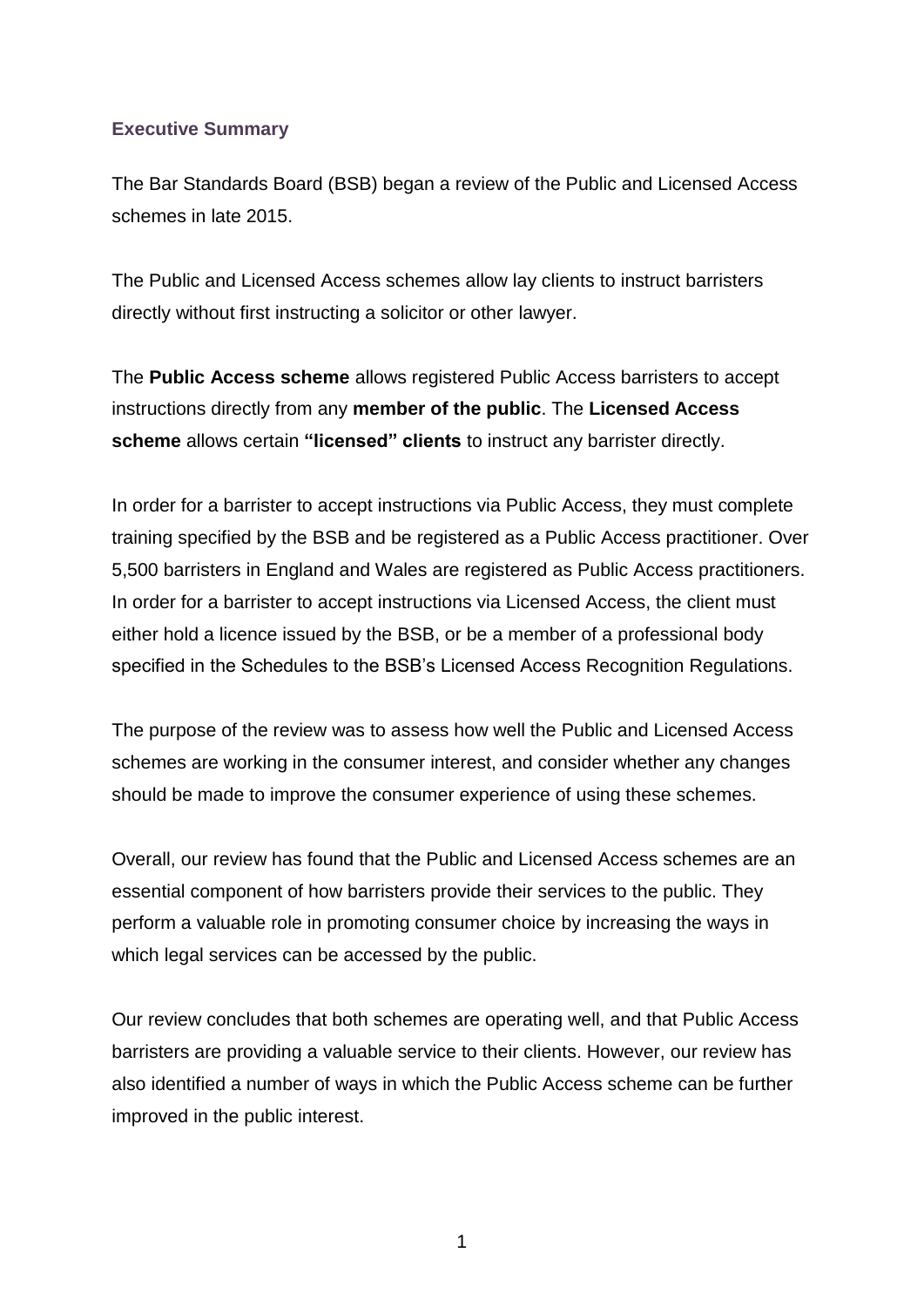## Executive Summary

The Bar Standards Board (BSB) began a review of the Public and Licensed Access schemes in late 2015.

The Public and Licensed Access schemes allow lay clients to instruct barristers directly without first instructing a solicitor or other lawyer.

The **Public Access scheme** allows registered Public Access barristers to accept instructions directly from any **member of the public**. The **Licensed Access scheme** allows certain **"licensed" clients** to instruct any barrister directly.

In order for a barrister to accept instructions via Public Access, they must complete training specified by the BSB and be registered as a Public Access practitioner. Over 5,500 barristers in England and Wales are registered as Public Access practitioners. In order for a barrister to accept instructions via Licensed Access, the client must either hold a licence issued by the BSB, or be a member of a professional body specified in the Schedules to the BSB's Licensed Access Recognition Regulations.

The purpose of the review was to assess how well the Public and Licensed Access schemes are working in the consumer interest, and consider whether any changes should be made to improve the consumer experience of using these schemes.

Overall, our review has found that the Public and Licensed Access schemes are an essential component of how barristers provide their services to the public. They perform a valuable role in promoting consumer choice by increasing the ways in which legal services can be accessed by the public.

Our review concludes that both schemes are operating well, and that Public Access barristers are providing a valuable service to their clients. However, our review has also identified a number of ways in which the Public Access scheme can be further improved in the public interest.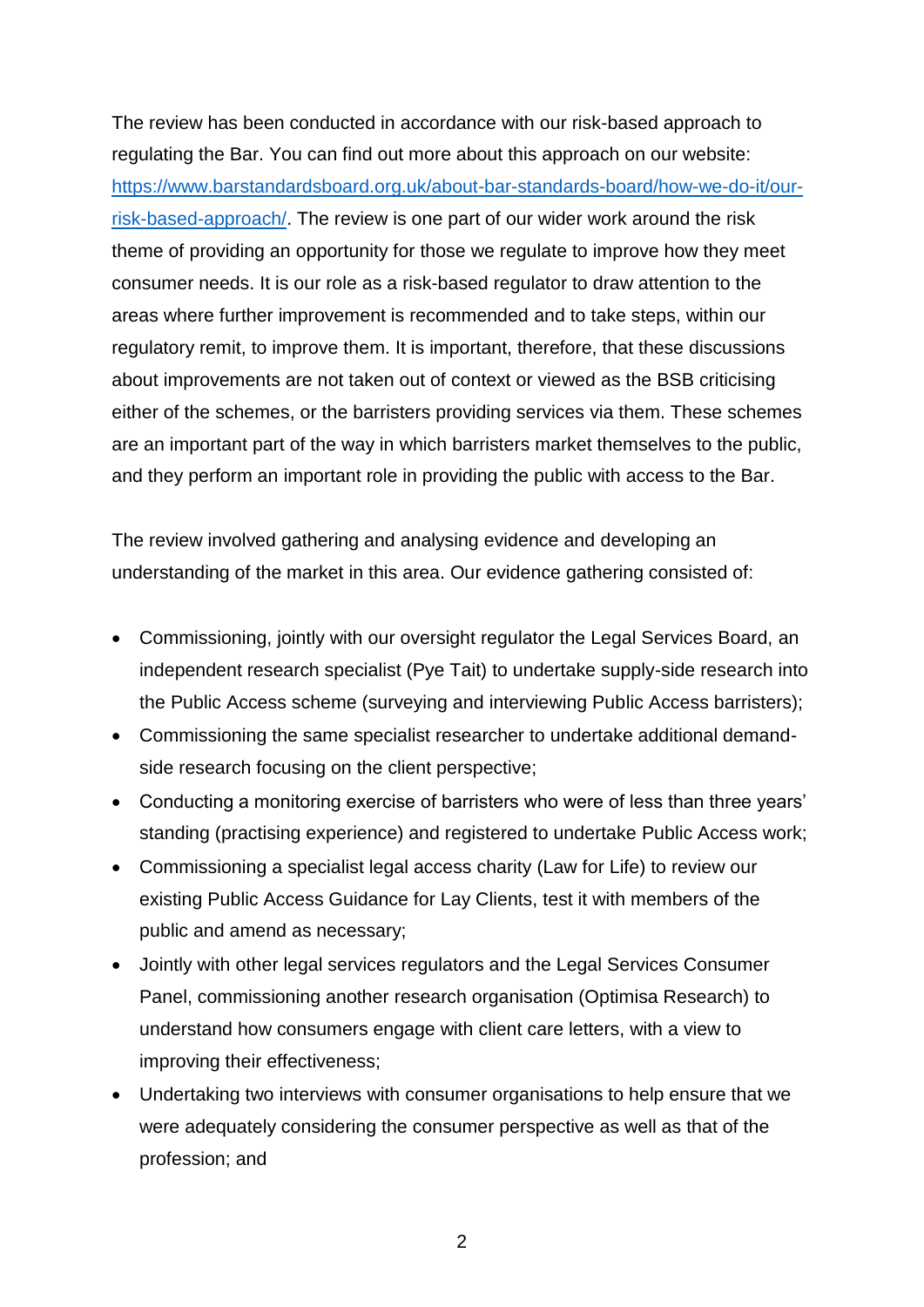The review has been conducted in accordance with our risk-based approach to regulating the Bar. You can find out more about this approach on our website: [https://www.barstandardsboard.org.uk/about-bar-standards-board/how-we-do-it/our-risk-based-approach/](https://www.barstandardsboard.org.uk/about-bar-standards-board/how-we-do-it/our-risk-based-approach/). The review is one part of our wider work around the risk theme of providing an opportunity for those we regulate to improve how they meet consumer needs. It is our role as a risk-based regulator to draw attention to the areas where further improvement is recommended and to take steps, within our regulatory remit, to improve them. It is important, therefore, that these discussions about improvements are not taken out of context or viewed as the BSB criticising either of the schemes, or the barristers providing services via them. These schemes are an important part of the way in which barristers market themselves to the public, and they perform an important role in providing the public with access to the Bar.

The review involved gathering and analysing evidence and developing an understanding of the market in this area. Our evidence gathering consisted of:

- Commissioning, jointly with our oversight regulator the Legal Services Board, an independent research specialist (Pye Tait) to undertake supply-side research into the Public Access scheme (surveying and interviewing Public Access barristers);
- Commissioning the same specialist researcher to undertake additional demand-side research focusing on the client perspective;
- Conducting a monitoring exercise of barristers who were of less than three years' standing (practising experience) and registered to undertake Public Access work;
- Commissioning a specialist legal access charity (Law for Life) to review our existing Public Access Guidance for Lay Clients, test it with members of the public and amend as necessary;
- Jointly with other legal services regulators and the Legal Services Consumer Panel, commissioning another research organisation (Optimisa Research) to understand how consumers engage with client care letters, with a view to improving their effectiveness;
- Undertaking two interviews with consumer organisations to help ensure that we were adequately considering the consumer perspective as well as that of the profession; and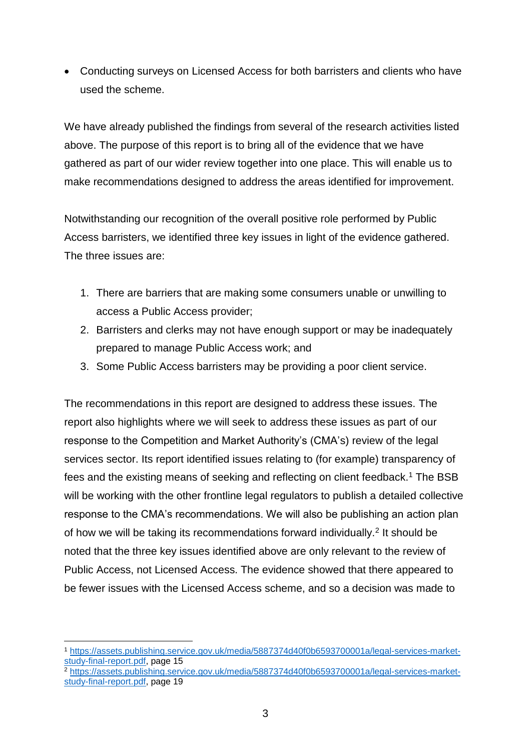- Conducting surveys on Licensed Access for both barristers and clients who have used the scheme.

We have already published the findings from several of the research activities listed above. The purpose of this report is to bring all of the evidence that we have gathered as part of our wider review together into one place. This will enable us to make recommendations designed to address the areas identified for improvement.

Notwithstanding our recognition of the overall positive role performed by Public Access barristers, we identified three key issues in light of the evidence gathered. The three issues are:

1. There are barriers that are making some consumers unable or unwilling to access a Public Access provider;
2. Barristers and clerks may not have enough support or may be inadequately prepared to manage Public Access work; and
3. Some Public Access barristers may be providing a poor client service.

The recommendations in this report are designed to address these issues. The report also highlights where we will seek to address these issues as part of our response to the Competition and Market Authority's (CMA's) review of the legal services sector. Its report identified issues relating to (for example) transparency of fees and the existing means of seeking and reflecting on client feedback.[1] The BSB will be working with the other frontline legal regulators to publish a detailed collective response to the CMA's recommendations. We will also be publishing an action plan of how we will be taking its recommendations forward individually.[2] It should be noted that the three key issues identified above are only relevant to the review of Public Access, not Licensed Access. The evidence showed that there appeared to be fewer issues with the Licensed Access scheme, and so a decision was made to

---

[1] https://assets.publishing.service.gov.uk/media/5887374d40f0b6593700001a/legal-services-market-study-final-report.pdf, page 15

[2] https://assets.publishing.service.gov.uk/media/5887374d40f0b6593700001a/legal-services-market-study-final-report.pdf, page 19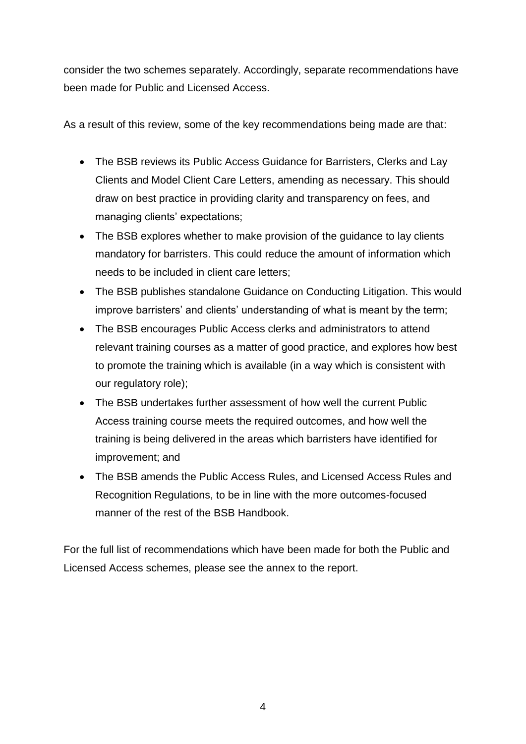consider the two schemes separately. Accordingly, separate recommendations have been made for Public and Licensed Access.

As a result of this review, some of the key recommendations being made are that:

- The BSB reviews its Public Access Guidance for Barristers, Clerks and Lay Clients and Model Client Care Letters, amending as necessary. This should draw on best practice in providing clarity and transparency on fees, and managing clients' expectations;
- The BSB explores whether to make provision of the guidance to lay clients mandatory for barristers. This could reduce the amount of information which needs to be included in client care letters;
- The BSB publishes standalone Guidance on Conducting Litigation. This would improve barristers' and clients' understanding of what is meant by the term;
- The BSB encourages Public Access clerks and administrators to attend relevant training courses as a matter of good practice, and explores how best to promote the training which is available (in a way which is consistent with our regulatory role);
- The BSB undertakes further assessment of how well the current Public Access training course meets the required outcomes, and how well the training is being delivered in the areas which barristers have identified for improvement; and
- The BSB amends the Public Access Rules, and Licensed Access Rules and Recognition Regulations, to be in line with the more outcomes-focused manner of the rest of the BSB Handbook.

For the full list of recommendations which have been made for both the Public and Licensed Access schemes, please see the annex to the report.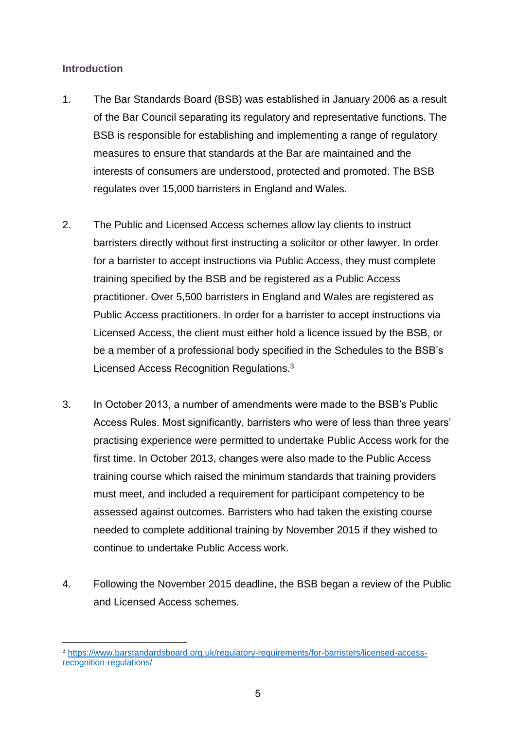## Introduction

1. The Bar Standards Board (BSB) was established in January 2006 as a result of the Bar Council separating its regulatory and representative functions. The BSB is responsible for establishing and implementing a range of regulatory measures to ensure that standards at the Bar are maintained and the interests of consumers are understood, protected and promoted. The BSB regulates over 15,000 barristers in England and Wales.

2. The Public and Licensed Access schemes allow lay clients to instruct barristers directly without first instructing a solicitor or other lawyer. In order for a barrister to accept instructions via Public Access, they must complete training specified by the BSB and be registered as a Public Access practitioner. Over 5,500 barristers in England and Wales are registered as Public Access practitioners. In order for a barrister to accept instructions via Licensed Access, the client must either hold a licence issued by the BSB, or be a member of a professional body specified in the Schedules to the BSB's Licensed Access Recognition Regulations.[3]

3. In October 2013, a number of amendments were made to the BSB's Public Access Rules. Most significantly, barristers who were of less than three years' practising experience were permitted to undertake Public Access work for the first time. In October 2013, changes were also made to the Public Access training course which raised the minimum standards that training providers must meet, and included a requirement for participant competency to be assessed against outcomes. Barristers who had taken the existing course needed to complete additional training by November 2015 if they wished to continue to undertake Public Access work.

4. Following the November 2015 deadline, the BSB began a review of the Public and Licensed Access schemes.

---

[3] https://www.barstandardsboard.org.uk/regulatory-requirements/for-barristers/licensed-access-recognition-regulations/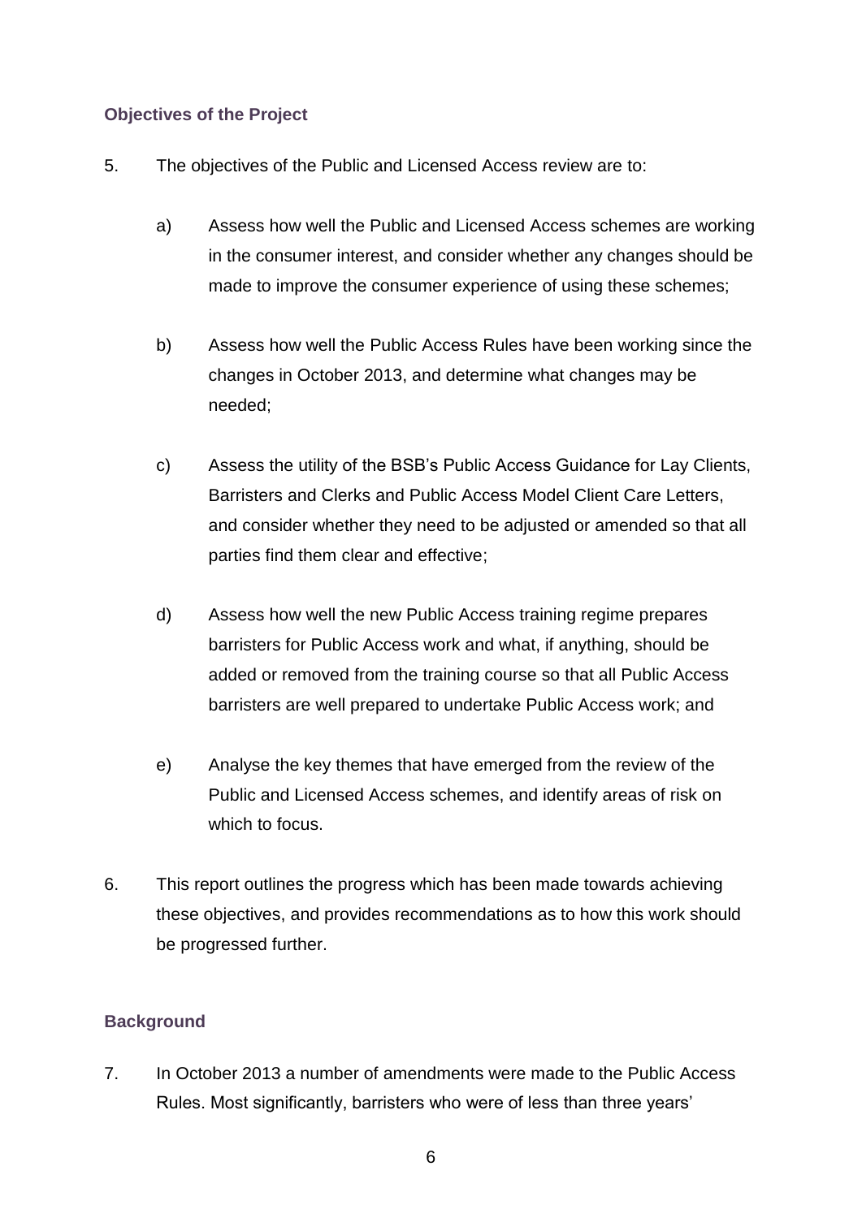### Objectives of the Project

5. The objectives of the Public and Licensed Access review are to:

   a) Assess how well the Public and Licensed Access schemes are working in the consumer interest, and consider whether any changes should be made to improve the consumer experience of using these schemes;

   b) Assess how well the Public Access Rules have been working since the changes in October 2013, and determine what changes may be needed;

   c) Assess the utility of the BSB's Public Access Guidance for Lay Clients, Barristers and Clerks and Public Access Model Client Care Letters, and consider whether they need to be adjusted or amended so that all parties find them clear and effective;

   d) Assess how well the new Public Access training regime prepares barristers for Public Access work and what, if anything, should be added or removed from the training course so that all Public Access barristers are well prepared to undertake Public Access work; and

   e) Analyse the key themes that have emerged from the review of the Public and Licensed Access schemes, and identify areas of risk on which to focus.

6. This report outlines the progress which has been made towards achieving these objectives, and provides recommendations as to how this work should be progressed further.

### Background

7. In October 2013 a number of amendments were made to the Public Access Rules. Most significantly, barristers who were of less than three years'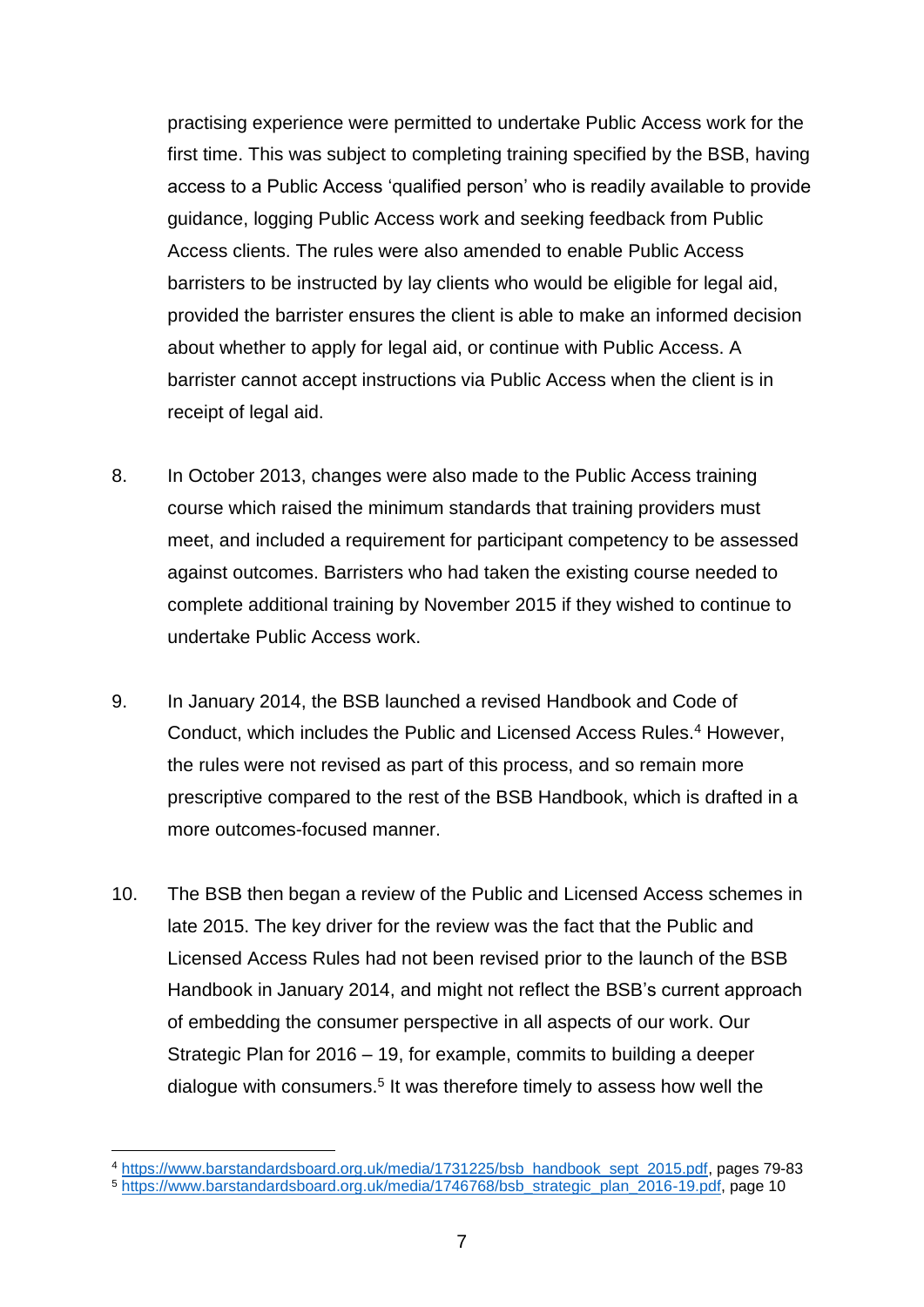practising experience were permitted to undertake Public Access work for the first time. This was subject to completing training specified by the BSB, having access to a Public Access 'qualified person' who is readily available to provide guidance, logging Public Access work and seeking feedback from Public Access clients. The rules were also amended to enable Public Access barristers to be instructed by lay clients who would be eligible for legal aid, provided the barrister ensures the client is able to make an informed decision about whether to apply for legal aid, or continue with Public Access. A barrister cannot accept instructions via Public Access when the client is in receipt of legal aid.

8. In October 2013, changes were also made to the Public Access training course which raised the minimum standards that training providers must meet, and included a requirement for participant competency to be assessed against outcomes. Barristers who had taken the existing course needed to complete additional training by November 2015 if they wished to continue to undertake Public Access work.

9. In January 2014, the BSB launched a revised Handbook and Code of Conduct, which includes the Public and Licensed Access Rules.[4] However, the rules were not revised as part of this process, and so remain more prescriptive compared to the rest of the BSB Handbook, which is drafted in a more outcomes-focused manner.

10. The BSB then began a review of the Public and Licensed Access schemes in late 2015. The key driver for the review was the fact that the Public and Licensed Access Rules had not been revised prior to the launch of the BSB Handbook in January 2014, and might not reflect the BSB's current approach of embedding the consumer perspective in all aspects of our work. Our Strategic Plan for 2016 – 19, for example, commits to building a deeper dialogue with consumers.[5] It was therefore timely to assess how well the

---

[4] https://www.barstandardsboard.org.uk/media/1731225/bsb_handbook_sept_2015.pdf, pages 79-83

[5] https://www.barstandardsboard.org.uk/media/1746768/bsb_strategic_plan_2016-19.pdf, page 10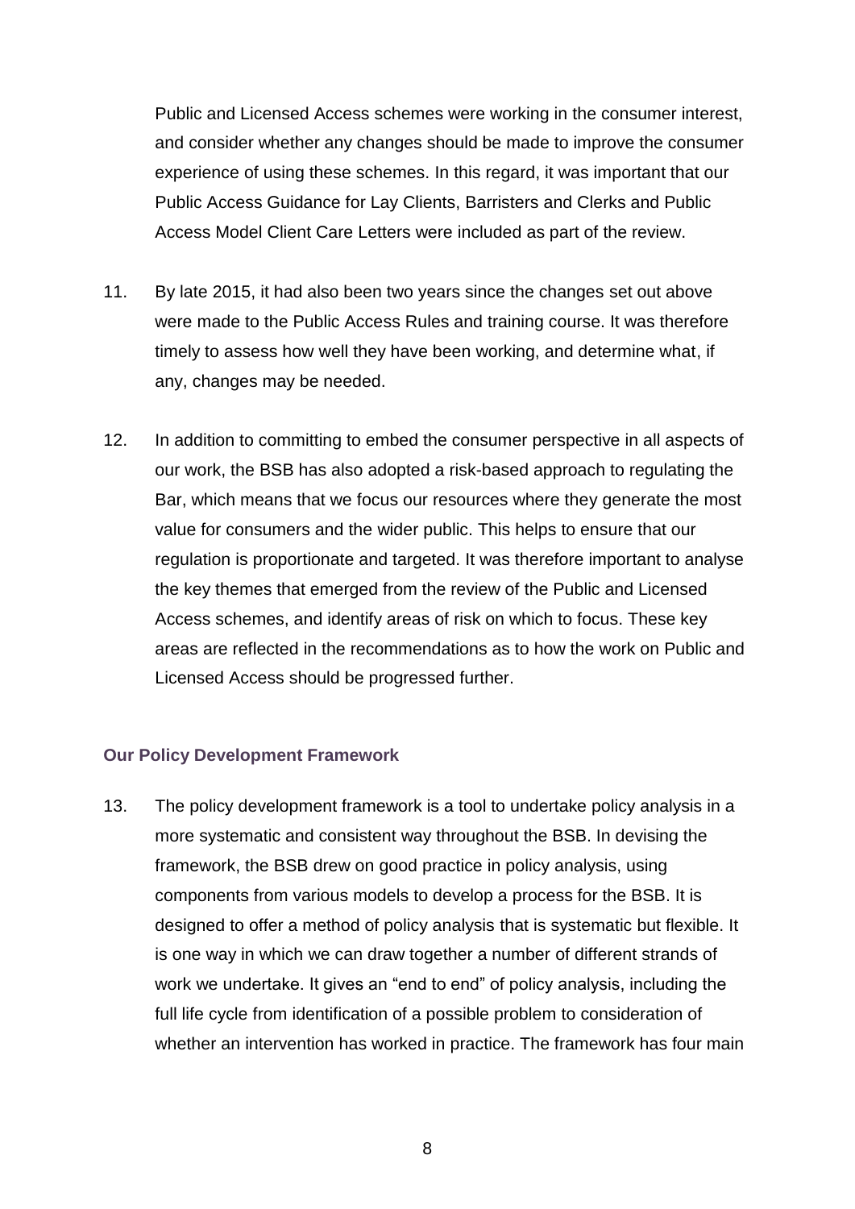Public and Licensed Access schemes were working in the consumer interest, and consider whether any changes should be made to improve the consumer experience of using these schemes. In this regard, it was important that our Public Access Guidance for Lay Clients, Barristers and Clerks and Public Access Model Client Care Letters were included as part of the review.

11. By late 2015, it had also been two years since the changes set out above were made to the Public Access Rules and training course. It was therefore timely to assess how well they have been working, and determine what, if any, changes may be needed.

12. In addition to committing to embed the consumer perspective in all aspects of our work, the BSB has also adopted a risk-based approach to regulating the Bar, which means that we focus our resources where they generate the most value for consumers and the wider public. This helps to ensure that our regulation is proportionate and targeted. It was therefore important to analyse the key themes that emerged from the review of the Public and Licensed Access schemes, and identify areas of risk on which to focus. These key areas are reflected in the recommendations as to how the work on Public and Licensed Access should be progressed further.

### Our Policy Development Framework

13. The policy development framework is a tool to undertake policy analysis in a more systematic and consistent way throughout the BSB. In devising the framework, the BSB drew on good practice in policy analysis, using components from various models to develop a process for the BSB. It is designed to offer a method of policy analysis that is systematic but flexible. It is one way in which we can draw together a number of different strands of work we undertake. It gives an "end to end" of policy analysis, including the full life cycle from identification of a possible problem to consideration of whether an intervention has worked in practice. The framework has four main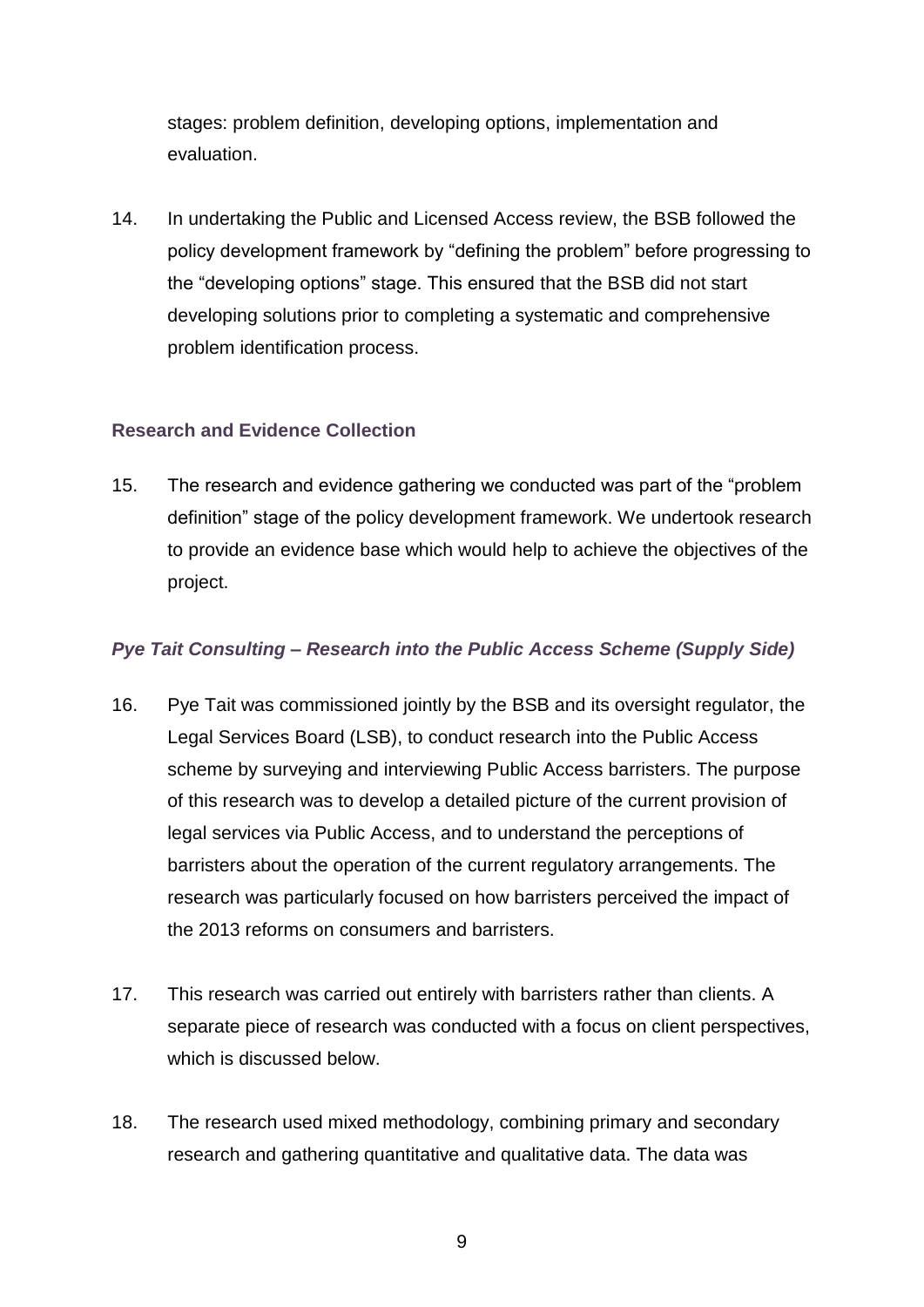stages: problem definition, developing options, implementation and evaluation.

14. In undertaking the Public and Licensed Access review, the BSB followed the policy development framework by "defining the problem" before progressing to the "developing options" stage. This ensured that the BSB did not start developing solutions prior to completing a systematic and comprehensive problem identification process.

### Research and Evidence Collection

15. The research and evidence gathering we conducted was part of the "problem definition" stage of the policy development framework. We undertook research to provide an evidence base which would help to achieve the objectives of the project.

#### *Pye Tait Consulting – Research into the Public Access Scheme (Supply Side)*

16. Pye Tait was commissioned jointly by the BSB and its oversight regulator, the Legal Services Board (LSB), to conduct research into the Public Access scheme by surveying and interviewing Public Access barristers. The purpose of this research was to develop a detailed picture of the current provision of legal services via Public Access, and to understand the perceptions of barristers about the operation of the current regulatory arrangements. The research was particularly focused on how barristers perceived the impact of the 2013 reforms on consumers and barristers.

17. This research was carried out entirely with barristers rather than clients. A separate piece of research was conducted with a focus on client perspectives, which is discussed below.

18. The research used mixed methodology, combining primary and secondary research and gathering quantitative and qualitative data. The data was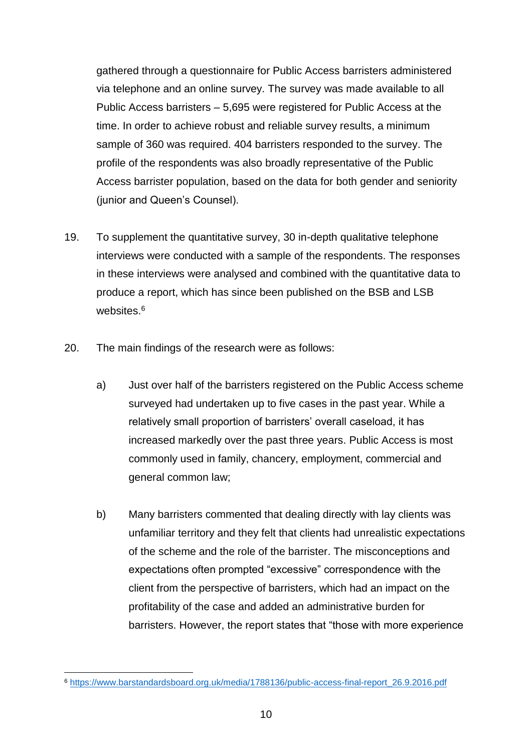gathered through a questionnaire for Public Access barristers administered via telephone and an online survey. The survey was made available to all Public Access barristers – 5,695 were registered for Public Access at the time. In order to achieve robust and reliable survey results, a minimum sample of 360 was required. 404 barristers responded to the survey. The profile of the respondents was also broadly representative of the Public Access barrister population, based on the data for both gender and seniority (junior and Queen's Counsel).

19. To supplement the quantitative survey, 30 in-depth qualitative telephone interviews were conducted with a sample of the respondents. The responses in these interviews were analysed and combined with the quantitative data to produce a report, which has since been published on the BSB and LSB websites.[6]

20. The main findings of the research were as follows:

   a) Just over half of the barristers registered on the Public Access scheme surveyed had undertaken up to five cases in the past year. While a relatively small proportion of barristers' overall caseload, it has increased markedly over the past three years. Public Access is most commonly used in family, chancery, employment, commercial and general common law;

   b) Many barristers commented that dealing directly with lay clients was unfamiliar territory and they felt that clients had unrealistic expectations of the scheme and the role of the barrister. The misconceptions and expectations often prompted "excessive" correspondence with the client from the perspective of barristers, which had an impact on the profitability of the case and added an administrative burden for barristers. However, the report states that "those with more experience

---

[6] https://www.barstandardsboard.org.uk/media/1788136/public-access-final-report_26.9.2016.pdf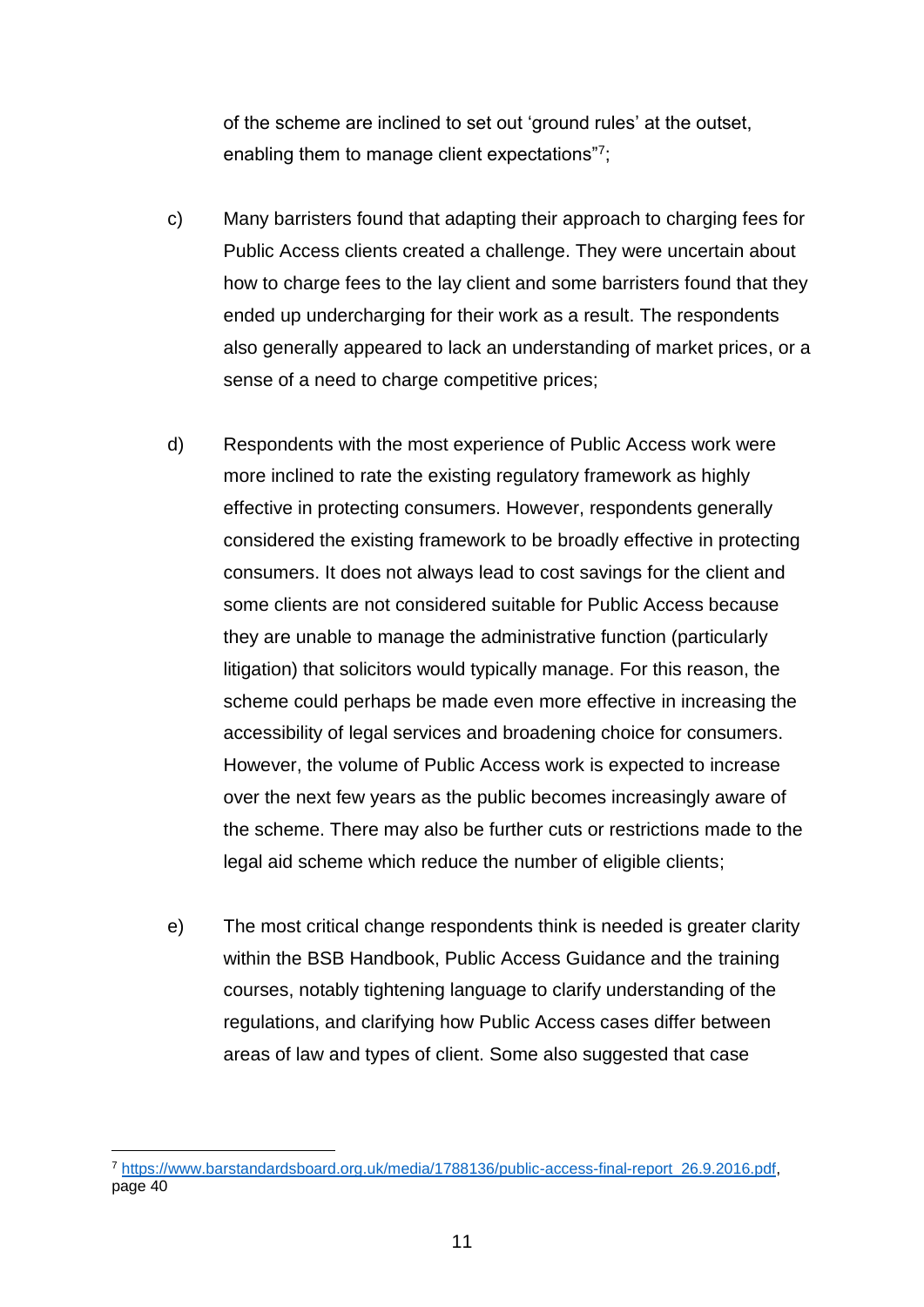of the scheme are inclined to set out 'ground rules' at the outset, enabling them to manage client expectations"[7];

c) Many barristers found that adapting their approach to charging fees for Public Access clients created a challenge. They were uncertain about how to charge fees to the lay client and some barristers found that they ended up undercharging for their work as a result. The respondents also generally appeared to lack an understanding of market prices, or a sense of a need to charge competitive prices;

d) Respondents with the most experience of Public Access work were more inclined to rate the existing regulatory framework as highly effective in protecting consumers. However, respondents generally considered the existing framework to be broadly effective in protecting consumers. It does not always lead to cost savings for the client and some clients are not considered suitable for Public Access because they are unable to manage the administrative function (particularly litigation) that solicitors would typically manage. For this reason, the scheme could perhaps be made even more effective in increasing the accessibility of legal services and broadening choice for consumers. However, the volume of Public Access work is expected to increase over the next few years as the public becomes increasingly aware of the scheme. There may also be further cuts or restrictions made to the legal aid scheme which reduce the number of eligible clients;

e) The most critical change respondents think is needed is greater clarity within the BSB Handbook, Public Access Guidance and the training courses, notably tightening language to clarify understanding of the regulations, and clarifying how Public Access cases differ between areas of law and types of client. Some also suggested that case

[7] https://www.barstandardsboard.org.uk/media/1788136/public-access-final-report_26.9.2016.pdf, page 40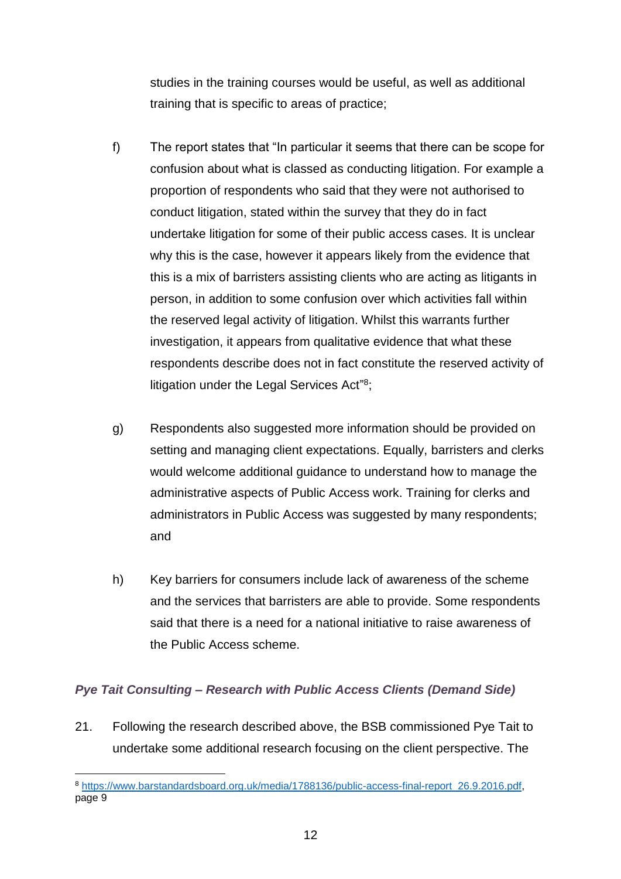studies in the training courses would be useful, as well as additional training that is specific to areas of practice;

f) The report states that "In particular it seems that there can be scope for confusion about what is classed as conducting litigation. For example a proportion of respondents who said that they were not authorised to conduct litigation, stated within the survey that they do in fact undertake litigation for some of their public access cases. It is unclear why this is the case, however it appears likely from the evidence that this is a mix of barristers assisting clients who are acting as litigants in person, in addition to some confusion over which activities fall within the reserved legal activity of litigation. Whilst this warrants further investigation, it appears from qualitative evidence that what these respondents describe does not in fact constitute the reserved activity of litigation under the Legal Services Act"[8];

g) Respondents also suggested more information should be provided on setting and managing client expectations. Equally, barristers and clerks would welcome additional guidance to understand how to manage the administrative aspects of Public Access work. Training for clerks and administrators in Public Access was suggested by many respondents; and

h) Key barriers for consumers include lack of awareness of the scheme and the services that barristers are able to provide. Some respondents said that there is a need for a national initiative to raise awareness of the Public Access scheme.

### *Pye Tait Consulting – Research with Public Access Clients (Demand Side)*

21. Following the research described above, the BSB commissioned Pye Tait to undertake some additional research focusing on the client perspective. The

---

[8] https://www.barstandardsboard.org.uk/media/1788136/public-access-final-report_26.9.2016.pdf, page 9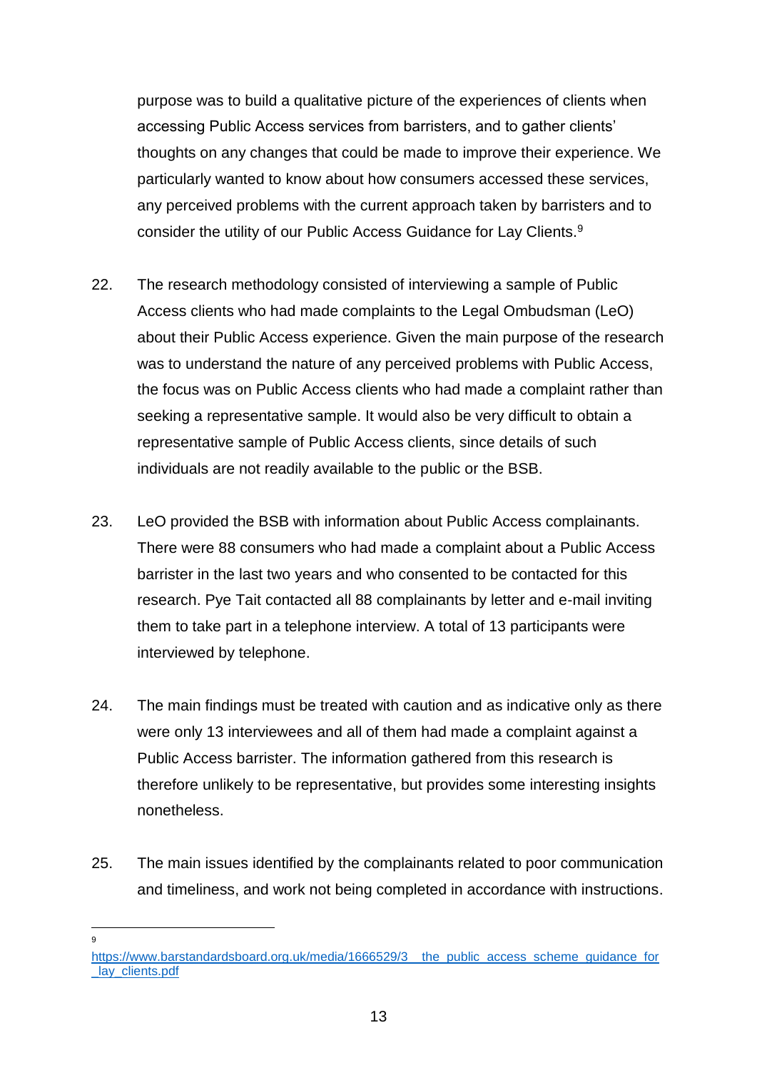purpose was to build a qualitative picture of the experiences of clients when accessing Public Access services from barristers, and to gather clients' thoughts on any changes that could be made to improve their experience. We particularly wanted to know about how consumers accessed these services, any perceived problems with the current approach taken by barristers and to consider the utility of our Public Access Guidance for Lay Clients.[9]

22. The research methodology consisted of interviewing a sample of Public Access clients who had made complaints to the Legal Ombudsman (LeO) about their Public Access experience. Given the main purpose of the research was to understand the nature of any perceived problems with Public Access, the focus was on Public Access clients who had made a complaint rather than seeking a representative sample. It would also be very difficult to obtain a representative sample of Public Access clients, since details of such individuals are not readily available to the public or the BSB.

23. LeO provided the BSB with information about Public Access complainants. There were 88 consumers who had made a complaint about a Public Access barrister in the last two years and who consented to be contacted for this research. Pye Tait contacted all 88 complainants by letter and e-mail inviting them to take part in a telephone interview. A total of 13 participants were interviewed by telephone.

24. The main findings must be treated with caution and as indicative only as there were only 13 interviewees and all of them had made a complaint against a Public Access barrister. The information gathered from this research is therefore unlikely to be representative, but provides some interesting insights nonetheless.

25. The main issues identified by the complainants related to poor communication and timeliness, and work not being completed in accordance with instructions.

---

[9] https://www.barstandardsboard.org.uk/media/1666529/3__the_public_access_scheme_guidance_for_lay_clients.pdf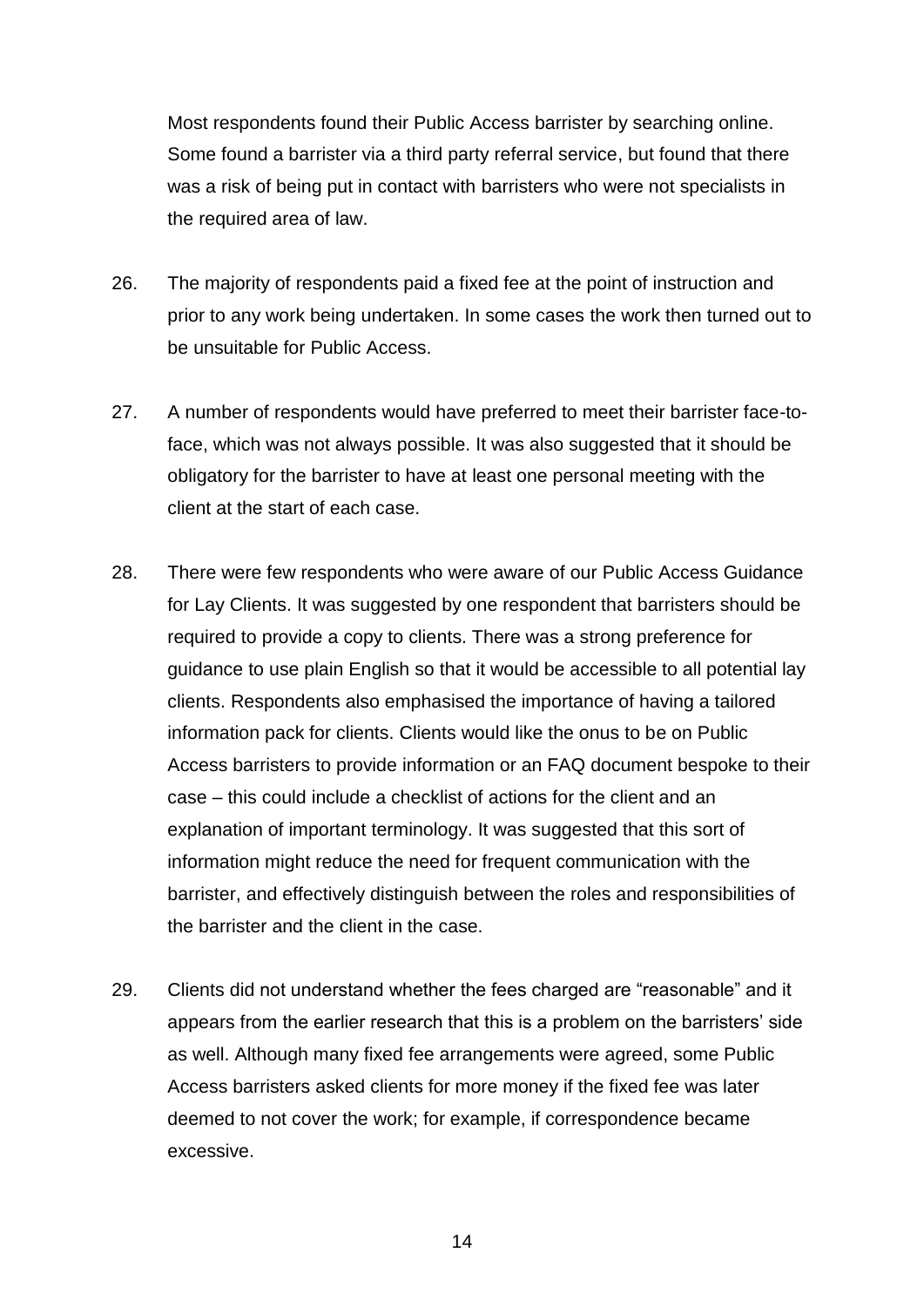Most respondents found their Public Access barrister by searching online. Some found a barrister via a third party referral service, but found that there was a risk of being put in contact with barristers who were not specialists in the required area of law.

26. The majority of respondents paid a fixed fee at the point of instruction and prior to any work being undertaken. In some cases the work then turned out to be unsuitable for Public Access.

27. A number of respondents would have preferred to meet their barrister face-to-face, which was not always possible. It was also suggested that it should be obligatory for the barrister to have at least one personal meeting with the client at the start of each case.

28. There were few respondents who were aware of our Public Access Guidance for Lay Clients. It was suggested by one respondent that barristers should be required to provide a copy to clients. There was a strong preference for guidance to use plain English so that it would be accessible to all potential lay clients. Respondents also emphasised the importance of having a tailored information pack for clients. Clients would like the onus to be on Public Access barristers to provide information or an FAQ document bespoke to their case – this could include a checklist of actions for the client and an explanation of important terminology. It was suggested that this sort of information might reduce the need for frequent communication with the barrister, and effectively distinguish between the roles and responsibilities of the barrister and the client in the case.

29. Clients did not understand whether the fees charged are "reasonable" and it appears from the earlier research that this is a problem on the barristers' side as well. Although many fixed fee arrangements were agreed, some Public Access barristers asked clients for more money if the fixed fee was later deemed to not cover the work; for example, if correspondence became excessive.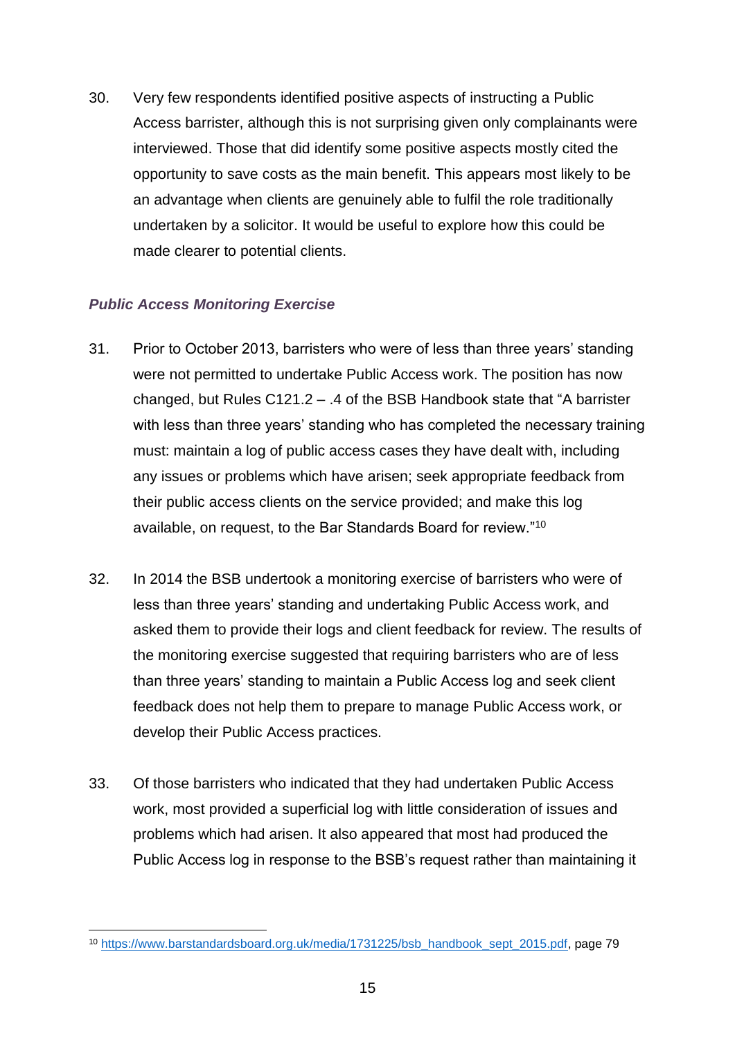30. Very few respondents identified positive aspects of instructing a Public Access barrister, although this is not surprising given only complainants were interviewed. Those that did identify some positive aspects mostly cited the opportunity to save costs as the main benefit. This appears most likely to be an advantage when clients are genuinely able to fulfil the role traditionally undertaken by a solicitor. It would be useful to explore how this could be made clearer to potential clients.

### *Public Access Monitoring Exercise*

31. Prior to October 2013, barristers who were of less than three years' standing were not permitted to undertake Public Access work. The position has now changed, but Rules C121.2 – .4 of the BSB Handbook state that "A barrister with less than three years' standing who has completed the necessary training must: maintain a log of public access cases they have dealt with, including any issues or problems which have arisen; seek appropriate feedback from their public access clients on the service provided; and make this log available, on request, to the Bar Standards Board for review."[10]

32. In 2014 the BSB undertook a monitoring exercise of barristers who were of less than three years' standing and undertaking Public Access work, and asked them to provide their logs and client feedback for review. The results of the monitoring exercise suggested that requiring barristers who are of less than three years' standing to maintain a Public Access log and seek client feedback does not help them to prepare to manage Public Access work, or develop their Public Access practices.

33. Of those barristers who indicated that they had undertaken Public Access work, most provided a superficial log with little consideration of issues and problems which had arisen. It also appeared that most had produced the Public Access log in response to the BSB's request rather than maintaining it

[10] https://www.barstandardsboard.org.uk/media/1731225/bsb_handbook_sept_2015.pdf, page 79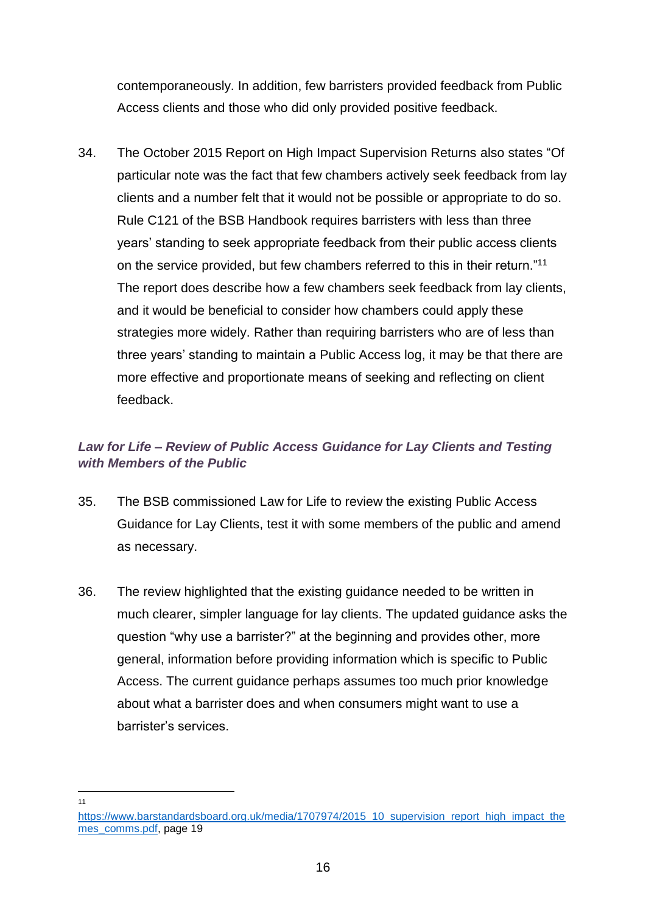contemporaneously. In addition, few barristers provided feedback from Public Access clients and those who did only provided positive feedback.

34. The October 2015 Report on High Impact Supervision Returns also states "Of particular note was the fact that few chambers actively seek feedback from lay clients and a number felt that it would not be possible or appropriate to do so. Rule C121 of the BSB Handbook requires barristers with less than three years' standing to seek appropriate feedback from their public access clients on the service provided, but few chambers referred to this in their return."[11] The report does describe how a few chambers seek feedback from lay clients, and it would be beneficial to consider how chambers could apply these strategies more widely. Rather than requiring barristers who are of less than three years' standing to maintain a Public Access log, it may be that there are more effective and proportionate means of seeking and reflecting on client feedback.

### *Law for Life – Review of Public Access Guidance for Lay Clients and Testing with Members of the Public*

35. The BSB commissioned Law for Life to review the existing Public Access Guidance for Lay Clients, test it with some members of the public and amend as necessary.

36. The review highlighted that the existing guidance needed to be written in much clearer, simpler language for lay clients. The updated guidance asks the question "why use a barrister?" at the beginning and provides other, more general, information before providing information which is specific to Public Access. The current guidance perhaps assumes too much prior knowledge about what a barrister does and when consumers might want to use a barrister's services.

---

[11] https://www.barstandardsboard.org.uk/media/1707974/2015_10_supervision_report_high_impact_themes_comms.pdf, page 19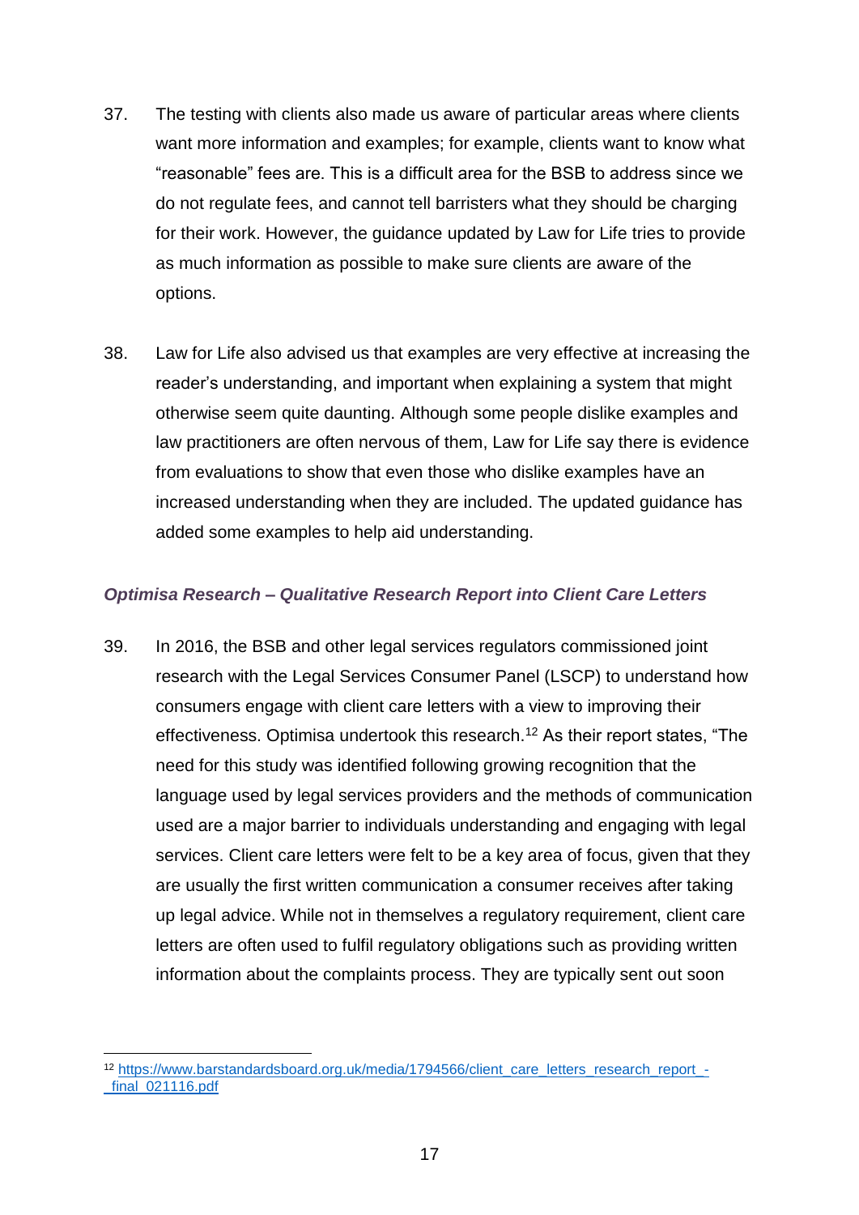37. The testing with clients also made us aware of particular areas where clients want more information and examples; for example, clients want to know what “reasonable” fees are. This is a difficult area for the BSB to address since we do not regulate fees, and cannot tell barristers what they should be charging for their work. However, the guidance updated by Law for Life tries to provide as much information as possible to make sure clients are aware of the options.

38. Law for Life also advised us that examples are very effective at increasing the reader’s understanding, and important when explaining a system that might otherwise seem quite daunting. Although some people dislike examples and law practitioners are often nervous of them, Law for Life say there is evidence from evaluations to show that even those who dislike examples have an increased understanding when they are included. The updated guidance has added some examples to help aid understanding.

### *Optimisa Research – Qualitative Research Report into Client Care Letters*

39. In 2016, the BSB and other legal services regulators commissioned joint research with the Legal Services Consumer Panel (LSCP) to understand how consumers engage with client care letters with a view to improving their effectiveness. Optimisa undertook this research.[12] As their report states, “The need for this study was identified following growing recognition that the language used by legal services providers and the methods of communication used are a major barrier to individuals understanding and engaging with legal services. Client care letters were felt to be a key area of focus, given that they are usually the first written communication a consumer receives after taking up legal advice. While not in themselves a regulatory requirement, client care letters are often used to fulfil regulatory obligations such as providing written information about the complaints process. They are typically sent out soon

[12] https://www.barstandardsboard.org.uk/media/1794566/client_care_letters_research_report_-_final_021116.pdf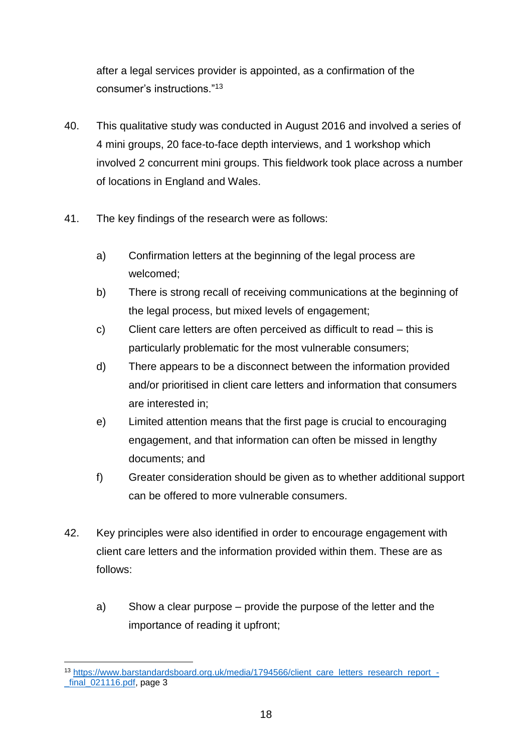after a legal services provider is appointed, as a confirmation of the consumer's instructions."[13]

40. This qualitative study was conducted in August 2016 and involved a series of 4 mini groups, 20 face-to-face depth interviews, and 1 workshop which involved 2 concurrent mini groups. This fieldwork took place across a number of locations in England and Wales.

41. The key findings of the research were as follows:

    a) Confirmation letters at the beginning of the legal process are welcomed;

    b) There is strong recall of receiving communications at the beginning of the legal process, but mixed levels of engagement;

    c) Client care letters are often perceived as difficult to read – this is particularly problematic for the most vulnerable consumers;

    d) There appears to be a disconnect between the information provided and/or prioritised in client care letters and information that consumers are interested in;

    e) Limited attention means that the first page is crucial to encouraging engagement, and that information can often be missed in lengthy documents; and

    f) Greater consideration should be given as to whether additional support can be offered to more vulnerable consumers.

42. Key principles were also identified in order to encourage engagement with client care letters and the information provided within them. These are as follows:

    a) Show a clear purpose – provide the purpose of the letter and the importance of reading it upfront;

---

[13] https://www.barstandardsboard.org.uk/media/1794566/client_care_letters_research_report_-_final_021116.pdf, page 3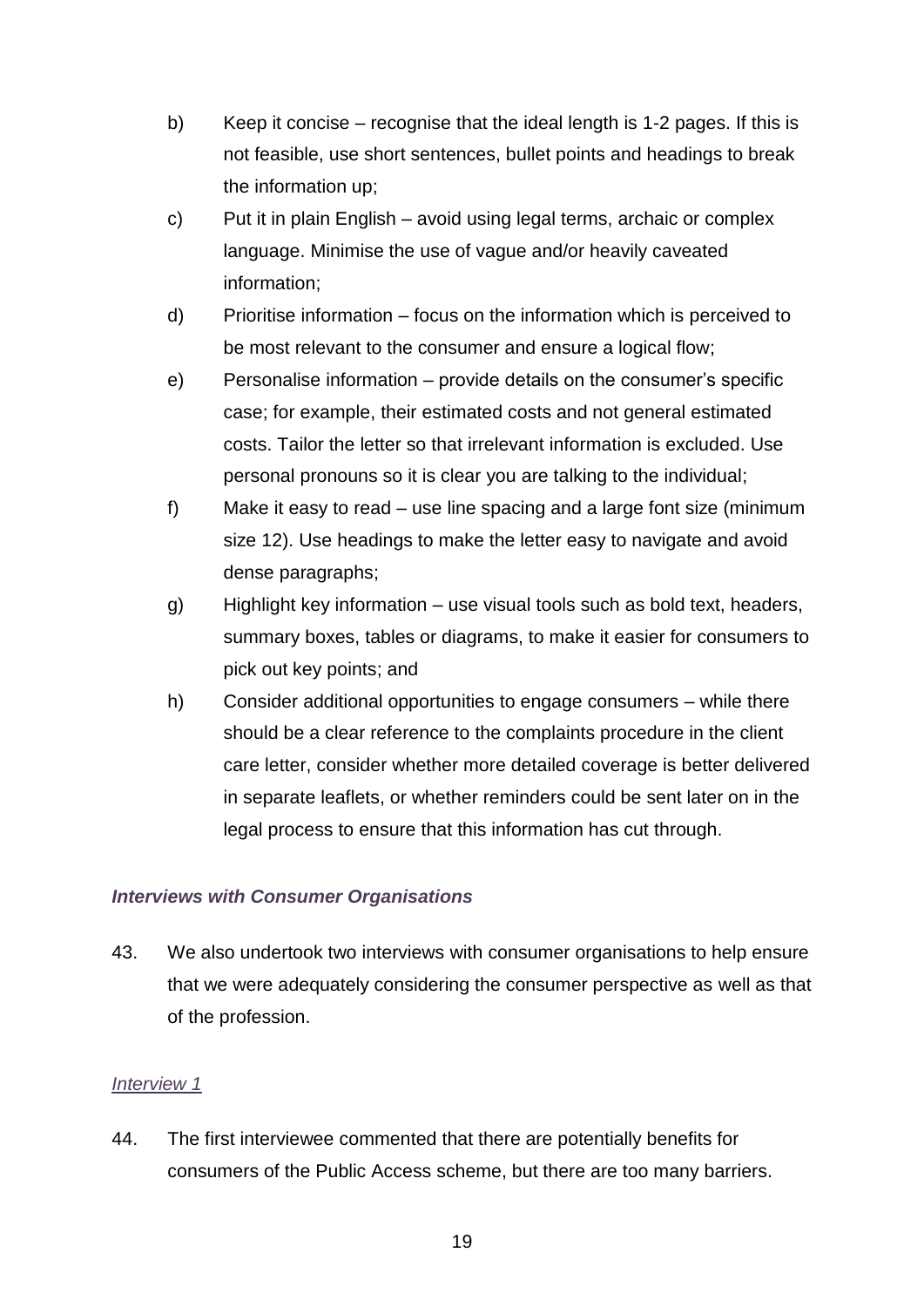b) Keep it concise – recognise that the ideal length is 1-2 pages. If this is not feasible, use short sentences, bullet points and headings to break the information up;

c) Put it in plain English – avoid using legal terms, archaic or complex language. Minimise the use of vague and/or heavily caveated information;

d) Prioritise information – focus on the information which is perceived to be most relevant to the consumer and ensure a logical flow;

e) Personalise information – provide details on the consumer's specific case; for example, their estimated costs and not general estimated costs. Tailor the letter so that irrelevant information is excluded. Use personal pronouns so it is clear you are talking to the individual;

f) Make it easy to read – use line spacing and a large font size (minimum size 12). Use headings to make the letter easy to navigate and avoid dense paragraphs;

g) Highlight key information – use visual tools such as bold text, headers, summary boxes, tables or diagrams, to make it easier for consumers to pick out key points; and

h) Consider additional opportunities to engage consumers – while there should be a clear reference to the complaints procedure in the client care letter, consider whether more detailed coverage is better delivered in separate leaflets, or whether reminders could be sent later on in the legal process to ensure that this information has cut through.

### *Interviews with Consumer Organisations*

43. We also undertook two interviews with consumer organisations to help ensure that we were adequately considering the consumer perspective as well as that of the profession.

#### *Interview 1*

44. The first interviewee commented that there are potentially benefits for consumers of the Public Access scheme, but there are too many barriers.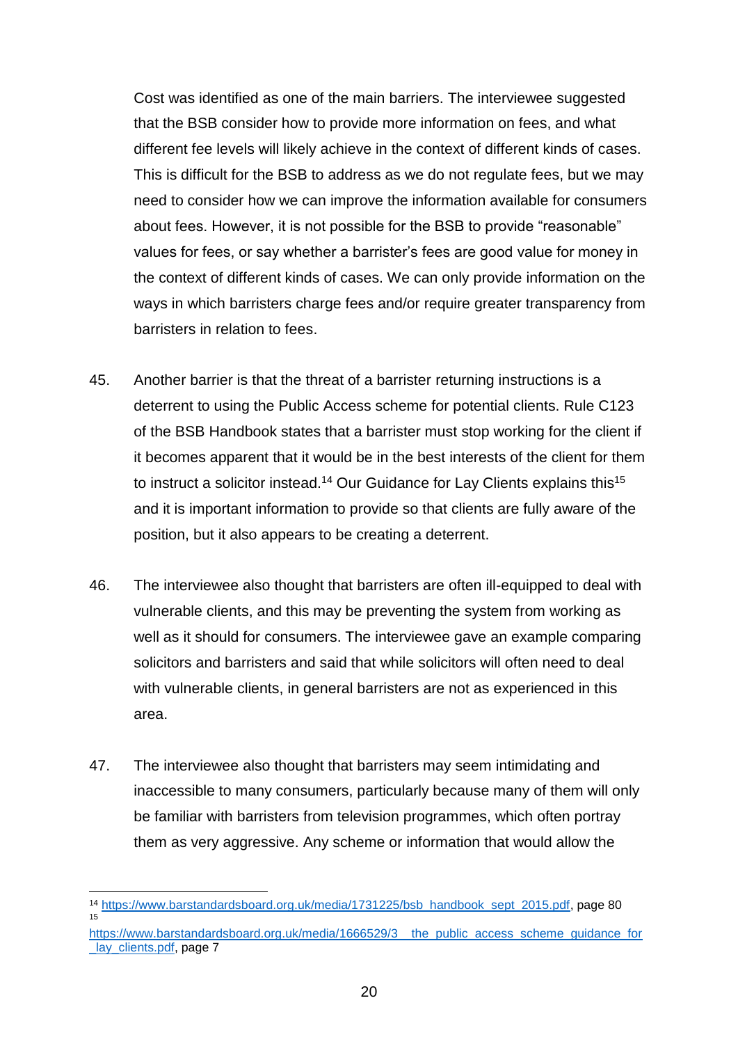Cost was identified as one of the main barriers. The interviewee suggested that the BSB consider how to provide more information on fees, and what different fee levels will likely achieve in the context of different kinds of cases. This is difficult for the BSB to address as we do not regulate fees, but we may need to consider how we can improve the information available for consumers about fees. However, it is not possible for the BSB to provide "reasonable" values for fees, or say whether a barrister's fees are good value for money in the context of different kinds of cases. We can only provide information on the ways in which barristers charge fees and/or require greater transparency from barristers in relation to fees.

45. Another barrier is that the threat of a barrister returning instructions is a deterrent to using the Public Access scheme for potential clients. Rule C123 of the BSB Handbook states that a barrister must stop working for the client if it becomes apparent that it would be in the best interests of the client for them to instruct a solicitor instead.[14] Our Guidance for Lay Clients explains this[15] and it is important information to provide so that clients are fully aware of the position, but it also appears to be creating a deterrent.

46. The interviewee also thought that barristers are often ill-equipped to deal with vulnerable clients, and this may be preventing the system from working as well as it should for consumers. The interviewee gave an example comparing solicitors and barristers and said that while solicitors will often need to deal with vulnerable clients, in general barristers are not as experienced in this area.

47. The interviewee also thought that barristers may seem intimidating and inaccessible to many consumers, particularly because many of them will only be familiar with barristers from television programmes, which often portray them as very aggressive. Any scheme or information that would allow the

---

[14] https://www.barstandardsboard.org.uk/media/1731225/bsb_handbook_sept_2015.pdf, page 80

[15] https://www.barstandardsboard.org.uk/media/1666529/3__the_public_access_scheme_guidance_for_lay_clients.pdf, page 7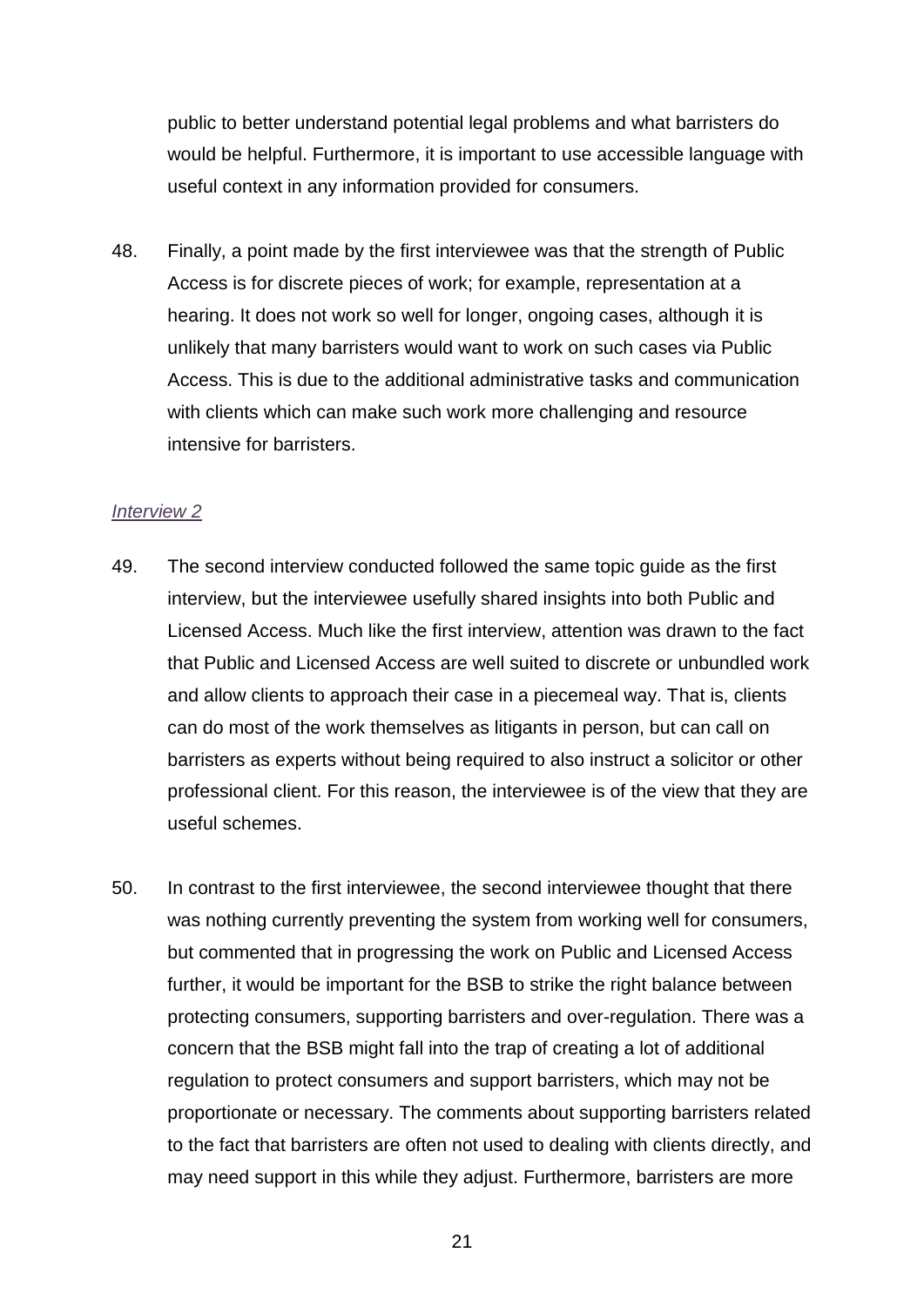public to better understand potential legal problems and what barristers do would be helpful. Furthermore, it is important to use accessible language with useful context in any information provided for consumers.

48. Finally, a point made by the first interviewee was that the strength of Public Access is for discrete pieces of work; for example, representation at a hearing. It does not work so well for longer, ongoing cases, although it is unlikely that many barristers would want to work on such cases via Public Access. This is due to the additional administrative tasks and communication with clients which can make such work more challenging and resource intensive for barristers.

*Interview 2*

49. The second interview conducted followed the same topic guide as the first interview, but the interviewee usefully shared insights into both Public and Licensed Access. Much like the first interview, attention was drawn to the fact that Public and Licensed Access are well suited to discrete or unbundled work and allow clients to approach their case in a piecemeal way. That is, clients can do most of the work themselves as litigants in person, but can call on barristers as experts without being required to also instruct a solicitor or other professional client. For this reason, the interviewee is of the view that they are useful schemes.

50. In contrast to the first interviewee, the second interviewee thought that there was nothing currently preventing the system from working well for consumers, but commented that in progressing the work on Public and Licensed Access further, it would be important for the BSB to strike the right balance between protecting consumers, supporting barristers and over-regulation. There was a concern that the BSB might fall into the trap of creating a lot of additional regulation to protect consumers and support barristers, which may not be proportionate or necessary. The comments about supporting barristers related to the fact that barristers are often not used to dealing with clients directly, and may need support in this while they adjust. Furthermore, barristers are more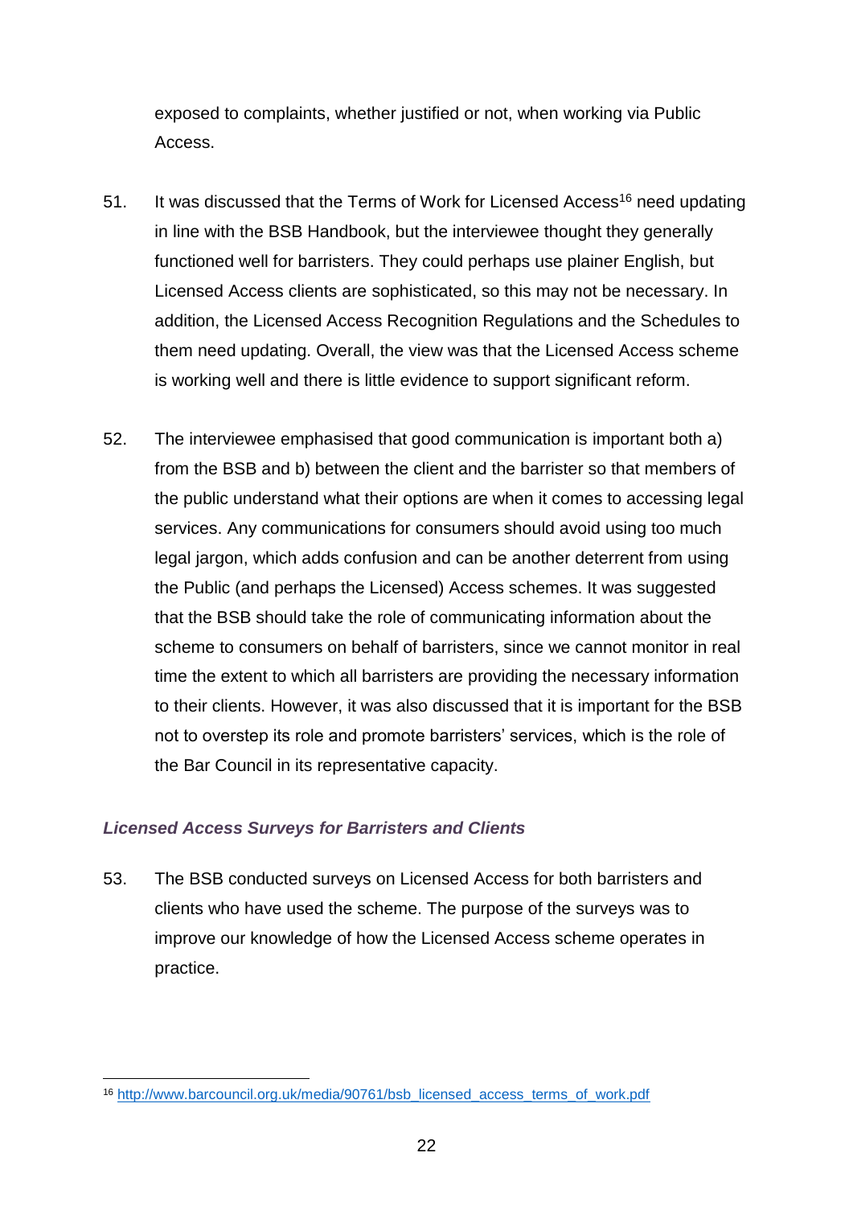exposed to complaints, whether justified or not, when working via Public Access.

51. It was discussed that the Terms of Work for Licensed Access[16] need updating in line with the BSB Handbook, but the interviewee thought they generally functioned well for barristers. They could perhaps use plainer English, but Licensed Access clients are sophisticated, so this may not be necessary. In addition, the Licensed Access Recognition Regulations and the Schedules to them need updating. Overall, the view was that the Licensed Access scheme is working well and there is little evidence to support significant reform.

52. The interviewee emphasised that good communication is important both a) from the BSB and b) between the client and the barrister so that members of the public understand what their options are when it comes to accessing legal services. Any communications for consumers should avoid using too much legal jargon, which adds confusion and can be another deterrent from using the Public (and perhaps the Licensed) Access schemes. It was suggested that the BSB should take the role of communicating information about the scheme to consumers on behalf of barristers, since we cannot monitor in real time the extent to which all barristers are providing the necessary information to their clients. However, it was also discussed that it is important for the BSB not to overstep its role and promote barristers' services, which is the role of the Bar Council in its representative capacity.

### *Licensed Access Surveys for Barristers and Clients*

53. The BSB conducted surveys on Licensed Access for both barristers and clients who have used the scheme. The purpose of the surveys was to improve our knowledge of how the Licensed Access scheme operates in practice.

---

[16] http://www.barcouncil.org.uk/media/90761/bsb_licensed_access_terms_of_work.pdf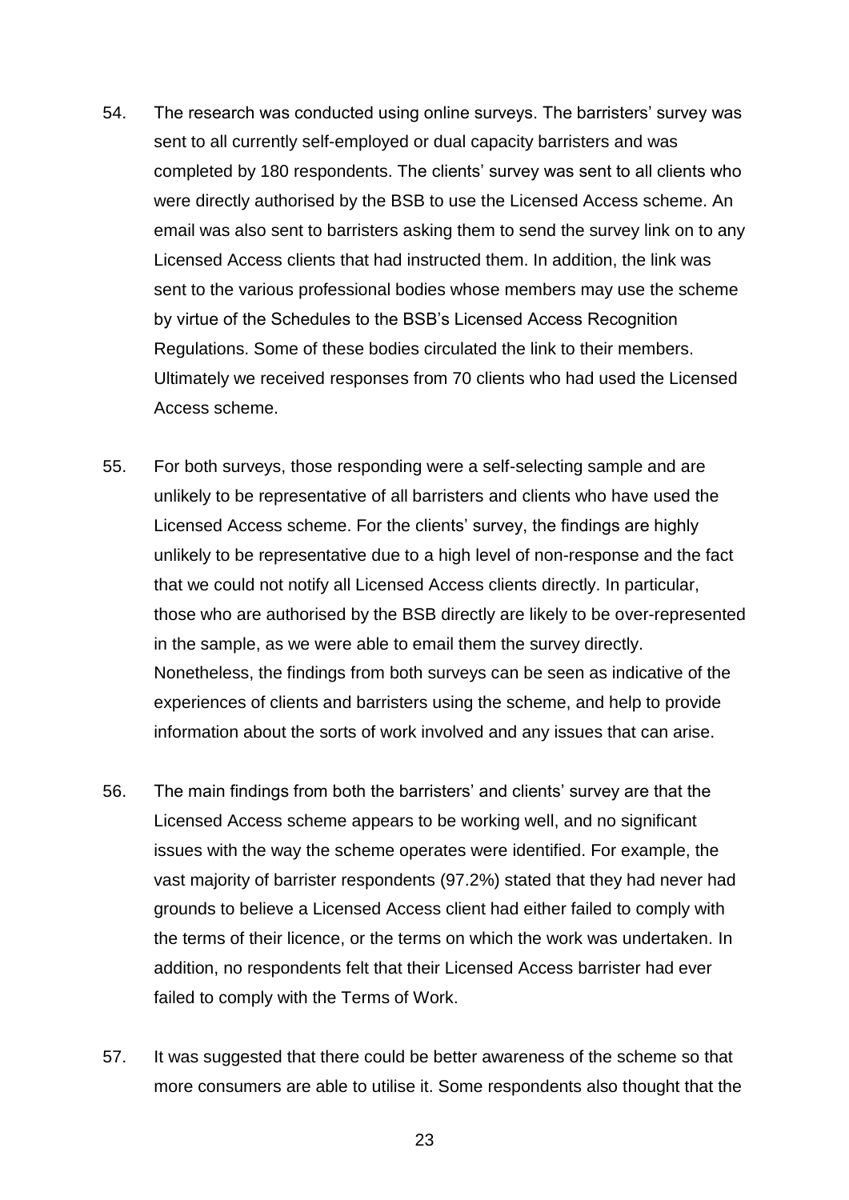54. The research was conducted using online surveys. The barristers' survey was sent to all currently self-employed or dual capacity barristers and was completed by 180 respondents. The clients' survey was sent to all clients who were directly authorised by the BSB to use the Licensed Access scheme. An email was also sent to barristers asking them to send the survey link on to any Licensed Access clients that had instructed them. In addition, the link was sent to the various professional bodies whose members may use the scheme by virtue of the Schedules to the BSB's Licensed Access Recognition Regulations. Some of these bodies circulated the link to their members. Ultimately we received responses from 70 clients who had used the Licensed Access scheme.

55. For both surveys, those responding were a self-selecting sample and are unlikely to be representative of all barristers and clients who have used the Licensed Access scheme. For the clients' survey, the findings are highly unlikely to be representative due to a high level of non-response and the fact that we could not notify all Licensed Access clients directly. In particular, those who are authorised by the BSB directly are likely to be over-represented in the sample, as we were able to email them the survey directly. Nonetheless, the findings from both surveys can be seen as indicative of the experiences of clients and barristers using the scheme, and help to provide information about the sorts of work involved and any issues that can arise.

56. The main findings from both the barristers' and clients' survey are that the Licensed Access scheme appears to be working well, and no significant issues with the way the scheme operates were identified. For example, the vast majority of barrister respondents (97.2%) stated that they had never had grounds to believe a Licensed Access client had either failed to comply with the terms of their licence, or the terms on which the work was undertaken. In addition, no respondents felt that their Licensed Access barrister had ever failed to comply with the Terms of Work.

57. It was suggested that there could be better awareness of the scheme so that more consumers are able to utilise it. Some respondents also thought that the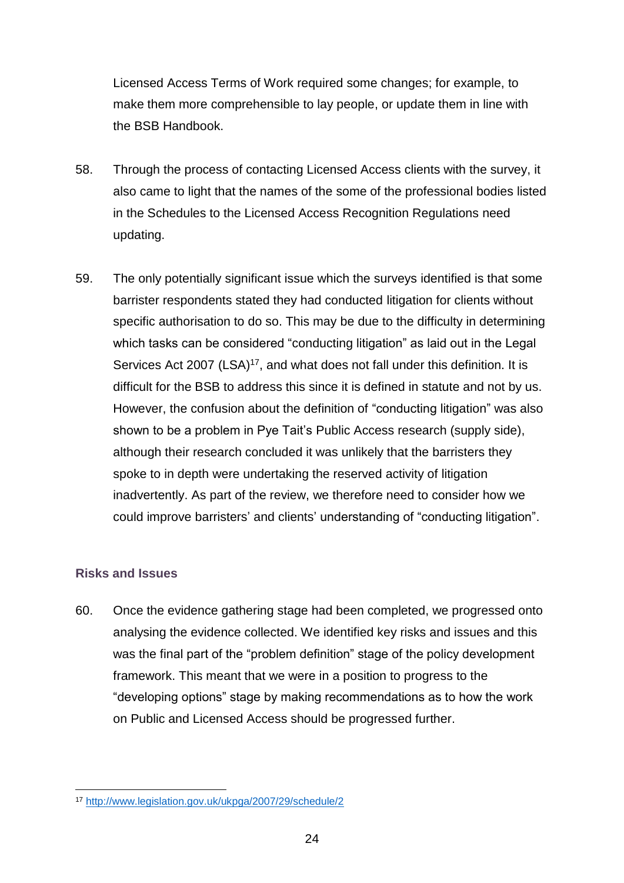Licensed Access Terms of Work required some changes; for example, to make them more comprehensible to lay people, or update them in line with the BSB Handbook.

58. Through the process of contacting Licensed Access clients with the survey, it also came to light that the names of the some of the professional bodies listed in the Schedules to the Licensed Access Recognition Regulations need updating.

59. The only potentially significant issue which the surveys identified is that some barrister respondents stated they had conducted litigation for clients without specific authorisation to do so. This may be due to the difficulty in determining which tasks can be considered "conducting litigation" as laid out in the Legal Services Act 2007 (LSA)[17], and what does not fall under this definition. It is difficult for the BSB to address this since it is defined in statute and not by us. However, the confusion about the definition of "conducting litigation" was also shown to be a problem in Pye Tait's Public Access research (supply side), although their research concluded it was unlikely that the barristers they spoke to in depth were undertaking the reserved activity of litigation inadvertently. As part of the review, we therefore need to consider how we could improve barristers' and clients' understanding of "conducting litigation".

### Risks and Issues

60. Once the evidence gathering stage had been completed, we progressed onto analysing the evidence collected. We identified key risks and issues and this was the final part of the "problem definition" stage of the policy development framework. This meant that we were in a position to progress to the "developing options" stage by making recommendations as to how the work on Public and Licensed Access should be progressed further.

[17] http://www.legislation.gov.uk/ukpga/2007/29/schedule/2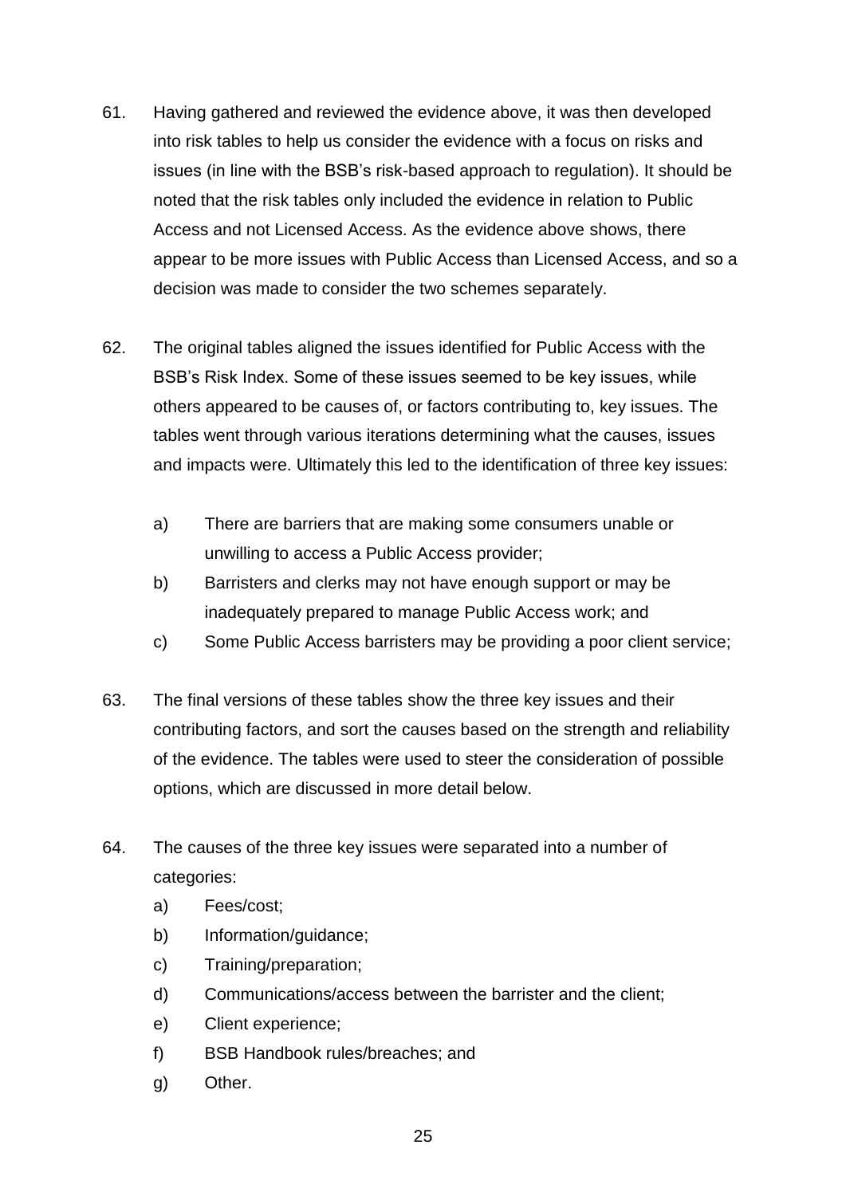61. Having gathered and reviewed the evidence above, it was then developed into risk tables to help us consider the evidence with a focus on risks and issues (in line with the BSB's risk-based approach to regulation). It should be noted that the risk tables only included the evidence in relation to Public Access and not Licensed Access. As the evidence above shows, there appear to be more issues with Public Access than Licensed Access, and so a decision was made to consider the two schemes separately.

62. The original tables aligned the issues identified for Public Access with the BSB's Risk Index. Some of these issues seemed to be key issues, while others appeared to be causes of, or factors contributing to, key issues. The tables went through various iterations determining what the causes, issues and impacts were. Ultimately this led to the identification of three key issues:

    a) There are barriers that are making some consumers unable or unwilling to access a Public Access provider;
    b) Barristers and clerks may not have enough support or may be inadequately prepared to manage Public Access work; and
    c) Some Public Access barristers may be providing a poor client service;

63. The final versions of these tables show the three key issues and their contributing factors, and sort the causes based on the strength and reliability of the evidence. The tables were used to steer the consideration of possible options, which are discussed in more detail below.

64. The causes of the three key issues were separated into a number of categories:

    a) Fees/cost;
    b) Information/guidance;
    c) Training/preparation;
    d) Communications/access between the barrister and the client;
    e) Client experience;
    f) BSB Handbook rules/breaches; and
    g) Other.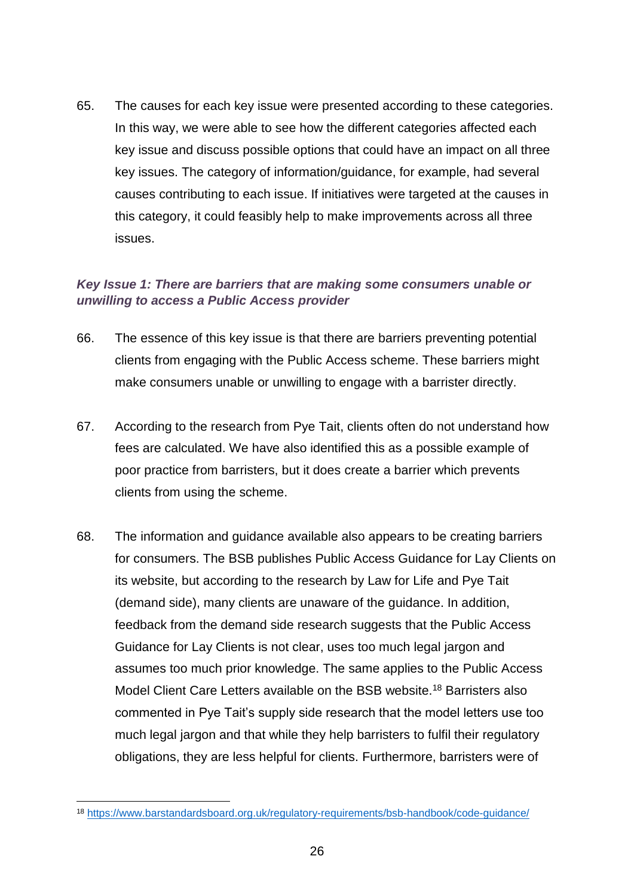65. The causes for each key issue were presented according to these categories. In this way, we were able to see how the different categories affected each key issue and discuss possible options that could have an impact on all three key issues. The category of information/guidance, for example, had several causes contributing to each issue. If initiatives were targeted at the causes in this category, it could feasibly help to make improvements across all three issues.

***Key Issue 1: There are barriers that are making some consumers unable or unwilling to access a Public Access provider***

66. The essence of this key issue is that there are barriers preventing potential clients from engaging with the Public Access scheme. These barriers might make consumers unable or unwilling to engage with a barrister directly.

67. According to the research from Pye Tait, clients often do not understand how fees are calculated. We have also identified this as a possible example of poor practice from barristers, but it does create a barrier which prevents clients from using the scheme.

68. The information and guidance available also appears to be creating barriers for consumers. The BSB publishes Public Access Guidance for Lay Clients on its website, but according to the research by Law for Life and Pye Tait (demand side), many clients are unaware of the guidance. In addition, feedback from the demand side research suggests that the Public Access Guidance for Lay Clients is not clear, uses too much legal jargon and assumes too much prior knowledge. The same applies to the Public Access Model Client Care Letters available on the BSB website.[18] Barristers also commented in Pye Tait's supply side research that the model letters use too much legal jargon and that while they help barristers to fulfil their regulatory obligations, they are less helpful for clients. Furthermore, barristers were of

[18] https://www.barstandardsboard.org.uk/regulatory-requirements/bsb-handbook/code-guidance/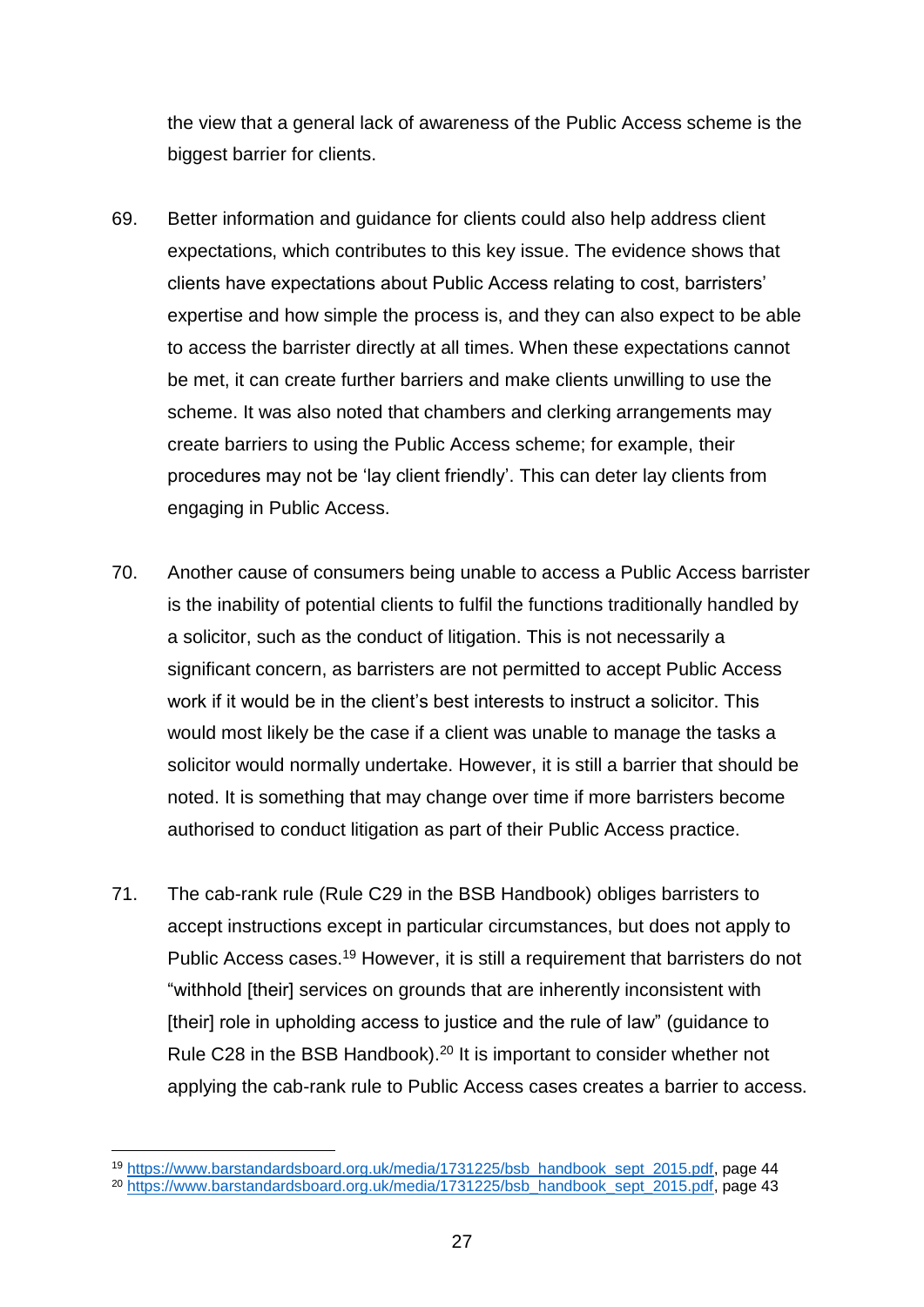the view that a general lack of awareness of the Public Access scheme is the biggest barrier for clients.

69. Better information and guidance for clients could also help address client expectations, which contributes to this key issue. The evidence shows that clients have expectations about Public Access relating to cost, barristers' expertise and how simple the process is, and they can also expect to be able to access the barrister directly at all times. When these expectations cannot be met, it can create further barriers and make clients unwilling to use the scheme. It was also noted that chambers and clerking arrangements may create barriers to using the Public Access scheme; for example, their procedures may not be 'lay client friendly'. This can deter lay clients from engaging in Public Access.

70. Another cause of consumers being unable to access a Public Access barrister is the inability of potential clients to fulfil the functions traditionally handled by a solicitor, such as the conduct of litigation. This is not necessarily a significant concern, as barristers are not permitted to accept Public Access work if it would be in the client's best interests to instruct a solicitor. This would most likely be the case if a client was unable to manage the tasks a solicitor would normally undertake. However, it is still a barrier that should be noted. It is something that may change over time if more barristers become authorised to conduct litigation as part of their Public Access practice.

71. The cab-rank rule (Rule C29 in the BSB Handbook) obliges barristers to accept instructions except in particular circumstances, but does not apply to Public Access cases.[19] However, it is still a requirement that barristers do not "withhold [their] services on grounds that are inherently inconsistent with [their] role in upholding access to justice and the rule of law" (guidance to Rule C28 in the BSB Handbook).[20] It is important to consider whether not applying the cab-rank rule to Public Access cases creates a barrier to access.

---

[19] https://www.barstandardsboard.org.uk/media/1731225/bsb_handbook_sept_2015.pdf, page 44

[20] https://www.barstandardsboard.org.uk/media/1731225/bsb_handbook_sept_2015.pdf, page 43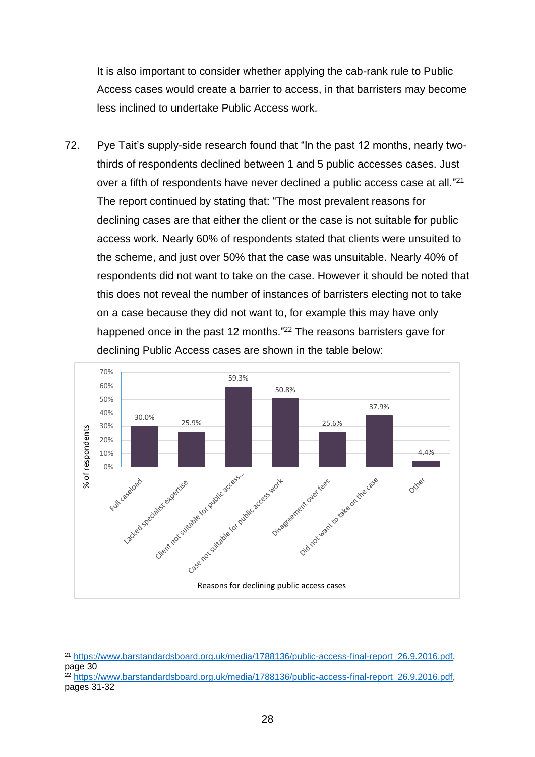It is also important to consider whether applying the cab-rank rule to Public Access cases would create a barrier to access, in that barristers may become less inclined to undertake Public Access work.

72. Pye Tait's supply-side research found that "In the past 12 months, nearly two-thirds of respondents declined between 1 and 5 public accesses cases. Just over a fifth of respondents have never declined a public access case at all."[21] The report continued by stating that: "The most prevalent reasons for declining cases are that either the client or the case is not suitable for public access work. Nearly 60% of respondents stated that clients were unsuited to the scheme, and just over 50% that the case was unsuitable. Nearly 40% of respondents did not want to take on the case. However it should be noted that this does not reveal the number of instances of barristers electing not to take on a case because they did not want to, for example this may have only happened once in the past 12 months."[22] The reasons barristers gave for declining Public Access cases are shown in the table below:

| Reasons for declining public access cases | % of respondents |
|---|---|
| Full caseload | 30.0% |
| Lacked specialist expertise | 25.9% |
| Client not suitable for public access... | 59.3% |
| Case not suitable for public access work | 50.8% |
| Disagreement over fees | 25.6% |
| Did not want to take on the case | 37.9% |
| Other | 4.4% |

---

[21] https://www.barstandardsboard.org.uk/media/1788136/public-access-final-report_26.9.2016.pdf, page 30

[22] https://www.barstandardsboard.org.uk/media/1788136/public-access-final-report_26.9.2016.pdf, pages 31-32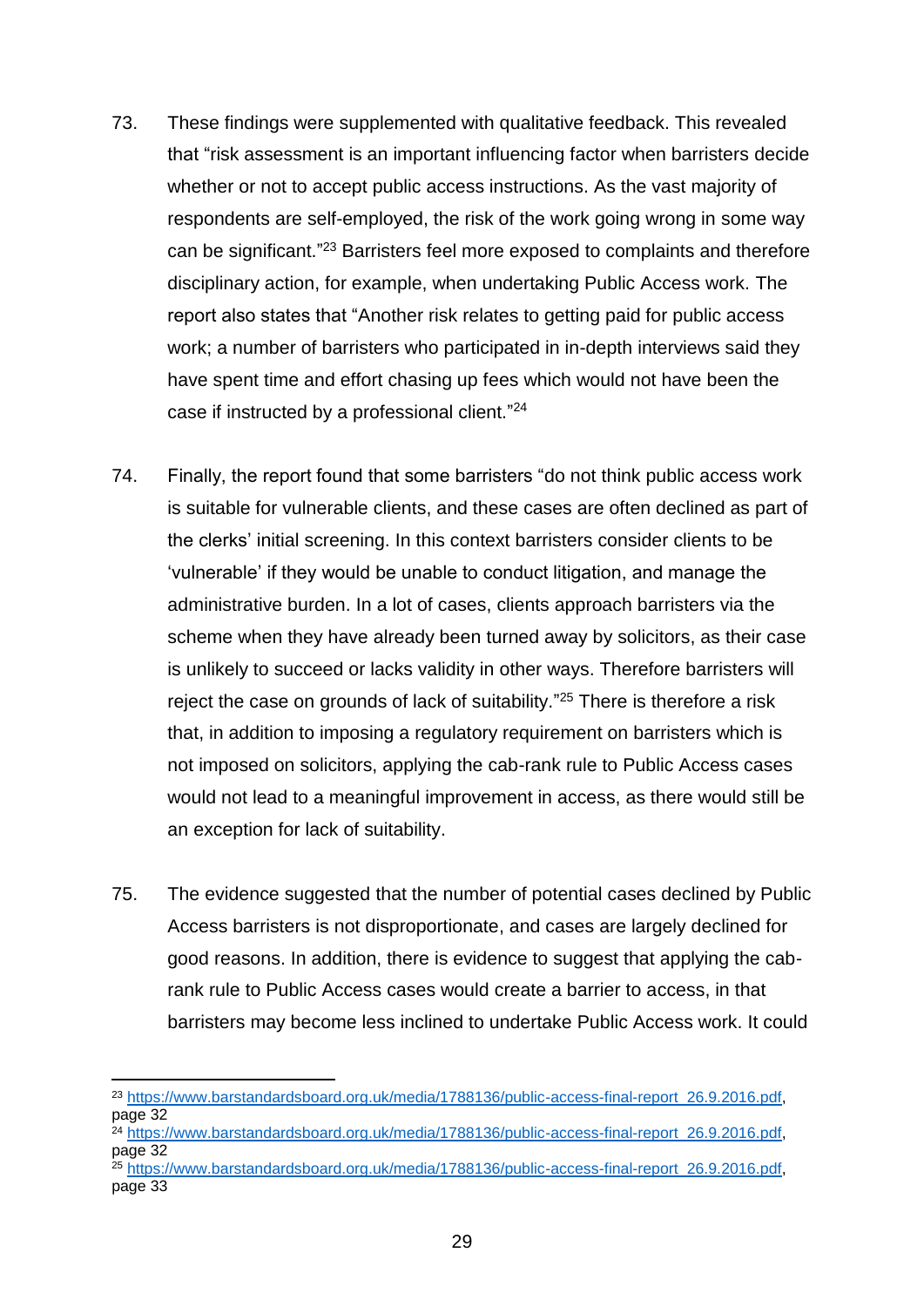73. These findings were supplemented with qualitative feedback. This revealed that "risk assessment is an important influencing factor when barristers decide whether or not to accept public access instructions. As the vast majority of respondents are self-employed, the risk of the work going wrong in some way can be significant."[23] Barristers feel more exposed to complaints and therefore disciplinary action, for example, when undertaking Public Access work. The report also states that "Another risk relates to getting paid for public access work; a number of barristers who participated in in-depth interviews said they have spent time and effort chasing up fees which would not have been the case if instructed by a professional client."[24]

74. Finally, the report found that some barristers "do not think public access work is suitable for vulnerable clients, and these cases are often declined as part of the clerks' initial screening. In this context barristers consider clients to be 'vulnerable' if they would be unable to conduct litigation, and manage the administrative burden. In a lot of cases, clients approach barristers via the scheme when they have already been turned away by solicitors, as their case is unlikely to succeed or lacks validity in other ways. Therefore barristers will reject the case on grounds of lack of suitability."[25] There is therefore a risk that, in addition to imposing a regulatory requirement on barristers which is not imposed on solicitors, applying the cab-rank rule to Public Access cases would not lead to a meaningful improvement in access, as there would still be an exception for lack of suitability.

75. The evidence suggested that the number of potential cases declined by Public Access barristers is not disproportionate, and cases are largely declined for good reasons. In addition, there is evidence to suggest that applying the cab-rank rule to Public Access cases would create a barrier to access, in that barristers may become less inclined to undertake Public Access work. It could

---

[23] https://www.barstandardsboard.org.uk/media/1788136/public-access-final-report_26.9.2016.pdf, page 32

[24] https://www.barstandardsboard.org.uk/media/1788136/public-access-final-report_26.9.2016.pdf, page 32

[25] https://www.barstandardsboard.org.uk/media/1788136/public-access-final-report_26.9.2016.pdf, page 33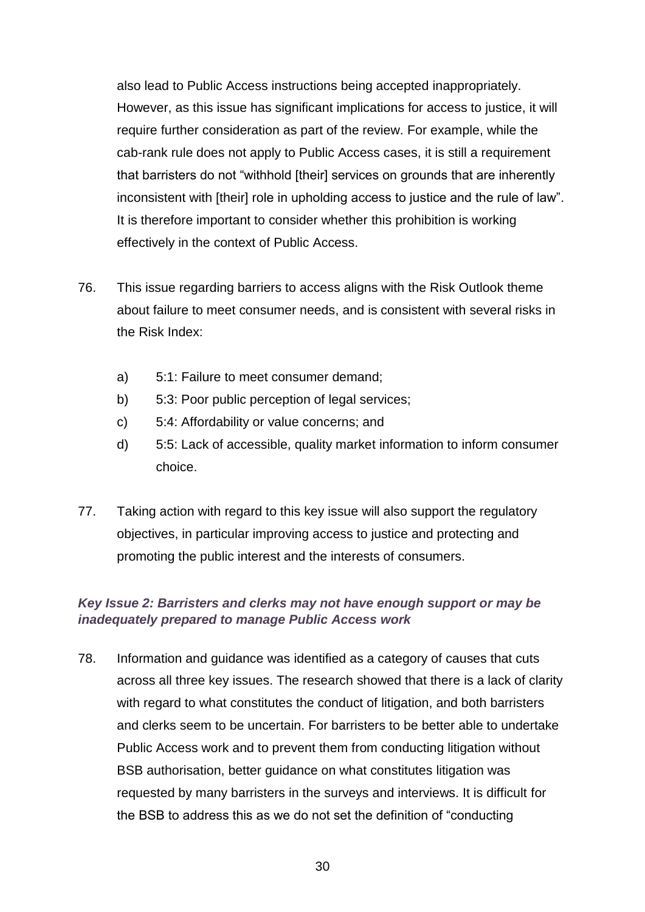also lead to Public Access instructions being accepted inappropriately. However, as this issue has significant implications for access to justice, it will require further consideration as part of the review. For example, while the cab-rank rule does not apply to Public Access cases, it is still a requirement that barristers do not "withhold [their] services on grounds that are inherently inconsistent with [their] role in upholding access to justice and the rule of law". It is therefore important to consider whether this prohibition is working effectively in the context of Public Access.

76. This issue regarding barriers to access aligns with the Risk Outlook theme about failure to meet consumer needs, and is consistent with several risks in the Risk Index:

    a) 5:1: Failure to meet consumer demand;
    b) 5:3: Poor public perception of legal services;
    c) 5:4: Affordability or value concerns; and
    d) 5:5: Lack of accessible, quality market information to inform consumer choice.

77. Taking action with regard to this key issue will also support the regulatory objectives, in particular improving access to justice and protecting and promoting the public interest and the interests of consumers.

***Key Issue 2: Barristers and clerks may not have enough support or may be inadequately prepared to manage Public Access work***

78. Information and guidance was identified as a category of causes that cuts across all three key issues. The research showed that there is a lack of clarity with regard to what constitutes the conduct of litigation, and both barristers and clerks seem to be uncertain. For barristers to be better able to undertake Public Access work and to prevent them from conducting litigation without BSB authorisation, better guidance on what constitutes litigation was requested by many barristers in the surveys and interviews. It is difficult for the BSB to address this as we do not set the definition of "conducting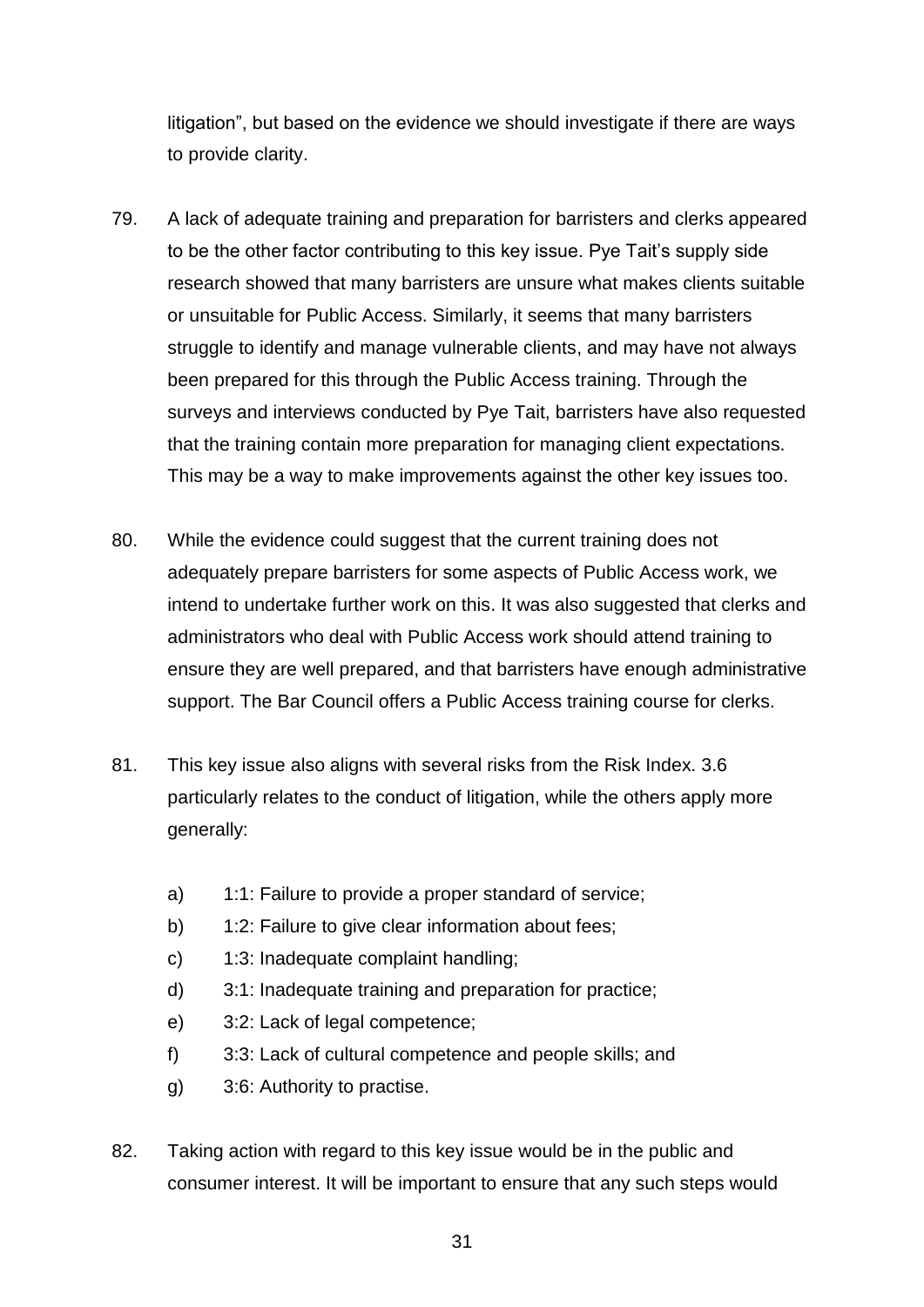litigation", but based on the evidence we should investigate if there are ways to provide clarity.

79. A lack of adequate training and preparation for barristers and clerks appeared to be the other factor contributing to this key issue. Pye Tait's supply side research showed that many barristers are unsure what makes clients suitable or unsuitable for Public Access. Similarly, it seems that many barristers struggle to identify and manage vulnerable clients, and may have not always been prepared for this through the Public Access training. Through the surveys and interviews conducted by Pye Tait, barristers have also requested that the training contain more preparation for managing client expectations. This may be a way to make improvements against the other key issues too.

80. While the evidence could suggest that the current training does not adequately prepare barristers for some aspects of Public Access work, we intend to undertake further work on this. It was also suggested that clerks and administrators who deal with Public Access work should attend training to ensure they are well prepared, and that barristers have enough administrative support. The Bar Council offers a Public Access training course for clerks.

81. This key issue also aligns with several risks from the Risk Index. 3.6 particularly relates to the conduct of litigation, while the others apply more generally:

    a) 1:1: Failure to provide a proper standard of service;
    b) 1:2: Failure to give clear information about fees;
    c) 1:3: Inadequate complaint handling;
    d) 3:1: Inadequate training and preparation for practice;
    e) 3:2: Lack of legal competence;
    f) 3:3: Lack of cultural competence and people skills; and
    g) 3:6: Authority to practise.

82. Taking action with regard to this key issue would be in the public and consumer interest. It will be important to ensure that any such steps would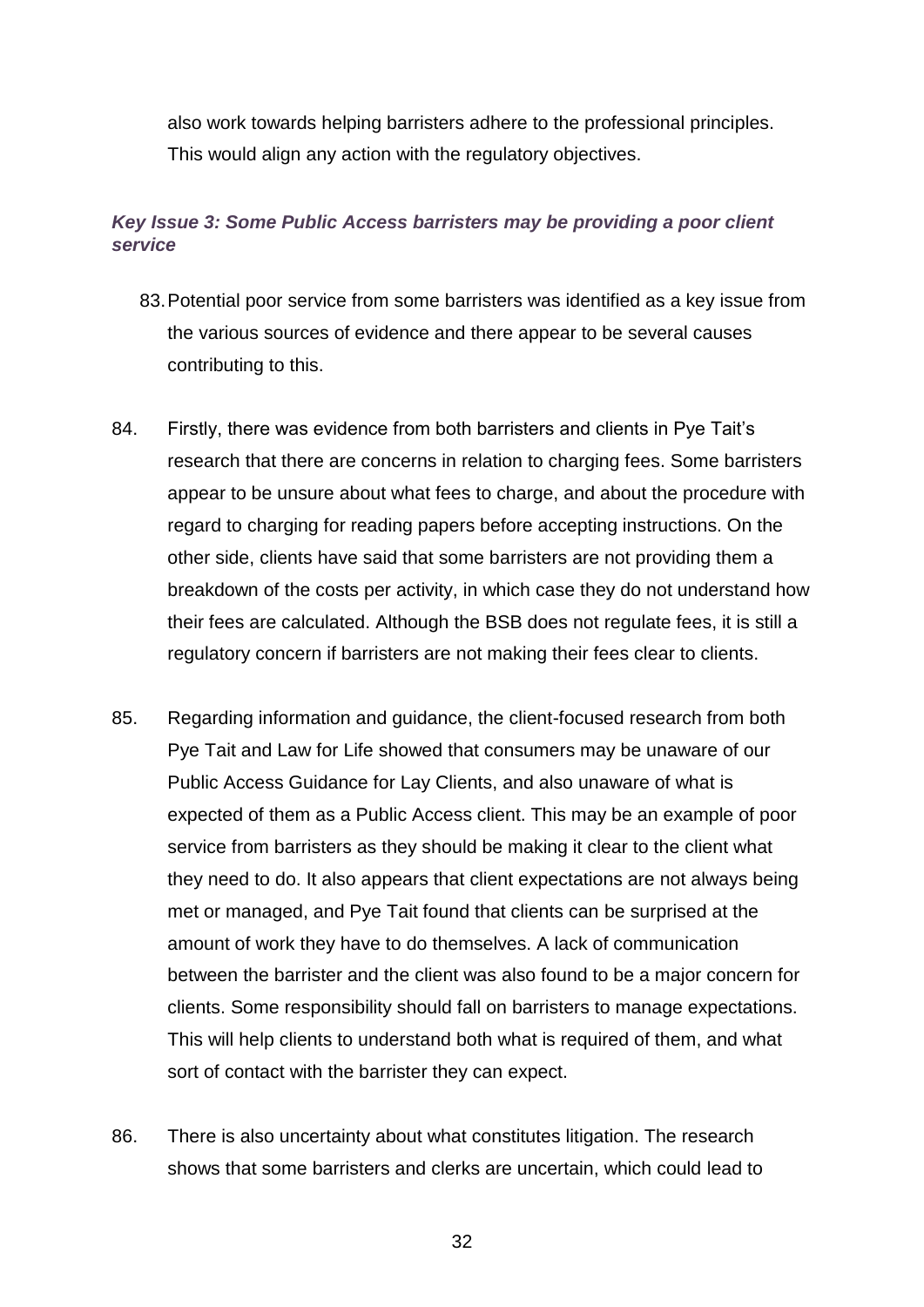also work towards helping barristers adhere to the professional principles. This would align any action with the regulatory objectives.

### *Key Issue 3: Some Public Access barristers may be providing a poor client service*

83. Potential poor service from some barristers was identified as a key issue from the various sources of evidence and there appear to be several causes contributing to this.

84. Firstly, there was evidence from both barristers and clients in Pye Tait's research that there are concerns in relation to charging fees. Some barristers appear to be unsure about what fees to charge, and about the procedure with regard to charging for reading papers before accepting instructions. On the other side, clients have said that some barristers are not providing them a breakdown of the costs per activity, in which case they do not understand how their fees are calculated. Although the BSB does not regulate fees, it is still a regulatory concern if barristers are not making their fees clear to clients.

85. Regarding information and guidance, the client-focused research from both Pye Tait and Law for Life showed that consumers may be unaware of our Public Access Guidance for Lay Clients, and also unaware of what is expected of them as a Public Access client. This may be an example of poor service from barristers as they should be making it clear to the client what they need to do. It also appears that client expectations are not always being met or managed, and Pye Tait found that clients can be surprised at the amount of work they have to do themselves. A lack of communication between the barrister and the client was also found to be a major concern for clients. Some responsibility should fall on barristers to manage expectations. This will help clients to understand both what is required of them, and what sort of contact with the barrister they can expect.

86. There is also uncertainty about what constitutes litigation. The research shows that some barristers and clerks are uncertain, which could lead to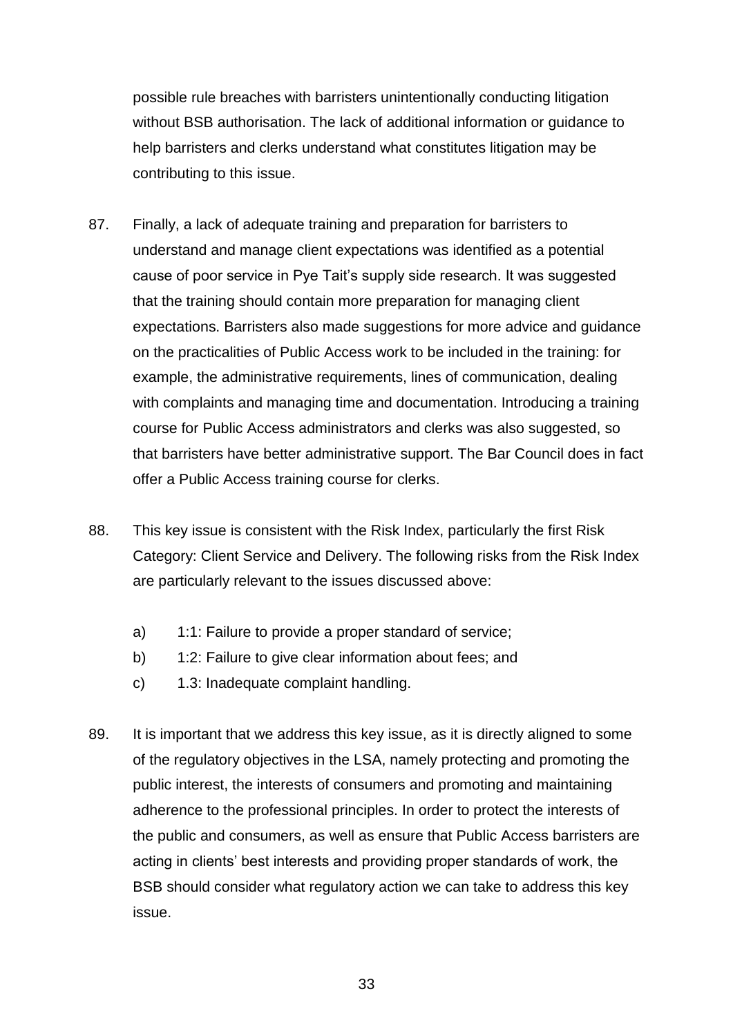possible rule breaches with barristers unintentionally conducting litigation without BSB authorisation. The lack of additional information or guidance to help barristers and clerks understand what constitutes litigation may be contributing to this issue.

87. Finally, a lack of adequate training and preparation for barristers to understand and manage client expectations was identified as a potential cause of poor service in Pye Tait's supply side research. It was suggested that the training should contain more preparation for managing client expectations. Barristers also made suggestions for more advice and guidance on the practicalities of Public Access work to be included in the training: for example, the administrative requirements, lines of communication, dealing with complaints and managing time and documentation. Introducing a training course for Public Access administrators and clerks was also suggested, so that barristers have better administrative support. The Bar Council does in fact offer a Public Access training course for clerks.

88. This key issue is consistent with the Risk Index, particularly the first Risk Category: Client Service and Delivery. The following risks from the Risk Index are particularly relevant to the issues discussed above:

    a) 1:1: Failure to provide a proper standard of service;
    b) 1:2: Failure to give clear information about fees; and
    c) 1.3: Inadequate complaint handling.

89. It is important that we address this key issue, as it is directly aligned to some of the regulatory objectives in the LSA, namely protecting and promoting the public interest, the interests of consumers and promoting and maintaining adherence to the professional principles. In order to protect the interests of the public and consumers, as well as ensure that Public Access barristers are acting in clients' best interests and providing proper standards of work, the BSB should consider what regulatory action we can take to address this key issue.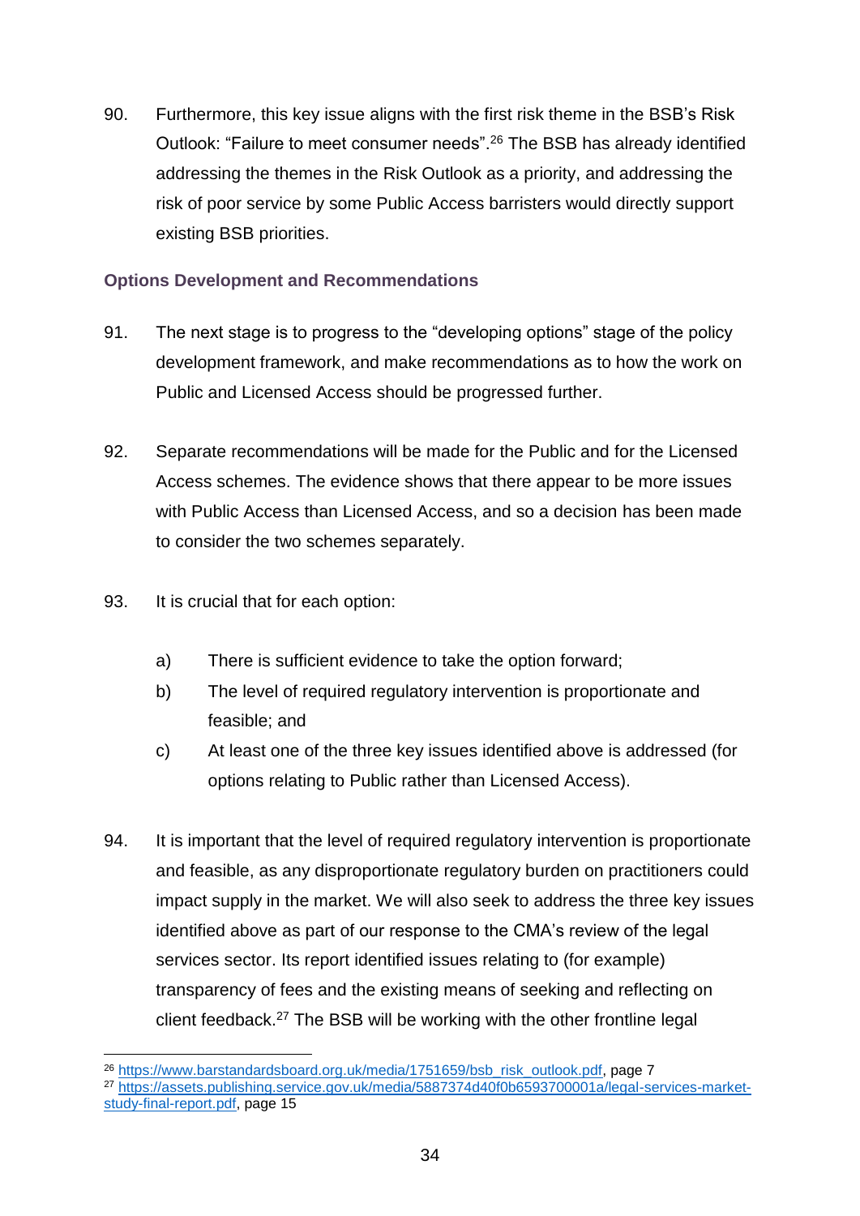90. Furthermore, this key issue aligns with the first risk theme in the BSB's Risk Outlook: "Failure to meet consumer needs".[26] The BSB has already identified addressing the themes in the Risk Outlook as a priority, and addressing the risk of poor service by some Public Access barristers would directly support existing BSB priorities.

### Options Development and Recommendations

91. The next stage is to progress to the "developing options" stage of the policy development framework, and make recommendations as to how the work on Public and Licensed Access should be progressed further.

92. Separate recommendations will be made for the Public and for the Licensed Access schemes. The evidence shows that there appear to be more issues with Public Access than Licensed Access, and so a decision has been made to consider the two schemes separately.

93. It is crucial that for each option:

    a) There is sufficient evidence to take the option forward;
    b) The level of required regulatory intervention is proportionate and feasible; and
    c) At least one of the three key issues identified above is addressed (for options relating to Public rather than Licensed Access).

94. It is important that the level of required regulatory intervention is proportionate and feasible, as any disproportionate regulatory burden on practitioners could impact supply in the market. We will also seek to address the three key issues identified above as part of our response to the CMA's review of the legal services sector. Its report identified issues relating to (for example) transparency of fees and the existing means of seeking and reflecting on client feedback.[27] The BSB will be working with the other frontline legal

---

[26] https://www.barstandardsboard.org.uk/media/1751659/bsb_risk_outlook.pdf, page 7

[27] https://assets.publishing.service.gov.uk/media/5887374d40f0b6593700001a/legal-services-market-study-final-report.pdf, page 15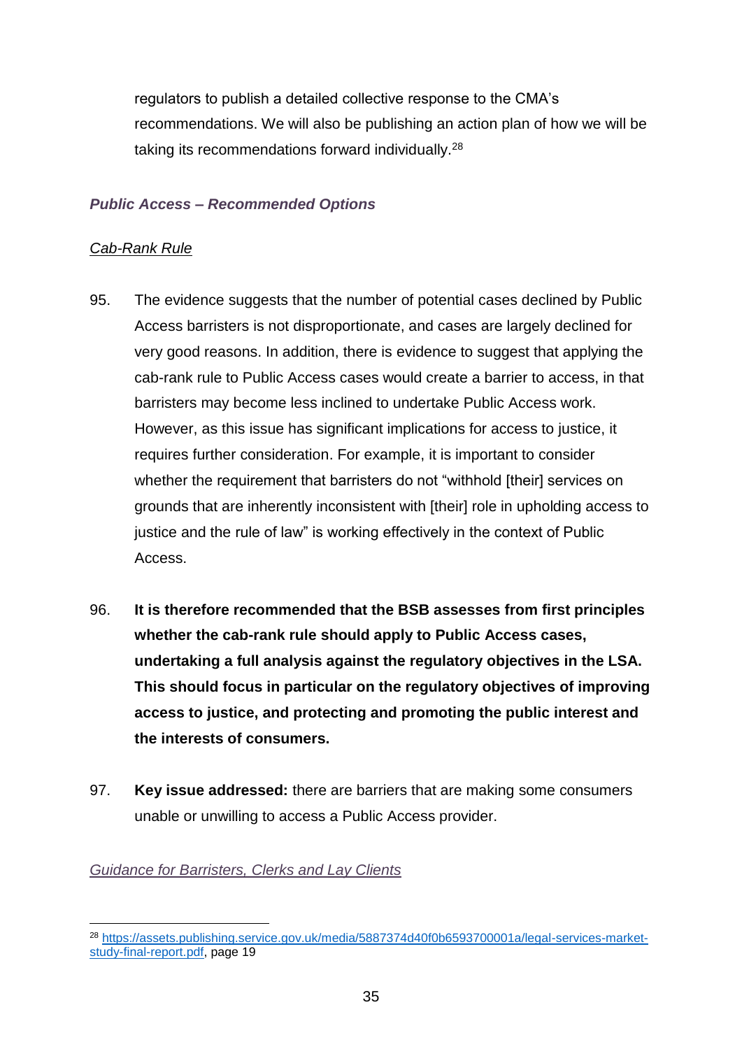regulators to publish a detailed collective response to the CMA's recommendations. We will also be publishing an action plan of how we will be taking its recommendations forward individually.[28]

### *Public Access – Recommended Options*

#### *Cab-Rank Rule*

95. The evidence suggests that the number of potential cases declined by Public Access barristers is not disproportionate, and cases are largely declined for very good reasons. In addition, there is evidence to suggest that applying the cab-rank rule to Public Access cases would create a barrier to access, in that barristers may become less inclined to undertake Public Access work. However, as this issue has significant implications for access to justice, it requires further consideration. For example, it is important to consider whether the requirement that barristers do not "withhold [their] services on grounds that are inherently inconsistent with [their] role in upholding access to justice and the rule of law" is working effectively in the context of Public Access.

96. **It is therefore recommended that the BSB assesses from first principles whether the cab-rank rule should apply to Public Access cases, undertaking a full analysis against the regulatory objectives in the LSA. This should focus in particular on the regulatory objectives of improving access to justice, and protecting and promoting the public interest and the interests of consumers.**

97. **Key issue addressed:** there are barriers that are making some consumers unable or unwilling to access a Public Access provider.

#### *Guidance for Barristers, Clerks and Lay Clients*

[28] https://assets.publishing.service.gov.uk/media/5887374d40f0b6593700001a/legal-services-market-study-final-report.pdf, page 19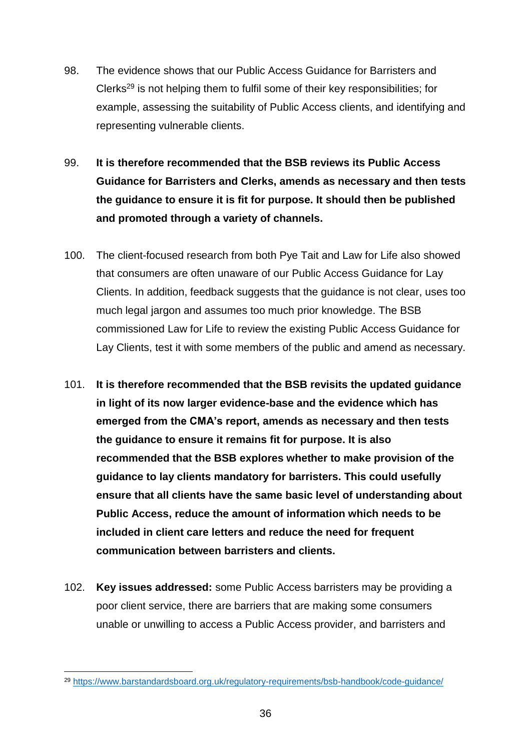98. The evidence shows that our Public Access Guidance for Barristers and Clerks[29] is not helping them to fulfil some of their key responsibilities; for example, assessing the suitability of Public Access clients, and identifying and representing vulnerable clients.

99. **It is therefore recommended that the BSB reviews its Public Access Guidance for Barristers and Clerks, amends as necessary and then tests the guidance to ensure it is fit for purpose. It should then be published and promoted through a variety of channels.**

100. The client-focused research from both Pye Tait and Law for Life also showed that consumers are often unaware of our Public Access Guidance for Lay Clients. In addition, feedback suggests that the guidance is not clear, uses too much legal jargon and assumes too much prior knowledge. The BSB commissioned Law for Life to review the existing Public Access Guidance for Lay Clients, test it with some members of the public and amend as necessary.

101. **It is therefore recommended that the BSB revisits the updated guidance in light of its now larger evidence-base and the evidence which has emerged from the CMA's report, amends as necessary and then tests the guidance to ensure it remains fit for purpose. It is also recommended that the BSB explores whether to make provision of the guidance to lay clients mandatory for barristers. This could usefully ensure that all clients have the same basic level of understanding about Public Access, reduce the amount of information which needs to be included in client care letters and reduce the need for frequent communication between barristers and clients.**

102. **Key issues addressed:** some Public Access barristers may be providing a poor client service, there are barriers that are making some consumers unable or unwilling to access a Public Access provider, and barristers and

---

[29] https://www.barstandardsboard.org.uk/regulatory-requirements/bsb-handbook/code-guidance/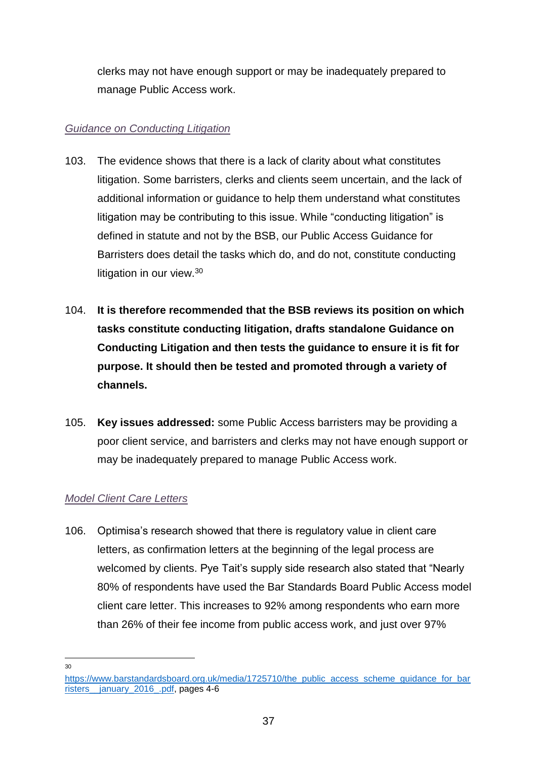clerks may not have enough support or may be inadequately prepared to manage Public Access work.

*Guidance on Conducting Litigation*

103. The evidence shows that there is a lack of clarity about what constitutes litigation. Some barristers, clerks and clients seem uncertain, and the lack of additional information or guidance to help them understand what constitutes litigation may be contributing to this issue. While "conducting litigation" is defined in statute and not by the BSB, our Public Access Guidance for Barristers does detail the tasks which do, and do not, constitute conducting litigation in our view.[30]

104. **It is therefore recommended that the BSB reviews its position on which tasks constitute conducting litigation, drafts standalone Guidance on Conducting Litigation and then tests the guidance to ensure it is fit for purpose. It should then be tested and promoted through a variety of channels.**

105. **Key issues addressed:** some Public Access barristers may be providing a poor client service, and barristers and clerks may not have enough support or may be inadequately prepared to manage Public Access work.

*Model Client Care Letters*

106. Optimisa's research showed that there is regulatory value in client care letters, as confirmation letters at the beginning of the legal process are welcomed by clients. Pye Tait's supply side research also stated that "Nearly 80% of respondents have used the Bar Standards Board Public Access model client care letter. This increases to 92% among respondents who earn more than 26% of their fee income from public access work, and just over 97%

---

[30] https://www.barstandardsboard.org.uk/media/1725710/the_public_access_scheme_guidance_for_barristers__january_2016_.pdf, pages 4-6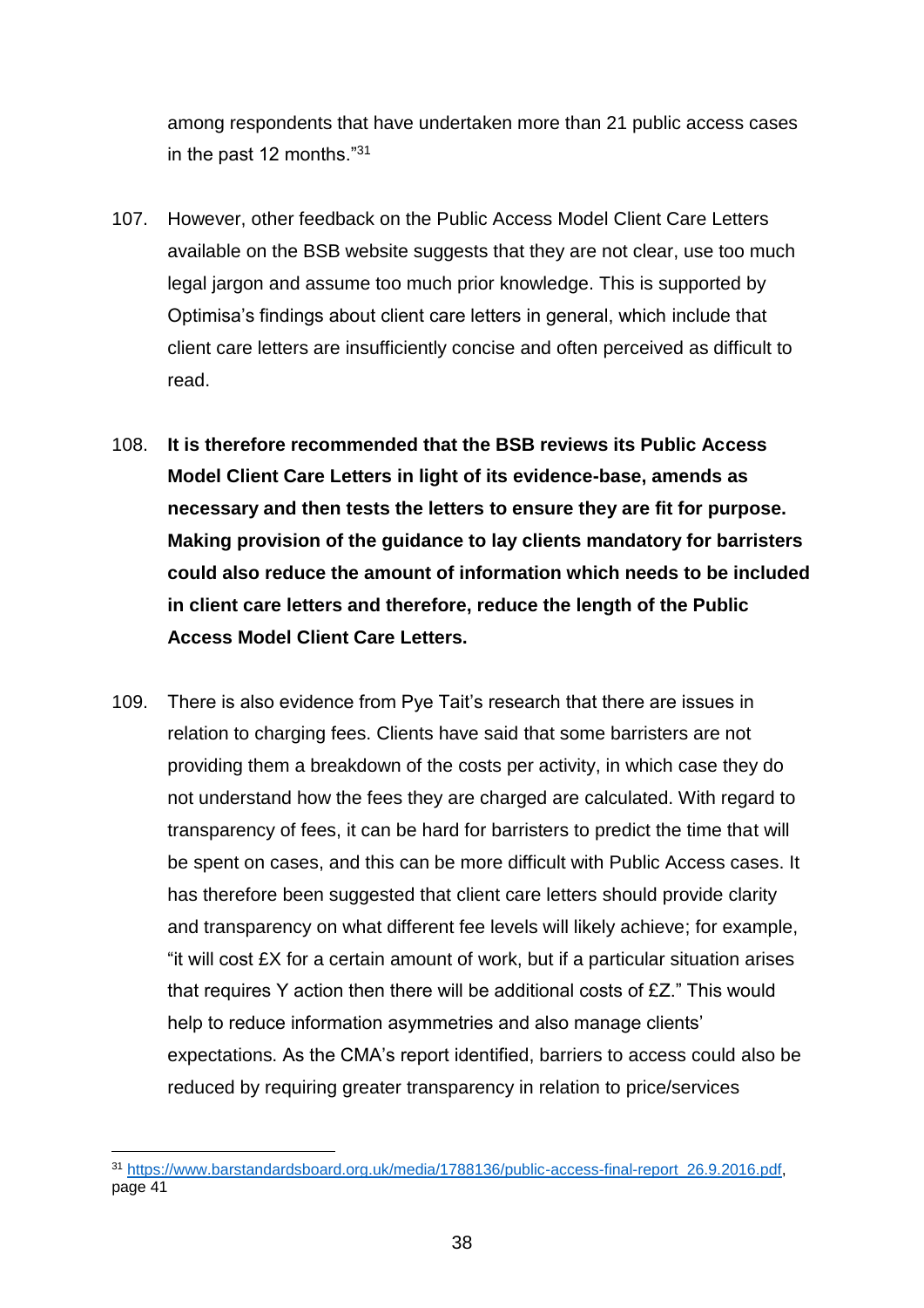among respondents that have undertaken more than 21 public access cases in the past 12 months."[31]

107. However, other feedback on the Public Access Model Client Care Letters available on the BSB website suggests that they are not clear, use too much legal jargon and assume too much prior knowledge. This is supported by Optimisa's findings about client care letters in general, which include that client care letters are insufficiently concise and often perceived as difficult to read.

108. **It is therefore recommended that the BSB reviews its Public Access Model Client Care Letters in light of its evidence-base, amends as necessary and then tests the letters to ensure they are fit for purpose. Making provision of the guidance to lay clients mandatory for barristers could also reduce the amount of information which needs to be included in client care letters and therefore, reduce the length of the Public Access Model Client Care Letters.**

109. There is also evidence from Pye Tait's research that there are issues in relation to charging fees. Clients have said that some barristers are not providing them a breakdown of the costs per activity, in which case they do not understand how the fees they are charged are calculated. With regard to transparency of fees, it can be hard for barristers to predict the time that will be spent on cases, and this can be more difficult with Public Access cases. It has therefore been suggested that client care letters should provide clarity and transparency on what different fee levels will likely achieve; for example, "it will cost £X for a certain amount of work, but if a particular situation arises that requires Y action then there will be additional costs of £Z." This would help to reduce information asymmetries and also manage clients' expectations. As the CMA's report identified, barriers to access could also be reduced by requiring greater transparency in relation to price/services

---

[31] https://www.barstandardsboard.org.uk/media/1788136/public-access-final-report_26.9.2016.pdf, page 41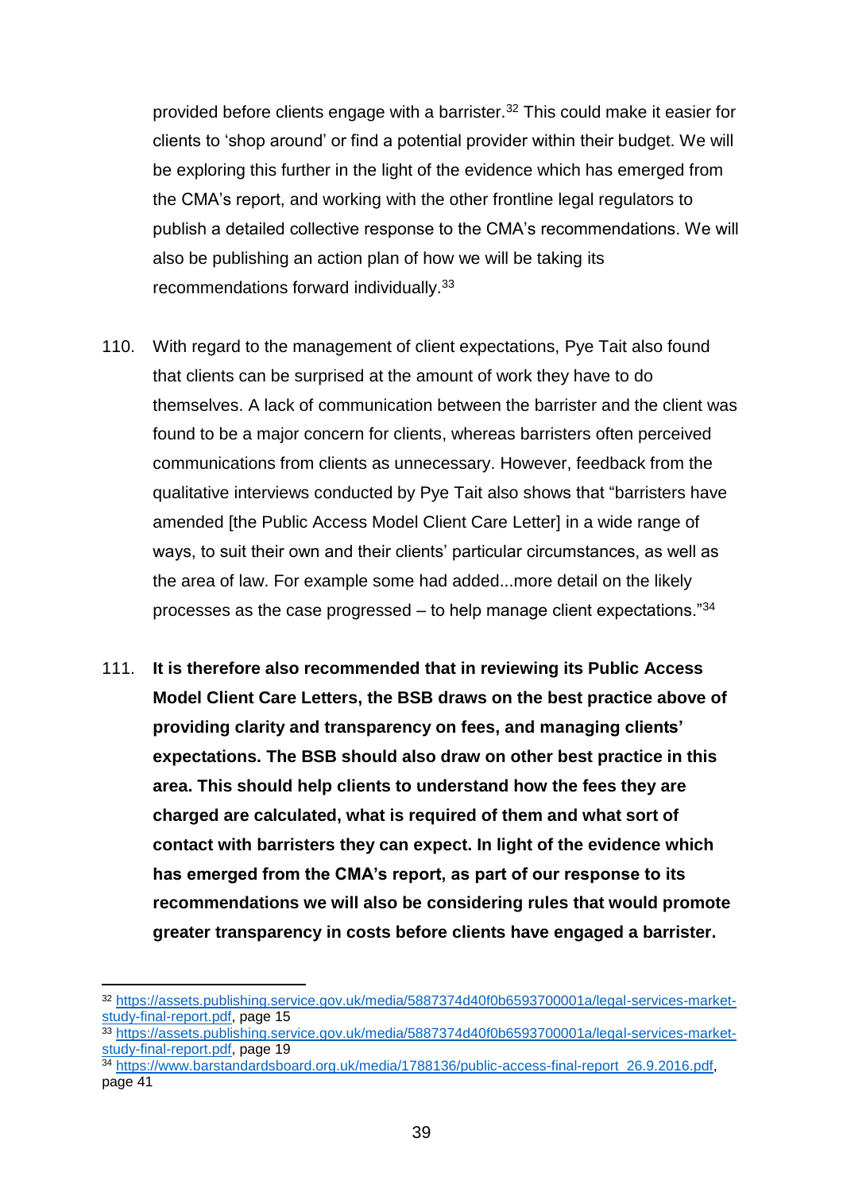provided before clients engage with a barrister.[32] This could make it easier for clients to 'shop around' or find a potential provider within their budget. We will be exploring this further in the light of the evidence which has emerged from the CMA's report, and working with the other frontline legal regulators to publish a detailed collective response to the CMA's recommendations. We will also be publishing an action plan of how we will be taking its recommendations forward individually.[33]

110. With regard to the management of client expectations, Pye Tait also found that clients can be surprised at the amount of work they have to do themselves. A lack of communication between the barrister and the client was found to be a major concern for clients, whereas barristers often perceived communications from clients as unnecessary. However, feedback from the qualitative interviews conducted by Pye Tait also shows that "barristers have amended [the Public Access Model Client Care Letter] in a wide range of ways, to suit their own and their clients' particular circumstances, as well as the area of law. For example some had added...more detail on the likely processes as the case progressed – to help manage client expectations."[34]

111. **It is therefore also recommended that in reviewing its Public Access Model Client Care Letters, the BSB draws on the best practice above of providing clarity and transparency on fees, and managing clients' expectations. The BSB should also draw on other best practice in this area. This should help clients to understand how the fees they are charged are calculated, what is required of them and what sort of contact with barristers they can expect. In light of the evidence which has emerged from the CMA's report, as part of our response to its recommendations we will also be considering rules that would promote greater transparency in costs before clients have engaged a barrister.**

---

[32] https://assets.publishing.service.gov.uk/media/5887374d40f0b6593700001a/legal-services-market-study-final-report.pdf, page 15

[33] https://assets.publishing.service.gov.uk/media/5887374d40f0b6593700001a/legal-services-market-study-final-report.pdf, page 19

[34] https://www.barstandardsboard.org.uk/media/1788136/public-access-final-report_26.9.2016.pdf, page 41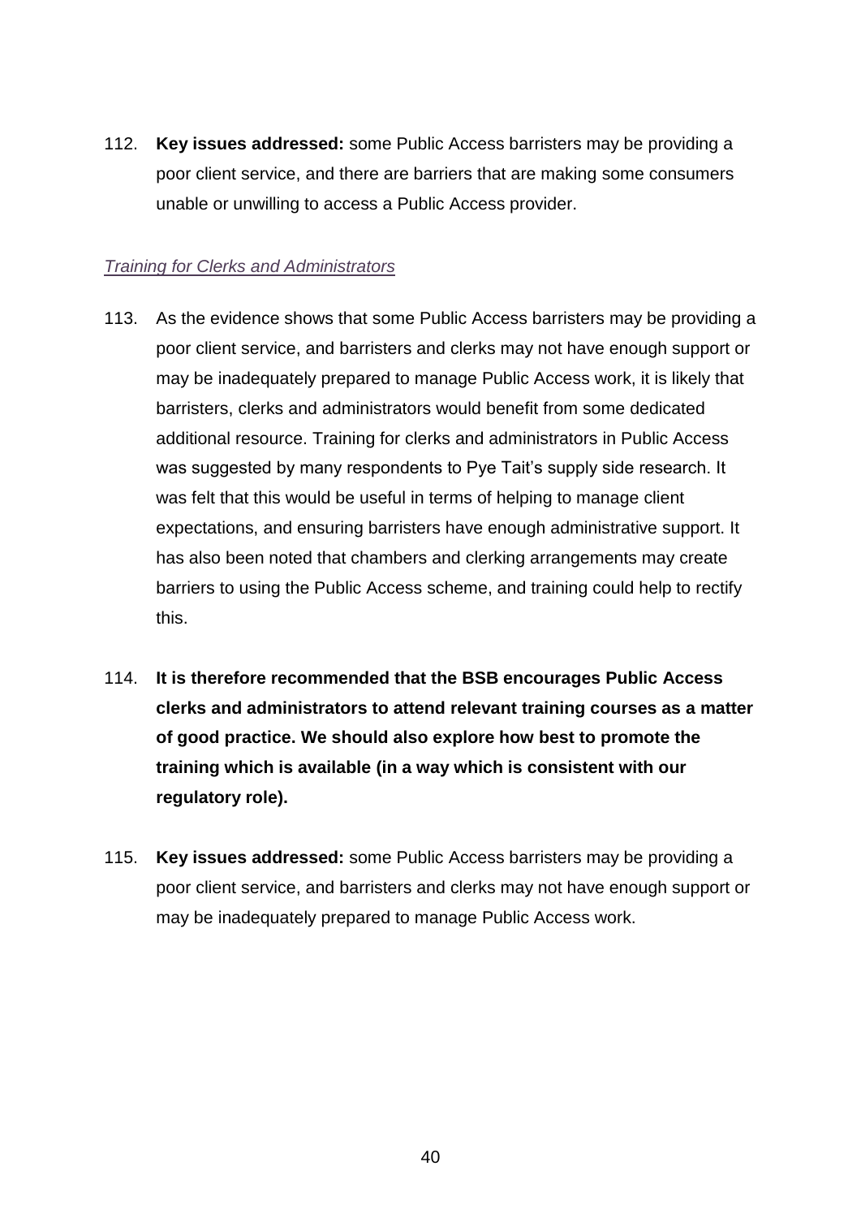112. **Key issues addressed:** some Public Access barristers may be providing a poor client service, and there are barriers that are making some consumers unable or unwilling to access a Public Access provider.

*Training for Clerks and Administrators*

113. As the evidence shows that some Public Access barristers may be providing a poor client service, and barristers and clerks may not have enough support or may be inadequately prepared to manage Public Access work, it is likely that barristers, clerks and administrators would benefit from some dedicated additional resource. Training for clerks and administrators in Public Access was suggested by many respondents to Pye Tait's supply side research. It was felt that this would be useful in terms of helping to manage client expectations, and ensuring barristers have enough administrative support. It has also been noted that chambers and clerking arrangements may create barriers to using the Public Access scheme, and training could help to rectify this.

114. **It is therefore recommended that the BSB encourages Public Access clerks and administrators to attend relevant training courses as a matter of good practice. We should also explore how best to promote the training which is available (in a way which is consistent with our regulatory role).**

115. **Key issues addressed:** some Public Access barristers may be providing a poor client service, and barristers and clerks may not have enough support or may be inadequately prepared to manage Public Access work.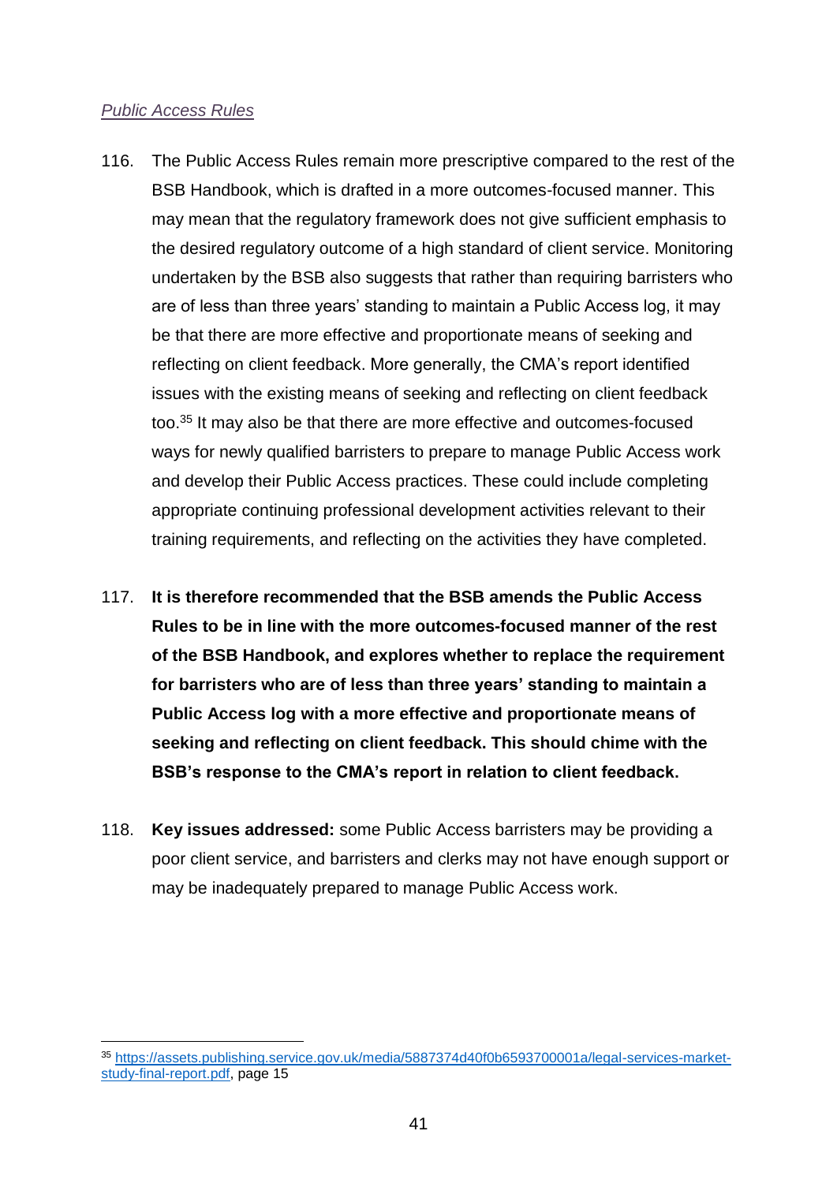*Public Access Rules*

116. The Public Access Rules remain more prescriptive compared to the rest of the BSB Handbook, which is drafted in a more outcomes-focused manner. This may mean that the regulatory framework does not give sufficient emphasis to the desired regulatory outcome of a high standard of client service. Monitoring undertaken by the BSB also suggests that rather than requiring barristers who are of less than three years' standing to maintain a Public Access log, it may be that there are more effective and proportionate means of seeking and reflecting on client feedback. More generally, the CMA's report identified issues with the existing means of seeking and reflecting on client feedback too.[35] It may also be that there are more effective and outcomes-focused ways for newly qualified barristers to prepare to manage Public Access work and develop their Public Access practices. These could include completing appropriate continuing professional development activities relevant to their training requirements, and reflecting on the activities they have completed.

117. **It is therefore recommended that the BSB amends the Public Access Rules to be in line with the more outcomes-focused manner of the rest of the BSB Handbook, and explores whether to replace the requirement for barristers who are of less than three years' standing to maintain a Public Access log with a more effective and proportionate means of seeking and reflecting on client feedback. This should chime with the BSB's response to the CMA's report in relation to client feedback.**

118. **Key issues addressed:** some Public Access barristers may be providing a poor client service, and barristers and clerks may not have enough support or may be inadequately prepared to manage Public Access work.

---

[35] https://assets.publishing.service.gov.uk/media/5887374d40f0b6593700001a/legal-services-market-study-final-report.pdf, page 15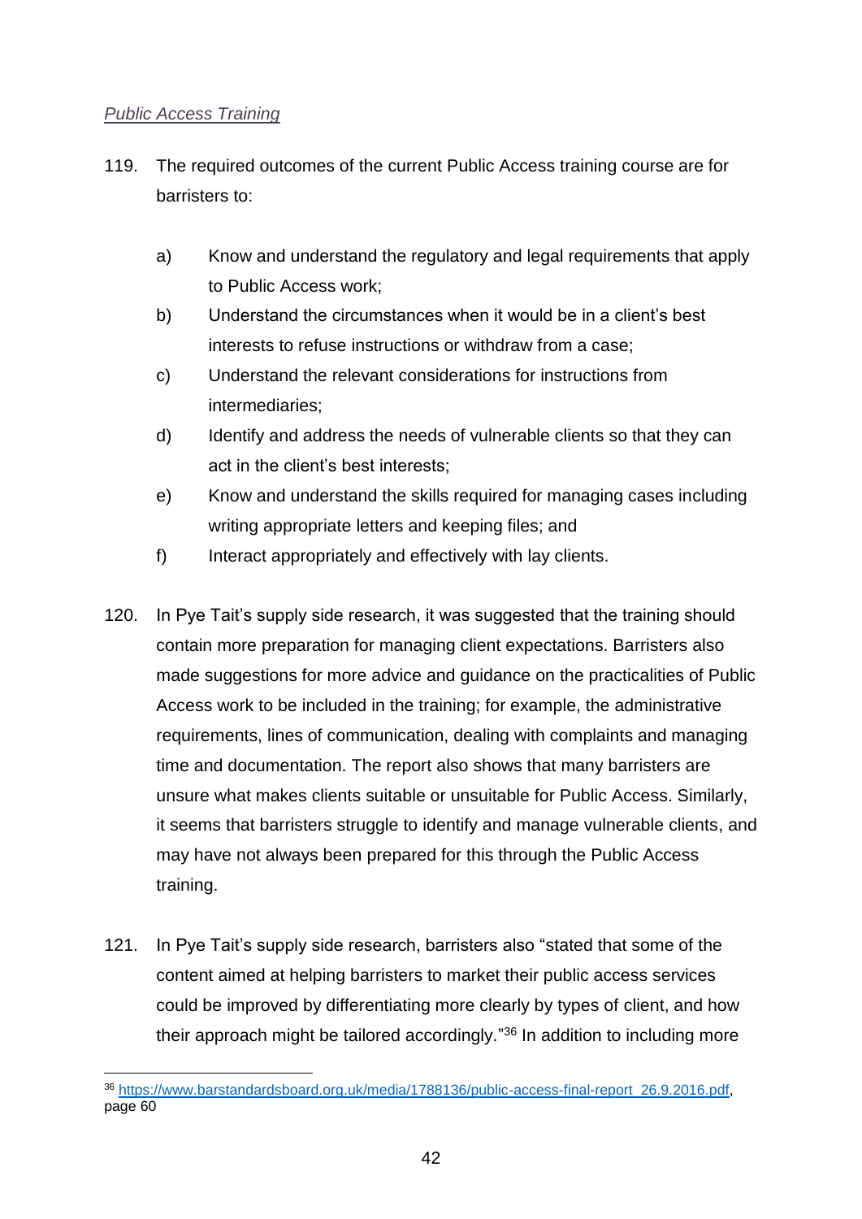*Public Access Training*

119. The required outcomes of the current Public Access training course are for barristers to:

    a) Know and understand the regulatory and legal requirements that apply to Public Access work;
    b) Understand the circumstances when it would be in a client's best interests to refuse instructions or withdraw from a case;
    c) Understand the relevant considerations for instructions from intermediaries;
    d) Identify and address the needs of vulnerable clients so that they can act in the client's best interests;
    e) Know and understand the skills required for managing cases including writing appropriate letters and keeping files; and
    f) Interact appropriately and effectively with lay clients.

120. In Pye Tait's supply side research, it was suggested that the training should contain more preparation for managing client expectations. Barristers also made suggestions for more advice and guidance on the practicalities of Public Access work to be included in the training; for example, the administrative requirements, lines of communication, dealing with complaints and managing time and documentation. The report also shows that many barristers are unsure what makes clients suitable or unsuitable for Public Access. Similarly, it seems that barristers struggle to identify and manage vulnerable clients, and may have not always been prepared for this through the Public Access training.

121. In Pye Tait's supply side research, barristers also "stated that some of the content aimed at helping barristers to market their public access services could be improved by differentiating more clearly by types of client, and how their approach might be tailored accordingly."[36] In addition to including more

---

[36] https://www.barstandardsboard.org.uk/media/1788136/public-access-final-report_26.9.2016.pdf, page 60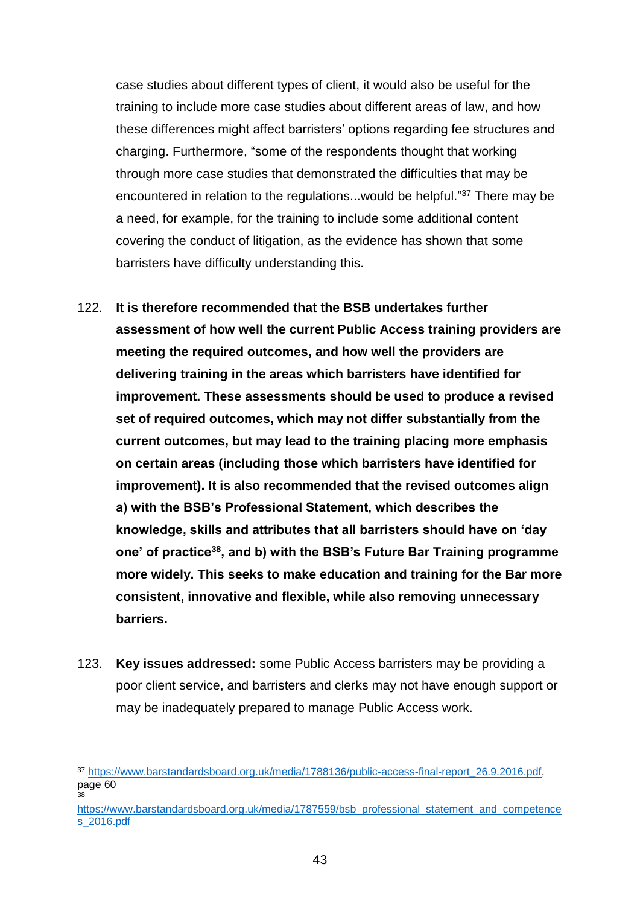case studies about different types of client, it would also be useful for the training to include more case studies about different areas of law, and how these differences might affect barristers' options regarding fee structures and charging. Furthermore, "some of the respondents thought that working through more case studies that demonstrated the difficulties that may be encountered in relation to the regulations...would be helpful."[37] There may be a need, for example, for the training to include some additional content covering the conduct of litigation, as the evidence has shown that some barristers have difficulty understanding this.

122. **It is therefore recommended that the BSB undertakes further assessment of how well the current Public Access training providers are meeting the required outcomes, and how well the providers are delivering training in the areas which barristers have identified for improvement. These assessments should be used to produce a revised set of required outcomes, which may not differ substantially from the current outcomes, but may lead to the training placing more emphasis on certain areas (including those which barristers have identified for improvement). It is also recommended that the revised outcomes align a) with the BSB's Professional Statement, which describes the knowledge, skills and attributes that all barristers should have on 'day one' of practice[38], and b) with the BSB's Future Bar Training programme more widely. This seeks to make education and training for the Bar more consistent, innovative and flexible, while also removing unnecessary barriers.**

123. **Key issues addressed:** some Public Access barristers may be providing a poor client service, and barristers and clerks may not have enough support or may be inadequately prepared to manage Public Access work.

---

[37] https://www.barstandardsboard.org.uk/media/1788136/public-access-final-report_26.9.2016.pdf, page 60

[38] https://www.barstandardsboard.org.uk/media/1787559/bsb_professional_statement_and_competences_2016.pdf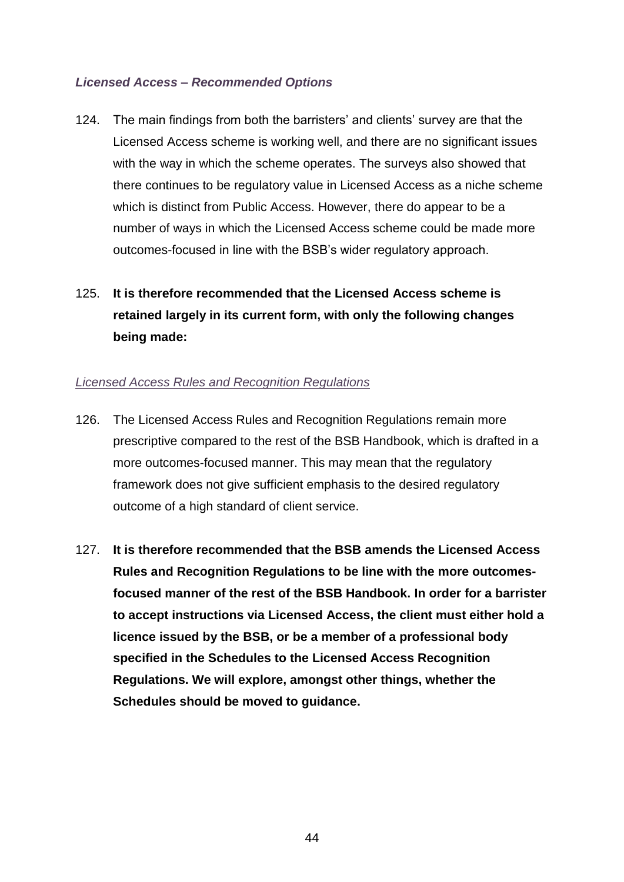*Licensed Access – Recommended Options*

124. The main findings from both the barristers' and clients' survey are that the Licensed Access scheme is working well, and there are no significant issues with the way in which the scheme operates. The surveys also showed that there continues to be regulatory value in Licensed Access as a niche scheme which is distinct from Public Access. However, there do appear to be a number of ways in which the Licensed Access scheme could be made more outcomes-focused in line with the BSB's wider regulatory approach.

125. **It is therefore recommended that the Licensed Access scheme is retained largely in its current form, with only the following changes being made:**

*Licensed Access Rules and Recognition Regulations*

126. The Licensed Access Rules and Recognition Regulations remain more prescriptive compared to the rest of the BSB Handbook, which is drafted in a more outcomes-focused manner. This may mean that the regulatory framework does not give sufficient emphasis to the desired regulatory outcome of a high standard of client service.

127. **It is therefore recommended that the BSB amends the Licensed Access Rules and Recognition Regulations to be line with the more outcomes-focused manner of the rest of the BSB Handbook. In order for a barrister to accept instructions via Licensed Access, the client must either hold a licence issued by the BSB, or be a member of a professional body specified in the Schedules to the Licensed Access Recognition Regulations. We will explore, amongst other things, whether the Schedules should be moved to guidance.**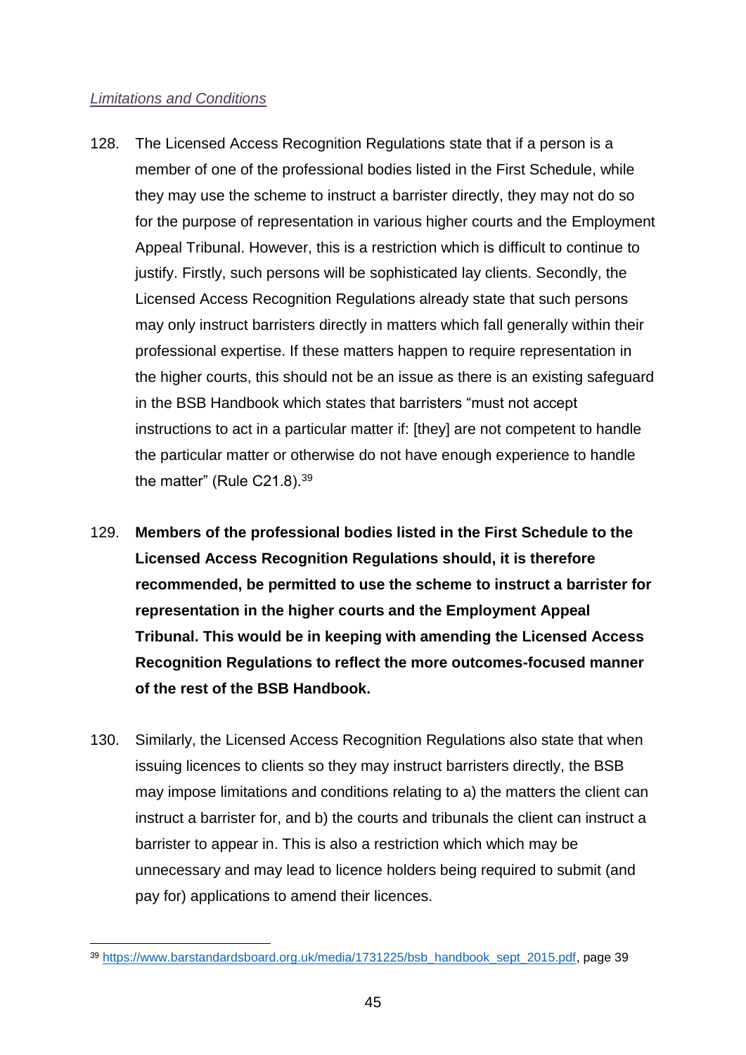*Limitations and Conditions*

128. The Licensed Access Recognition Regulations state that if a person is a member of one of the professional bodies listed in the First Schedule, while they may use the scheme to instruct a barrister directly, they may not do so for the purpose of representation in various higher courts and the Employment Appeal Tribunal. However, this is a restriction which is difficult to continue to justify. Firstly, such persons will be sophisticated lay clients. Secondly, the Licensed Access Recognition Regulations already state that such persons may only instruct barristers directly in matters which fall generally within their professional expertise. If these matters happen to require representation in the higher courts, this should not be an issue as there is an existing safeguard in the BSB Handbook which states that barristers "must not accept instructions to act in a particular matter if: [they] are not competent to handle the particular matter or otherwise do not have enough experience to handle the matter" (Rule C21.8).[39]

129. **Members of the professional bodies listed in the First Schedule to the Licensed Access Recognition Regulations should, it is therefore recommended, be permitted to use the scheme to instruct a barrister for representation in the higher courts and the Employment Appeal Tribunal. This would be in keeping with amending the Licensed Access Recognition Regulations to reflect the more outcomes-focused manner of the rest of the BSB Handbook.**

130. Similarly, the Licensed Access Recognition Regulations also state that when issuing licences to clients so they may instruct barristers directly, the BSB may impose limitations and conditions relating to a) the matters the client can instruct a barrister for, and b) the courts and tribunals the client can instruct a barrister to appear in. This is also a restriction which which may be unnecessary and may lead to licence holders being required to submit (and pay for) applications to amend their licences.

[39] https://www.barstandardsboard.org.uk/media/1731225/bsb_handbook_sept_2015.pdf, page 39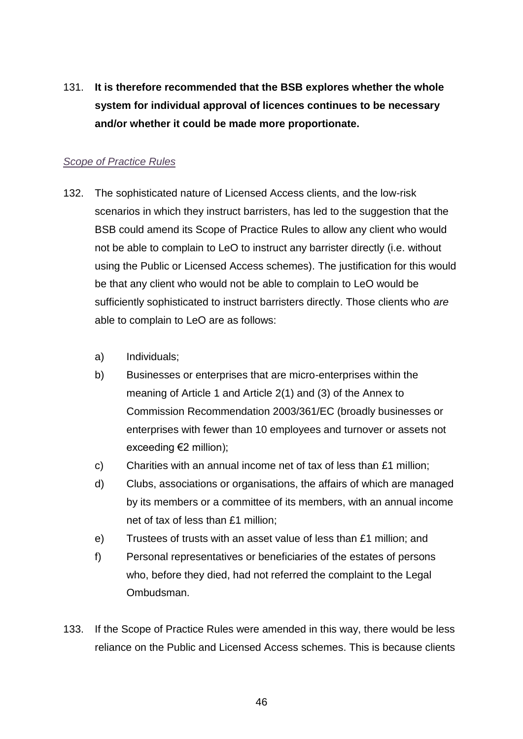131. **It is therefore recommended that the BSB explores whether the whole system for individual approval of licences continues to be necessary and/or whether it could be made more proportionate.**

*Scope of Practice Rules*

132. The sophisticated nature of Licensed Access clients, and the low-risk scenarios in which they instruct barristers, has led to the suggestion that the BSB could amend its Scope of Practice Rules to allow any client who would not be able to complain to LeO to instruct any barrister directly (i.e. without using the Public or Licensed Access schemes). The justification for this would be that any client who would not be able to complain to LeO would be sufficiently sophisticated to instruct barristers directly. Those clients who *are* able to complain to LeO are as follows:

    a) Individuals;
    b) Businesses or enterprises that are micro-enterprises within the meaning of Article 1 and Article 2(1) and (3) of the Annex to Commission Recommendation 2003/361/EC (broadly businesses or enterprises with fewer than 10 employees and turnover or assets not exceeding €2 million);
    c) Charities with an annual income net of tax of less than £1 million;
    d) Clubs, associations or organisations, the affairs of which are managed by its members or a committee of its members, with an annual income net of tax of less than £1 million;
    e) Trustees of trusts with an asset value of less than £1 million; and
    f) Personal representatives or beneficiaries of the estates of persons who, before they died, had not referred the complaint to the Legal Ombudsman.

133. If the Scope of Practice Rules were amended in this way, there would be less reliance on the Public and Licensed Access schemes. This is because clients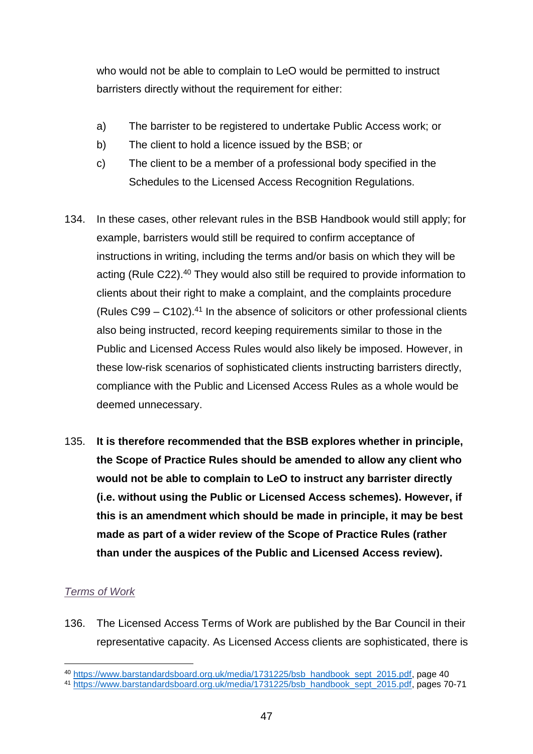who would not be able to complain to LeO would be permitted to instruct barristers directly without the requirement for either:

a) The barrister to be registered to undertake Public Access work; or
b) The client to hold a licence issued by the BSB; or
c) The client to be a member of a professional body specified in the Schedules to the Licensed Access Recognition Regulations.

134. In these cases, other relevant rules in the BSB Handbook would still apply; for example, barristers would still be required to confirm acceptance of instructions in writing, including the terms and/or basis on which they will be acting (Rule C22).[40] They would also still be required to provide information to clients about their right to make a complaint, and the complaints procedure (Rules C99 – C102).[41] In the absence of solicitors or other professional clients also being instructed, record keeping requirements similar to those in the Public and Licensed Access Rules would also likely be imposed. However, in these low-risk scenarios of sophisticated clients instructing barristers directly, compliance with the Public and Licensed Access Rules as a whole would be deemed unnecessary.

135. **It is therefore recommended that the BSB explores whether in principle, the Scope of Practice Rules should be amended to allow any client who would not be able to complain to LeO to instruct any barrister directly (i.e. without using the Public or Licensed Access schemes). However, if this is an amendment which should be made in principle, it may be best made as part of a wider review of the Scope of Practice Rules (rather than under the auspices of the Public and Licensed Access review).**

*Terms of Work*

136. The Licensed Access Terms of Work are published by the Bar Council in their representative capacity. As Licensed Access clients are sophisticated, there is

[40] https://www.barstandardsboard.org.uk/media/1731225/bsb_handbook_sept_2015.pdf, page 40
[41] https://www.barstandardsboard.org.uk/media/1731225/bsb_handbook_sept_2015.pdf, pages 70-71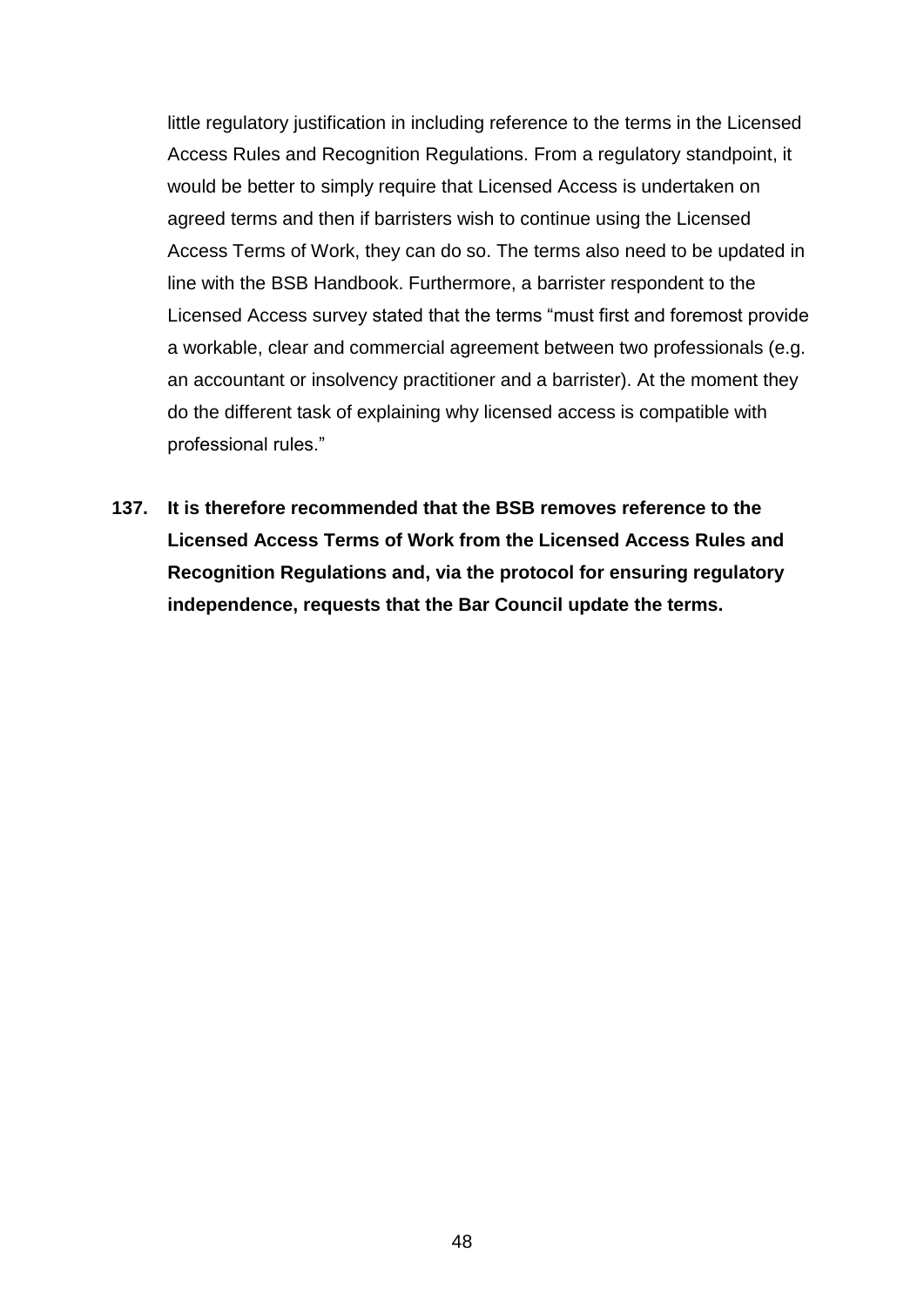little regulatory justification in including reference to the terms in the Licensed Access Rules and Recognition Regulations. From a regulatory standpoint, it would be better to simply require that Licensed Access is undertaken on agreed terms and then if barristers wish to continue using the Licensed Access Terms of Work, they can do so. The terms also need to be updated in line with the BSB Handbook. Furthermore, a barrister respondent to the Licensed Access survey stated that the terms "must first and foremost provide a workable, clear and commercial agreement between two professionals (e.g. an accountant or insolvency practitioner and a barrister). At the moment they do the different task of explaining why licensed access is compatible with professional rules."

**137. It is therefore recommended that the BSB removes reference to the Licensed Access Terms of Work from the Licensed Access Rules and Recognition Regulations and, via the protocol for ensuring regulatory independence, requests that the Bar Council update the terms.**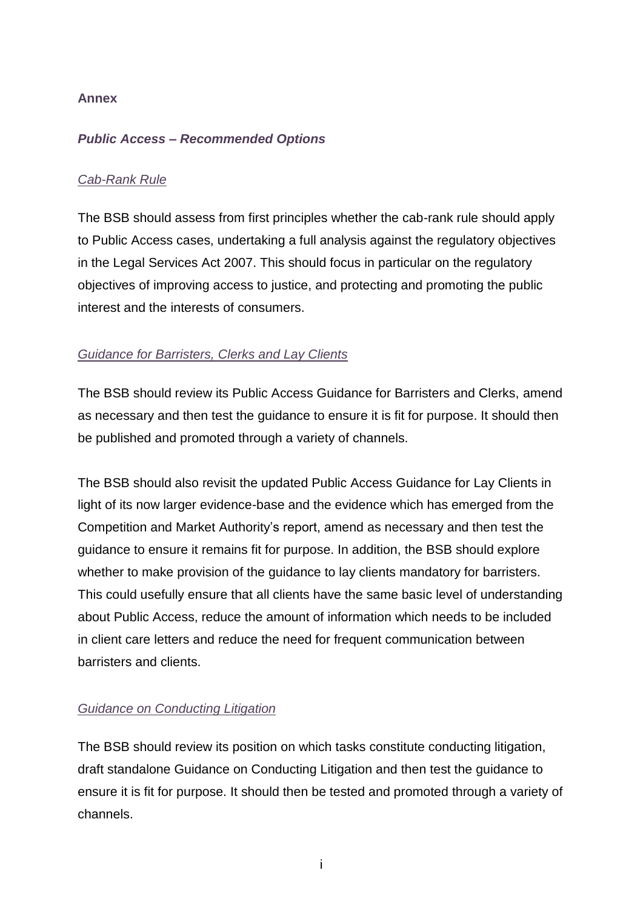**Annex**

***Public Access – Recommended Options***

*Cab-Rank Rule*

The BSB should assess from first principles whether the cab-rank rule should apply to Public Access cases, undertaking a full analysis against the regulatory objectives in the Legal Services Act 2007. This should focus in particular on the regulatory objectives of improving access to justice, and protecting and promoting the public interest and the interests of consumers.

*Guidance for Barristers, Clerks and Lay Clients*

The BSB should review its Public Access Guidance for Barristers and Clerks, amend as necessary and then test the guidance to ensure it is fit for purpose. It should then be published and promoted through a variety of channels.

The BSB should also revisit the updated Public Access Guidance for Lay Clients in light of its now larger evidence-base and the evidence which has emerged from the Competition and Market Authority's report, amend as necessary and then test the guidance to ensure it remains fit for purpose. In addition, the BSB should explore whether to make provision of the guidance to lay clients mandatory for barristers. This could usefully ensure that all clients have the same basic level of understanding about Public Access, reduce the amount of information which needs to be included in client care letters and reduce the need for frequent communication between barristers and clients.

*Guidance on Conducting Litigation*

The BSB should review its position on which tasks constitute conducting litigation, draft standalone Guidance on Conducting Litigation and then test the guidance to ensure it is fit for purpose. It should then be tested and promoted through a variety of channels.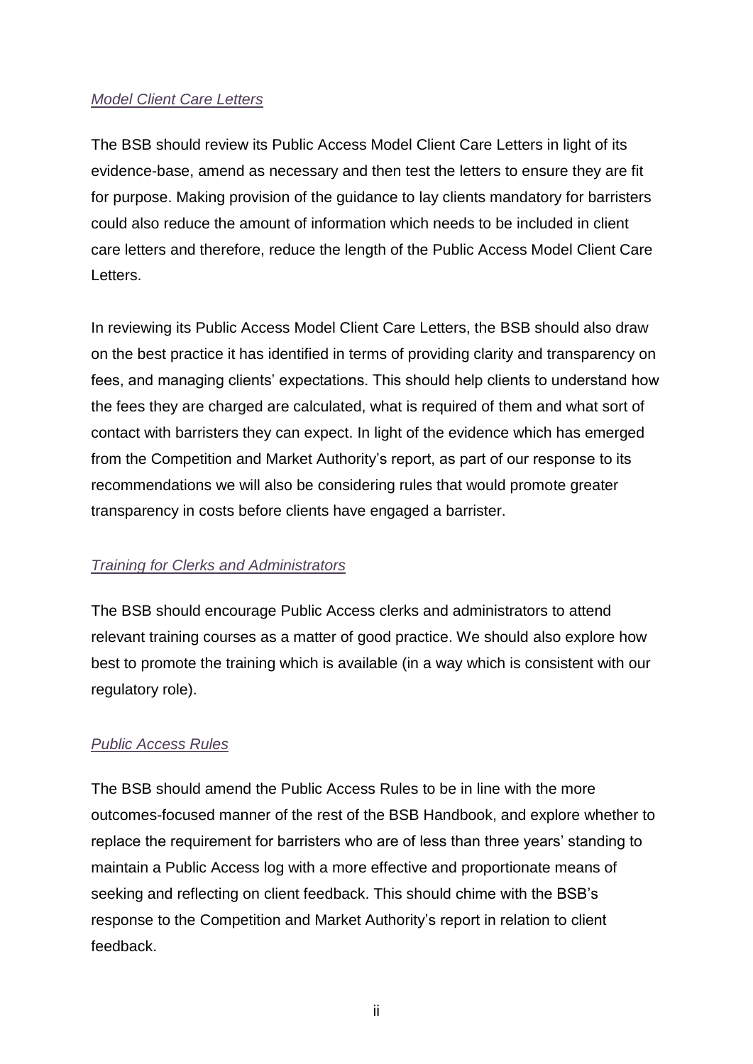*Model Client Care Letters*

The BSB should review its Public Access Model Client Care Letters in light of its evidence-base, amend as necessary and then test the letters to ensure they are fit for purpose. Making provision of the guidance to lay clients mandatory for barristers could also reduce the amount of information which needs to be included in client care letters and therefore, reduce the length of the Public Access Model Client Care Letters.

In reviewing its Public Access Model Client Care Letters, the BSB should also draw on the best practice it has identified in terms of providing clarity and transparency on fees, and managing clients' expectations. This should help clients to understand how the fees they are charged are calculated, what is required of them and what sort of contact with barristers they can expect. In light of the evidence which has emerged from the Competition and Market Authority's report, as part of our response to its recommendations we will also be considering rules that would promote greater transparency in costs before clients have engaged a barrister.

*Training for Clerks and Administrators*

The BSB should encourage Public Access clerks and administrators to attend relevant training courses as a matter of good practice. We should also explore how best to promote the training which is available (in a way which is consistent with our regulatory role).

*Public Access Rules*

The BSB should amend the Public Access Rules to be in line with the more outcomes-focused manner of the rest of the BSB Handbook, and explore whether to replace the requirement for barristers who are of less than three years' standing to maintain a Public Access log with a more effective and proportionate means of seeking and reflecting on client feedback. This should chime with the BSB's response to the Competition and Market Authority's report in relation to client feedback.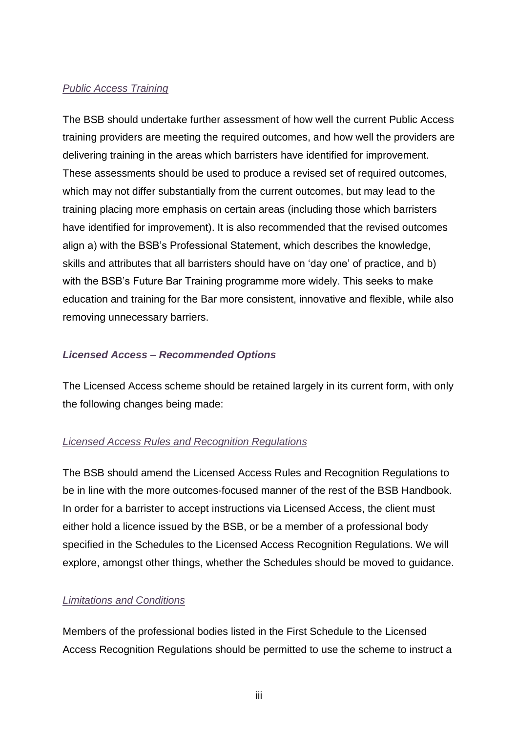*Public Access Training*

The BSB should undertake further assessment of how well the current Public Access training providers are meeting the required outcomes, and how well the providers are delivering training in the areas which barristers have identified for improvement. These assessments should be used to produce a revised set of required outcomes, which may not differ substantially from the current outcomes, but may lead to the training placing more emphasis on certain areas (including those which barristers have identified for improvement). It is also recommended that the revised outcomes align a) with the BSB's Professional Statement, which describes the knowledge, skills and attributes that all barristers should have on 'day one' of practice, and b) with the BSB's Future Bar Training programme more widely. This seeks to make education and training for the Bar more consistent, innovative and flexible, while also removing unnecessary barriers.

***Licensed Access – Recommended Options***

The Licensed Access scheme should be retained largely in its current form, with only the following changes being made:

*Licensed Access Rules and Recognition Regulations*

The BSB should amend the Licensed Access Rules and Recognition Regulations to be in line with the more outcomes-focused manner of the rest of the BSB Handbook. In order for a barrister to accept instructions via Licensed Access, the client must either hold a licence issued by the BSB, or be a member of a professional body specified in the Schedules to the Licensed Access Recognition Regulations. We will explore, amongst other things, whether the Schedules should be moved to guidance.

*Limitations and Conditions*

Members of the professional bodies listed in the First Schedule to the Licensed Access Recognition Regulations should be permitted to use the scheme to instruct a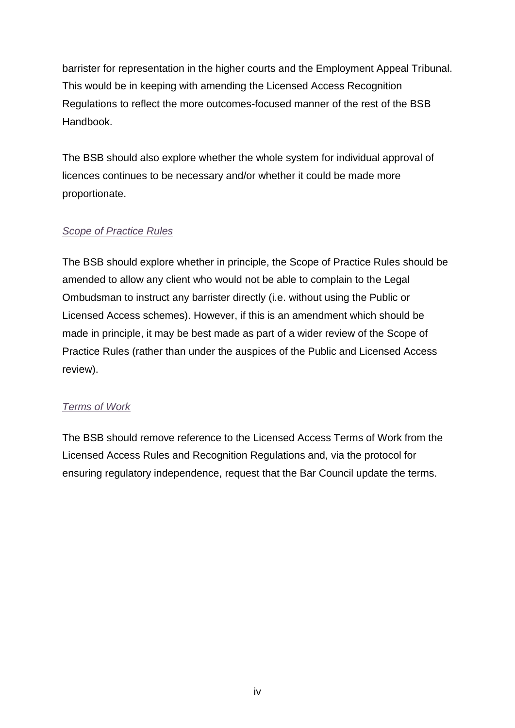barrister for representation in the higher courts and the Employment Appeal Tribunal. This would be in keeping with amending the Licensed Access Recognition Regulations to reflect the more outcomes-focused manner of the rest of the BSB Handbook.

The BSB should also explore whether the whole system for individual approval of licences continues to be necessary and/or whether it could be made more proportionate.

*Scope of Practice Rules*

The BSB should explore whether in principle, the Scope of Practice Rules should be amended to allow any client who would not be able to complain to the Legal Ombudsman to instruct any barrister directly (i.e. without using the Public or Licensed Access schemes). However, if this is an amendment which should be made in principle, it may be best made as part of a wider review of the Scope of Practice Rules (rather than under the auspices of the Public and Licensed Access review).

*Terms of Work*

The BSB should remove reference to the Licensed Access Terms of Work from the Licensed Access Rules and Recognition Regulations and, via the protocol for ensuring regulatory independence, request that the Bar Council update the terms.